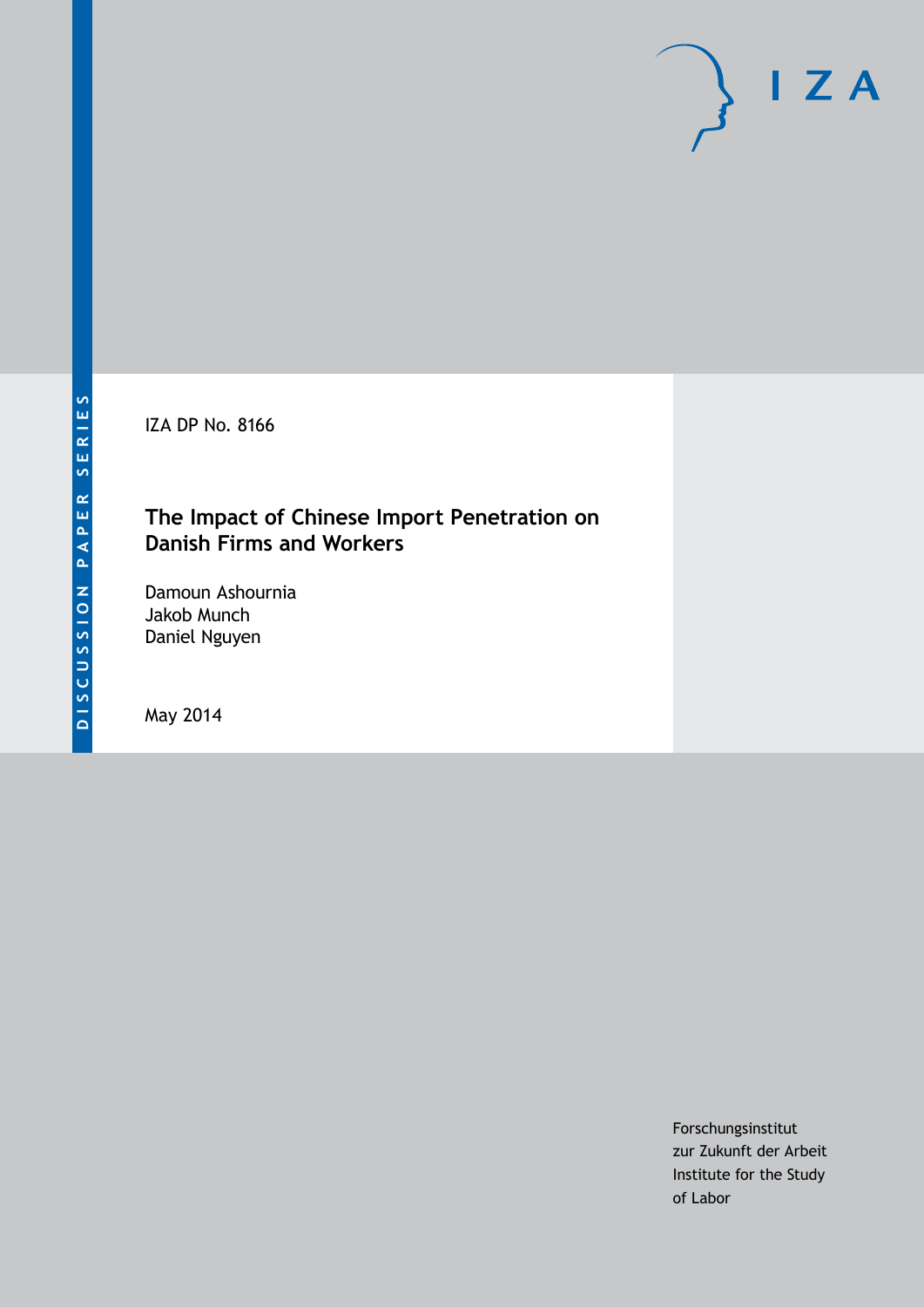DISCUSSION PAPER SERIES

IZA DP No. 8166

# The Impact of Chinese Import Penetration on Danish Firms and Workers

Damoun Ashournia
Jakob Munch
Daniel Nguyen

May 2014

Forschungsinstitut
zur Zukunft der Arbeit
Institute for the Study
of Labor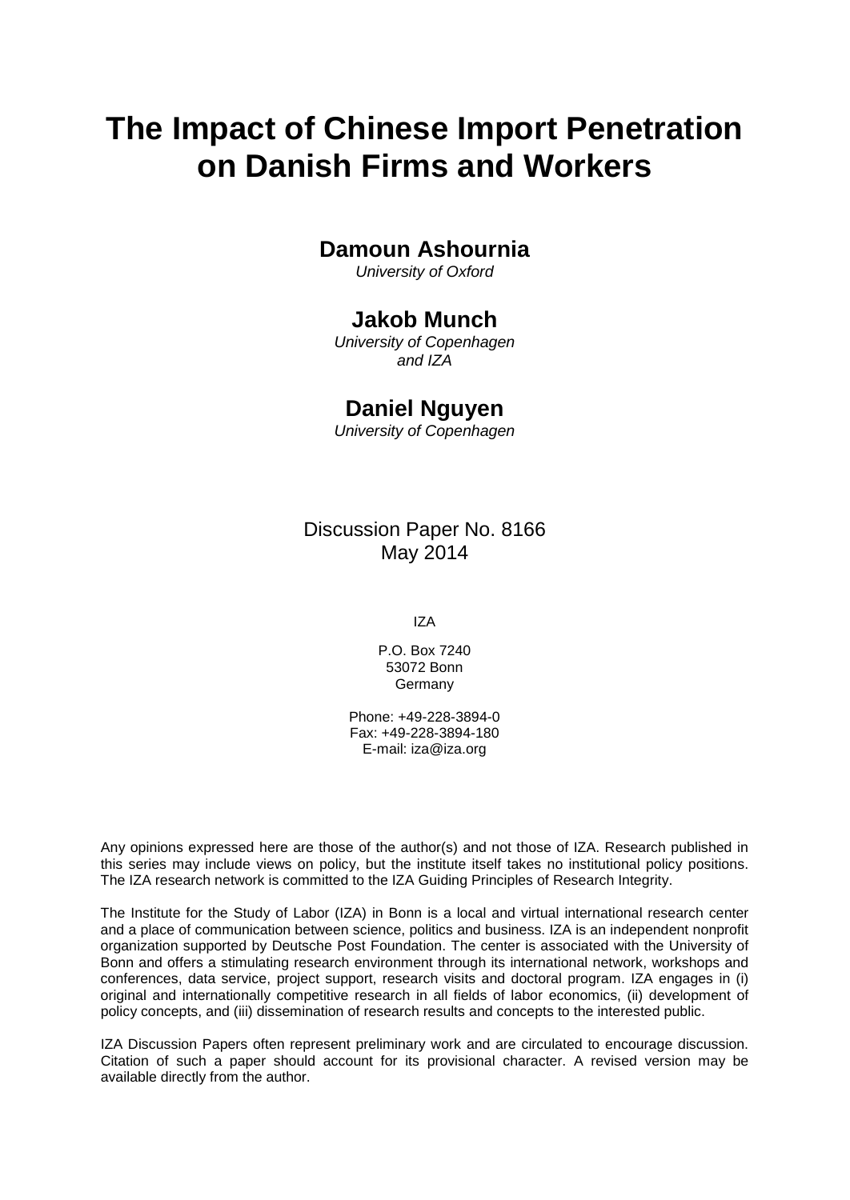# The Impact of Chinese Import Penetration on Danish Firms and Workers

**Damoun Ashournia**  
*University of Oxford*

**Jakob Munch**  
*University of Copenhagen and IZA*

**Daniel Nguyen**  
*University of Copenhagen*

Discussion Paper No. 8166  
May 2014

IZA

P.O. Box 7240  
53072 Bonn  
Germany

Phone: +49-228-3894-0  
Fax: +49-228-3894-180  
E-mail: iza@iza.org

Any opinions expressed here are those of the author(s) and not those of IZA. Research published in this series may include views on policy, but the institute itself takes no institutional policy positions. The IZA research network is committed to the IZA Guiding Principles of Research Integrity.

The Institute for the Study of Labor (IZA) in Bonn is a local and virtual international research center and a place of communication between science, politics and business. IZA is an independent nonprofit organization supported by Deutsche Post Foundation. The center is associated with the University of Bonn and offers a stimulating research environment through its international network, workshops and conferences, data service, project support, research visits and doctoral program. IZA engages in (i) original and internationally competitive research in all fields of labor economics, (ii) development of policy concepts, and (iii) dissemination of research results and concepts to the interested public.

IZA Discussion Papers often represent preliminary work and are circulated to encourage discussion. Citation of such a paper should account for its provisional character. A revised version may be available directly from the author.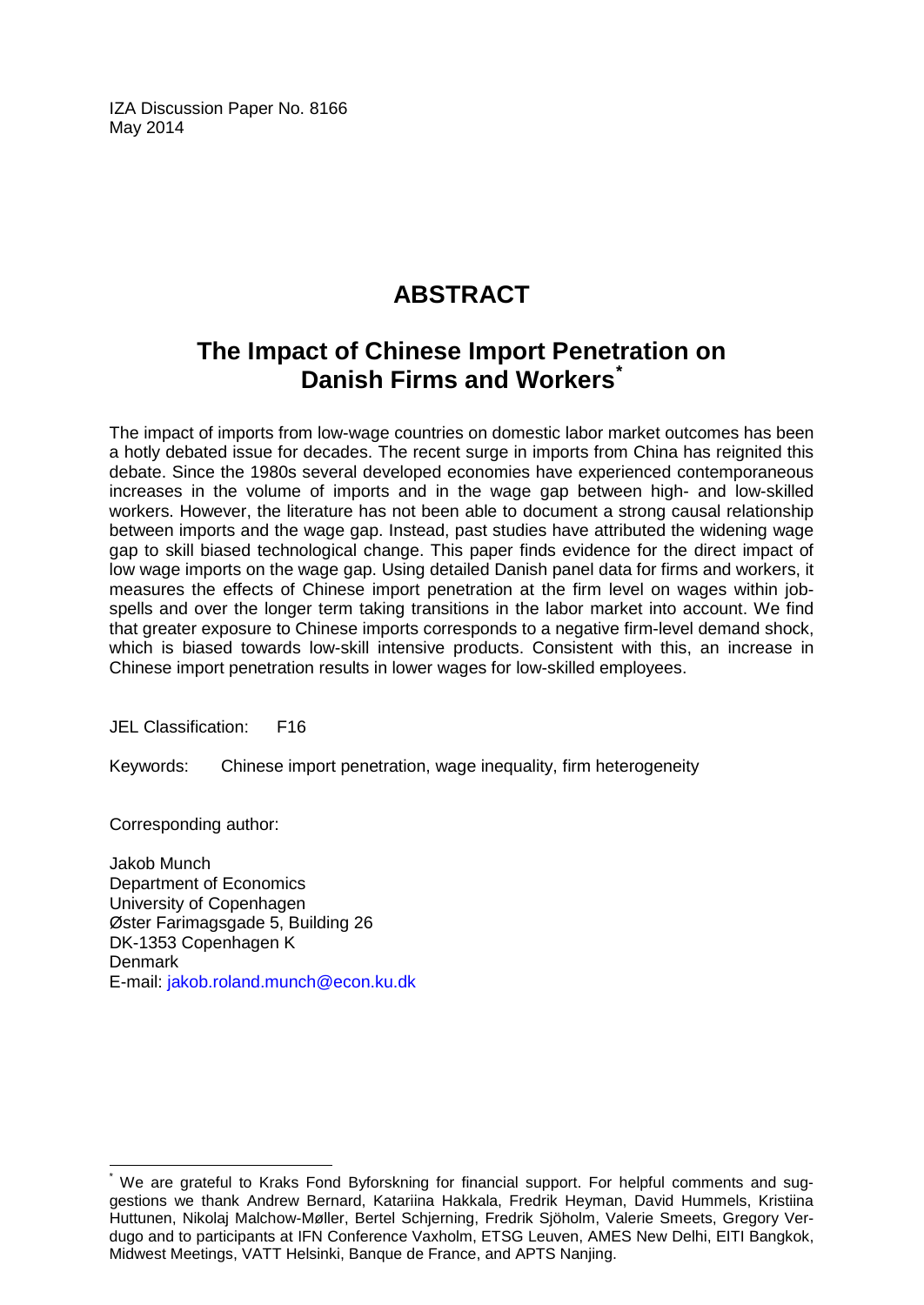IZA Discussion Paper No. 8166
May 2014

# ABSTRACT

## The Impact of Chinese Import Penetration on Danish Firms and Workers*

The impact of imports from low-wage countries on domestic labor market outcomes has been a hotly debated issue for decades. The recent surge in imports from China has reignited this debate. Since the 1980s several developed economies have experienced contemporaneous increases in the volume of imports and in the wage gap between high- and low-skilled workers. However, the literature has not been able to document a strong causal relationship between imports and the wage gap. Instead, past studies have attributed the widening wage gap to skill biased technological change. This paper finds evidence for the direct impact of low wage imports on the wage gap. Using detailed Danish panel data for firms and workers, it measures the effects of Chinese import penetration at the firm level on wages within job-spells and over the longer term taking transitions in the labor market into account. We find that greater exposure to Chinese imports corresponds to a negative firm-level demand shock, which is biased towards low-skill intensive products. Consistent with this, an increase in Chinese import penetration results in lower wages for low-skilled employees.

JEL Classification: F16

Keywords: Chinese import penetration, wage inequality, firm heterogeneity

Corresponding author:

Jakob Munch
Department of Economics
University of Copenhagen
Øster Farimagsgade 5, Building 26
DK-1353 Copenhagen K
Denmark
E-mail: jakob.roland.munch@econ.ku.dk

---

* We are grateful to Kraks Fond Byforskning for financial support. For helpful comments and suggestions we thank Andrew Bernard, Katariina Hakkala, Fredrik Heyman, David Hummels, Kristiina Huttunen, Nikolaj Malchow-Møller, Bertel Schjerning, Fredrik Sjöholm, Valerie Smeets, Gregory Verdugo and to participants at IFN Conference Vaxholm, ETSG Leuven, AMES New Delhi, EITI Bangkok, Midwest Meetings, VATT Helsinki, Banque de France, and APTS Nanjing.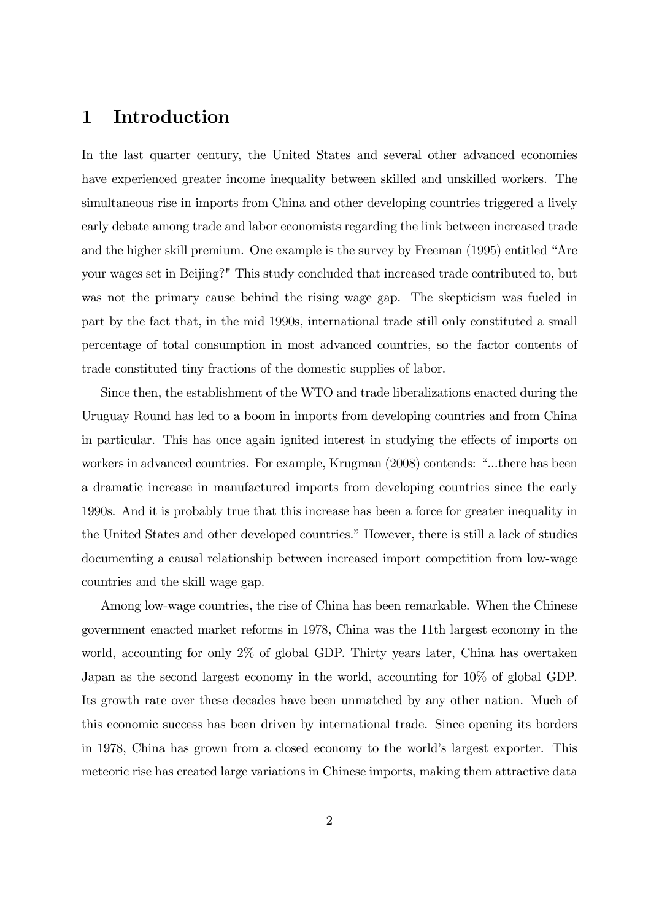# 1 Introduction

In the last quarter century, the United States and several other advanced economies have experienced greater income inequality between skilled and unskilled workers. The simultaneous rise in imports from China and other developing countries triggered a lively early debate among trade and labor economists regarding the link between increased trade and the higher skill premium. One example is the survey by Freeman (1995) entitled "Are your wages set in Beijing?" This study concluded that increased trade contributed to, but was not the primary cause behind the rising wage gap. The skepticism was fueled in part by the fact that, in the mid 1990s, international trade still only constituted a small percentage of total consumption in most advanced countries, so the factor contents of trade constituted tiny fractions of the domestic supplies of labor.

Since then, the establishment of the WTO and trade liberalizations enacted during the Uruguay Round has led to a boom in imports from developing countries and from China in particular. This has once again ignited interest in studying the effects of imports on workers in advanced countries. For example, Krugman (2008) contends: "...there has been a dramatic increase in manufactured imports from developing countries since the early 1990s. And it is probably true that this increase has been a force for greater inequality in the United States and other developed countries." However, there is still a lack of studies documenting a causal relationship between increased import competition from low-wage countries and the skill wage gap.

Among low-wage countries, the rise of China has been remarkable. When the Chinese government enacted market reforms in 1978, China was the 11th largest economy in the world, accounting for only 2% of global GDP. Thirty years later, China has overtaken Japan as the second largest economy in the world, accounting for 10% of global GDP. Its growth rate over these decades have been unmatched by any other nation. Much of this economic success has been driven by international trade. Since opening its borders in 1978, China has grown from a closed economy to the world's largest exporter. This meteoric rise has created large variations in Chinese imports, making them attractive data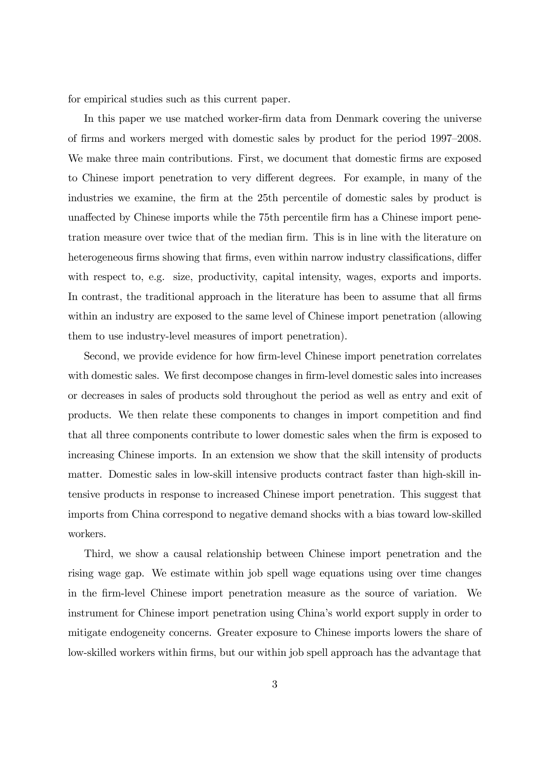for empirical studies such as this current paper.

In this paper we use matched worker-firm data from Denmark covering the universe of firms and workers merged with domestic sales by product for the period 1997–2008. We make three main contributions. First, we document that domestic firms are exposed to Chinese import penetration to very different degrees. For example, in many of the industries we examine, the firm at the 25th percentile of domestic sales by product is unaffected by Chinese imports while the 75th percentile firm has a Chinese import penetration measure over twice that of the median firm. This is in line with the literature on heterogeneous firms showing that firms, even within narrow industry classifications, differ with respect to, e.g. size, productivity, capital intensity, wages, exports and imports. In contrast, the traditional approach in the literature has been to assume that all firms within an industry are exposed to the same level of Chinese import penetration (allowing them to use industry-level measures of import penetration).

Second, we provide evidence for how firm-level Chinese import penetration correlates with domestic sales. We first decompose changes in firm-level domestic sales into increases or decreases in sales of products sold throughout the period as well as entry and exit of products. We then relate these components to changes in import competition and find that all three components contribute to lower domestic sales when the firm is exposed to increasing Chinese imports. In an extension we show that the skill intensity of products matter. Domestic sales in low-skill intensive products contract faster than high-skill intensive products in response to increased Chinese import penetration. This suggest that imports from China correspond to negative demand shocks with a bias toward low-skilled workers.

Third, we show a causal relationship between Chinese import penetration and the rising wage gap. We estimate within job spell wage equations using over time changes in the firm-level Chinese import penetration measure as the source of variation. We instrument for Chinese import penetration using China's world export supply in order to mitigate endogeneity concerns. Greater exposure to Chinese imports lowers the share of low-skilled workers within firms, but our within job spell approach has the advantage that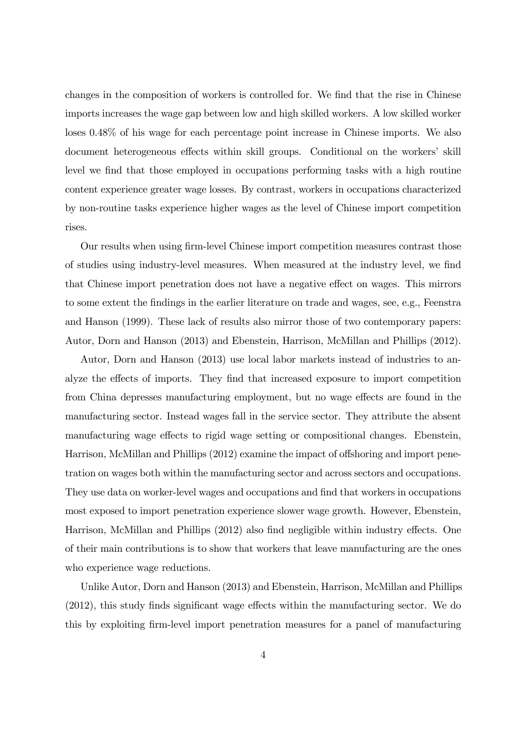changes in the composition of workers is controlled for. We find that the rise in Chinese imports increases the wage gap between low and high skilled workers. A low skilled worker loses 0.48% of his wage for each percentage point increase in Chinese imports. We also document heterogeneous effects within skill groups. Conditional on the workers' skill level we find that those employed in occupations performing tasks with a high routine content experience greater wage losses. By contrast, workers in occupations characterized by non-routine tasks experience higher wages as the level of Chinese import competition rises.

Our results when using firm-level Chinese import competition measures contrast those of studies using industry-level measures. When measured at the industry level, we find that Chinese import penetration does not have a negative effect on wages. This mirrors to some extent the findings in the earlier literature on trade and wages, see, e.g., Feenstra and Hanson (1999). These lack of results also mirror those of two contemporary papers: Autor, Dorn and Hanson (2013) and Ebenstein, Harrison, McMillan and Phillips (2012).

Autor, Dorn and Hanson (2013) use local labor markets instead of industries to analyze the effects of imports. They find that increased exposure to import competition from China depresses manufacturing employment, but no wage effects are found in the manufacturing sector. Instead wages fall in the service sector. They attribute the absent manufacturing wage effects to rigid wage setting or compositional changes. Ebenstein, Harrison, McMillan and Phillips (2012) examine the impact of offshoring and import penetration on wages both within the manufacturing sector and across sectors and occupations. They use data on worker-level wages and occupations and find that workers in occupations most exposed to import penetration experience slower wage growth. However, Ebenstein, Harrison, McMillan and Phillips (2012) also find negligible within industry effects. One of their main contributions is to show that workers that leave manufacturing are the ones who experience wage reductions.

Unlike Autor, Dorn and Hanson (2013) and Ebenstein, Harrison, McMillan and Phillips (2012), this study finds significant wage effects within the manufacturing sector. We do this by exploiting firm-level import penetration measures for a panel of manufacturing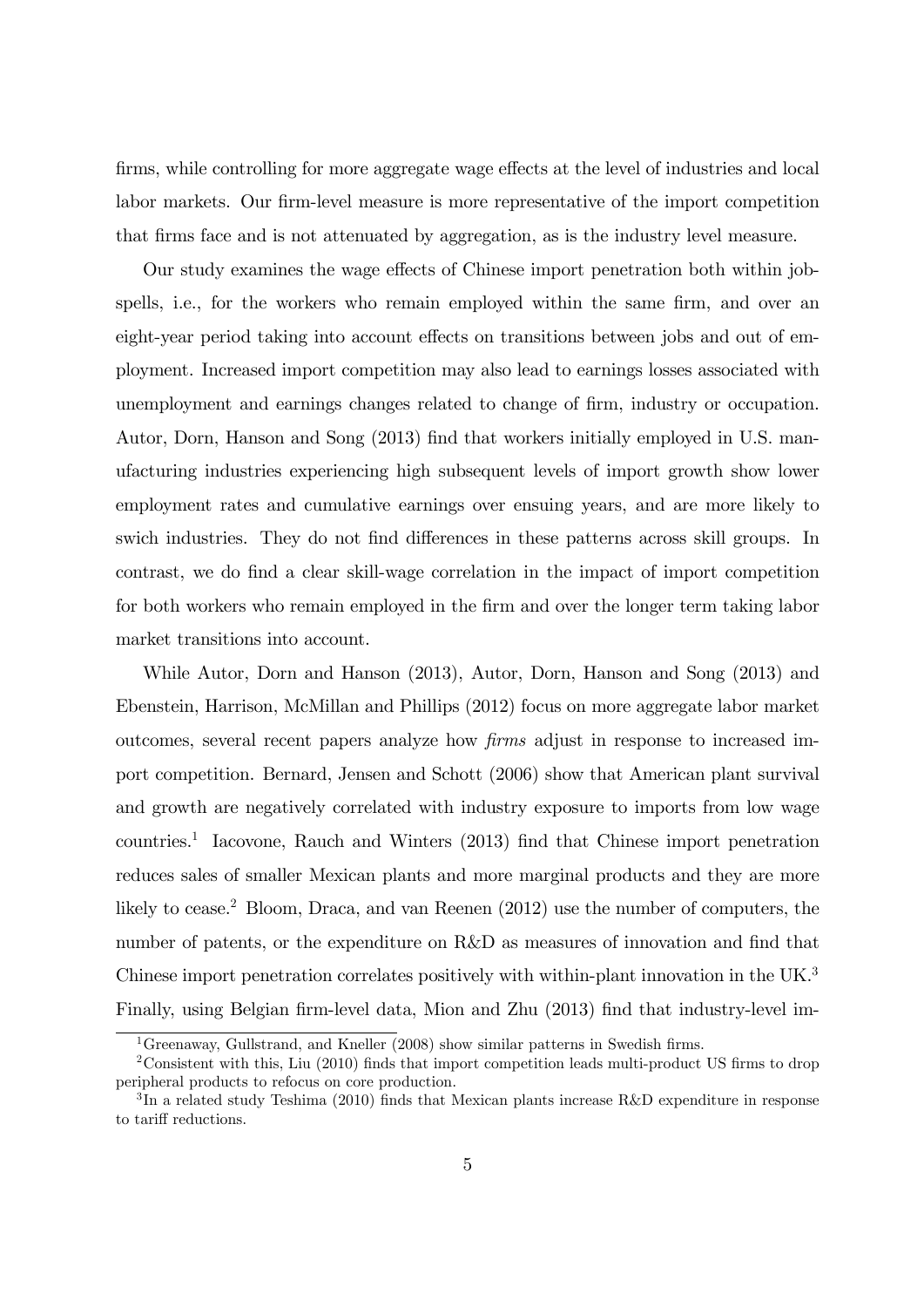firms, while controlling for more aggregate wage effects at the level of industries and local labor markets. Our firm-level measure is more representative of the import competition that firms face and is not attenuated by aggregation, as is the industry level measure.

Our study examines the wage effects of Chinese import penetration both within job-spells, i.e., for the workers who remain employed within the same firm, and over an eight-year period taking into account effects on transitions between jobs and out of employment. Increased import competition may also lead to earnings losses associated with unemployment and earnings changes related to change of firm, industry or occupation. Autor, Dorn, Hanson and Song (2013) find that workers initially employed in U.S. manufacturing industries experiencing high subsequent levels of import growth show lower employment rates and cumulative earnings over ensuing years, and are more likely to swich industries. They do not find differences in these patterns across skill groups. In contrast, we do find a clear skill-wage correlation in the impact of import competition for both workers who remain employed in the firm and over the longer term taking labor market transitions into account.

While Autor, Dorn and Hanson (2013), Autor, Dorn, Hanson and Song (2013) and Ebenstein, Harrison, McMillan and Phillips (2012) focus on more aggregate labor market outcomes, several recent papers analyze how *firms* adjust in response to increased import competition. Bernard, Jensen and Schott (2006) show that American plant survival and growth are negatively correlated with industry exposure to imports from low wage countries.[1] Iacovone, Rauch and Winters (2013) find that Chinese import penetration reduces sales of smaller Mexican plants and more marginal products and they are more likely to cease.[2] Bloom, Draca, and van Reenen (2012) use the number of computers, the number of patents, or the expenditure on R&D as measures of innovation and find that Chinese import penetration correlates positively with within-plant innovation in the UK.[3] Finally, using Belgian firm-level data, Mion and Zhu (2013) find that industry-level im-

[1] Greenaway, Gullstrand, and Kneller (2008) show similar patterns in Swedish firms.

[2] Consistent with this, Liu (2010) finds that import competition leads multi-product US firms to drop peripheral products to refocus on core production.

[3] In a related study Teshima (2010) finds that Mexican plants increase R&D expenditure in response to tariff reductions.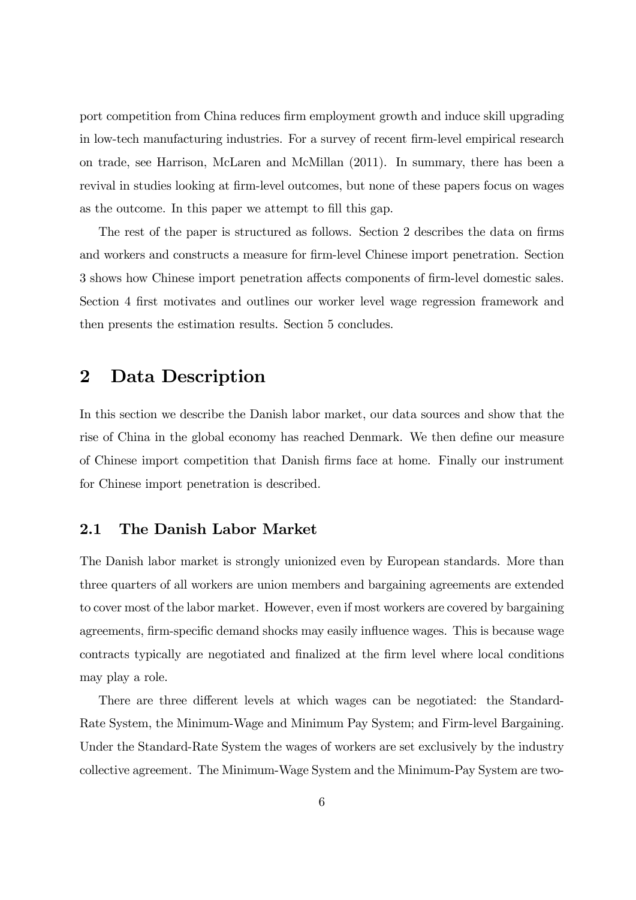port competition from China reduces firm employment growth and induce skill upgrading in low-tech manufacturing industries. For a survey of recent firm-level empirical research on trade, see Harrison, McLaren and McMillan (2011). In summary, there has been a revival in studies looking at firm-level outcomes, but none of these papers focus on wages as the outcome. In this paper we attempt to fill this gap.

The rest of the paper is structured as follows. Section 2 describes the data on firms and workers and constructs a measure for firm-level Chinese import penetration. Section 3 shows how Chinese import penetration affects components of firm-level domestic sales. Section 4 first motivates and outlines our worker level wage regression framework and then presents the estimation results. Section 5 concludes.

## 2 Data Description

In this section we describe the Danish labor market, our data sources and show that the rise of China in the global economy has reached Denmark. We then define our measure of Chinese import competition that Danish firms face at home. Finally our instrument for Chinese import penetration is described.

### 2.1 The Danish Labor Market

The Danish labor market is strongly unionized even by European standards. More than three quarters of all workers are union members and bargaining agreements are extended to cover most of the labor market. However, even if most workers are covered by bargaining agreements, firm-specific demand shocks may easily influence wages. This is because wage contracts typically are negotiated and finalized at the firm level where local conditions may play a role.

There are three different levels at which wages can be negotiated: the Standard-Rate System, the Minimum-Wage and Minimum Pay System; and Firm-level Bargaining. Under the Standard-Rate System the wages of workers are set exclusively by the industry collective agreement. The Minimum-Wage System and the Minimum-Pay System are two-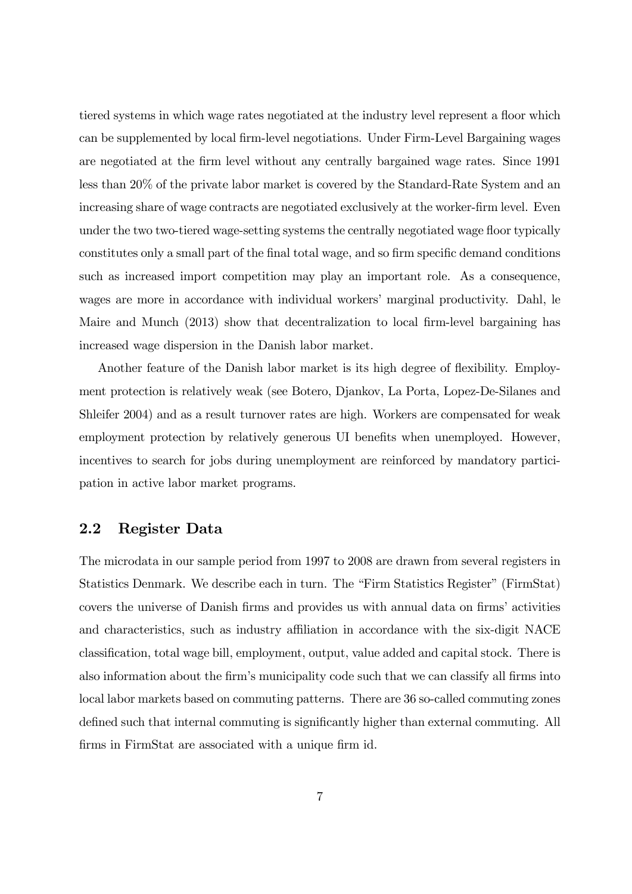tiered systems in which wage rates negotiated at the industry level represent a floor which can be supplemented by local firm-level negotiations. Under Firm-Level Bargaining wages are negotiated at the firm level without any centrally bargained wage rates. Since 1991 less than 20% of the private labor market is covered by the Standard-Rate System and an increasing share of wage contracts are negotiated exclusively at the worker-firm level. Even under the two two-tiered wage-setting systems the centrally negotiated wage floor typically constitutes only a small part of the final total wage, and so firm specific demand conditions such as increased import competition may play an important role. As a consequence, wages are more in accordance with individual workers' marginal productivity. Dahl, le Maire and Munch (2013) show that decentralization to local firm-level bargaining has increased wage dispersion in the Danish labor market.

Another feature of the Danish labor market is its high degree of flexibility. Employment protection is relatively weak (see Botero, Djankov, La Porta, Lopez-De-Silanes and Shleifer 2004) and as a result turnover rates are high. Workers are compensated for weak employment protection by relatively generous UI benefits when unemployed. However, incentives to search for jobs during unemployment are reinforced by mandatory participation in active labor market programs.

## 2.2 Register Data

The microdata in our sample period from 1997 to 2008 are drawn from several registers in Statistics Denmark. We describe each in turn. The "Firm Statistics Register" (FirmStat) covers the universe of Danish firms and provides us with annual data on firms' activities and characteristics, such as industry affiliation in accordance with the six-digit NACE classification, total wage bill, employment, output, value added and capital stock. There is also information about the firm's municipality code such that we can classify all firms into local labor markets based on commuting patterns. There are 36 so-called commuting zones defined such that internal commuting is significantly higher than external commuting. All firms in FirmStat are associated with a unique firm id.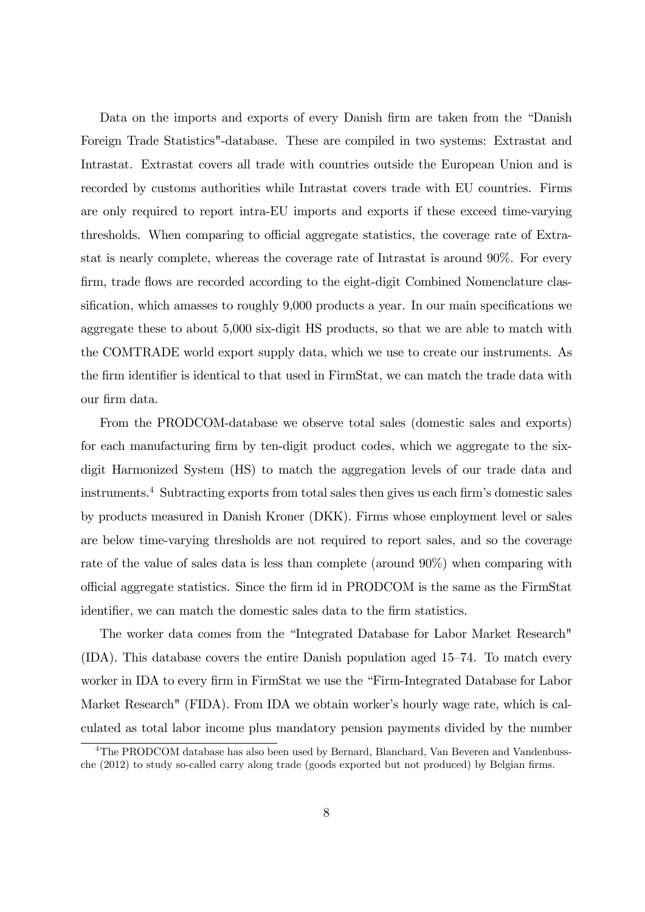Data on the imports and exports of every Danish firm are taken from the "Danish Foreign Trade Statistics"-database. These are compiled in two systems: Extrastat and Intrastat. Extrastat covers all trade with countries outside the European Union and is recorded by customs authorities while Intrastat covers trade with EU countries. Firms are only required to report intra-EU imports and exports if these exceed time-varying thresholds. When comparing to official aggregate statistics, the coverage rate of Extrastat is nearly complete, whereas the coverage rate of Intrastat is around 90%. For every firm, trade flows are recorded according to the eight-digit Combined Nomenclature classification, which amasses to roughly 9,000 products a year. In our main specifications we aggregate these to about 5,000 six-digit HS products, so that we are able to match with the COMTRADE world export supply data, which we use to create our instruments. As the firm identifier is identical to that used in FirmStat, we can match the trade data with our firm data.

From the PRODCOM-database we observe total sales (domestic sales and exports) for each manufacturing firm by ten-digit product codes, which we aggregate to the six-digit Harmonized System (HS) to match the aggregation levels of our trade data and instruments.[4] Subtracting exports from total sales then gives us each firm's domestic sales by products measured in Danish Kroner (DKK). Firms whose employment level or sales are below time-varying thresholds are not required to report sales, and so the coverage rate of the value of sales data is less than complete (around 90%) when comparing with official aggregate statistics. Since the firm id in PRODCOM is the same as the FirmStat identifier, we can match the domestic sales data to the firm statistics.

The worker data comes from the "Integrated Database for Labor Market Research" (IDA). This database covers the entire Danish population aged 15–74. To match every worker in IDA to every firm in FirmStat we use the "Firm-Integrated Database for Labor Market Research" (FIDA). From IDA we obtain worker's hourly wage rate, which is calculated as total labor income plus mandatory pension payments divided by the number

[4] The PRODCOM database has also been used by Bernard, Blanchard, Van Beveren and Vandenbussche (2012) to study so-called carry along trade (goods exported but not produced) by Belgian firms.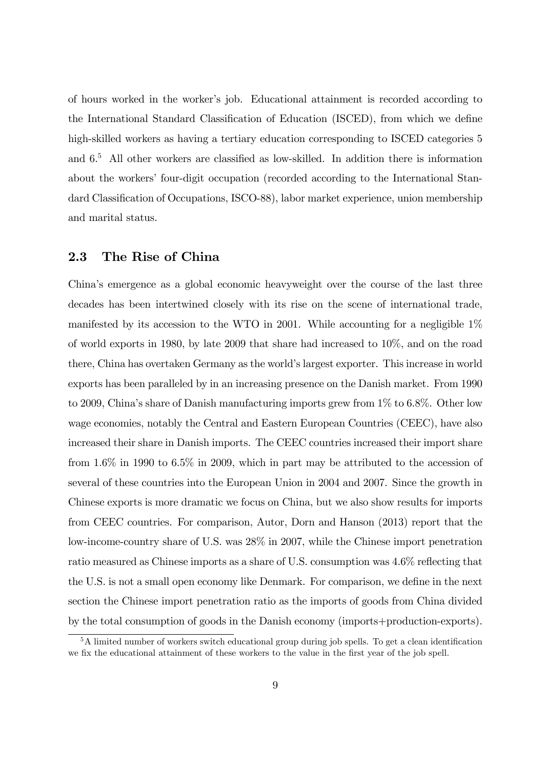of hours worked in the worker's job. Educational attainment is recorded according to the International Standard Classification of Education (ISCED), from which we define high-skilled workers as having a tertiary education corresponding to ISCED categories 5 and 6.[5] All other workers are classified as low-skilled. In addition there is information about the workers' four-digit occupation (recorded according to the International Standard Classification of Occupations, ISCO-88), labor market experience, union membership and marital status.

## 2.3 The Rise of China

China's emergence as a global economic heavyweight over the course of the last three decades has been intertwined closely with its rise on the scene of international trade, manifested by its accession to the WTO in 2001. While accounting for a negligible 1% of world exports in 1980, by late 2009 that share had increased to 10%, and on the road there, China has overtaken Germany as the world's largest exporter. This increase in world exports has been paralleled by in an increasing presence on the Danish market. From 1990 to 2009, China's share of Danish manufacturing imports grew from 1% to 6.8%. Other low wage economies, notably the Central and Eastern European Countries (CEEC), have also increased their share in Danish imports. The CEEC countries increased their import share from 1.6% in 1990 to 6.5% in 2009, which in part may be attributed to the accession of several of these countries into the European Union in 2004 and 2007. Since the growth in Chinese exports is more dramatic we focus on China, but we also show results for imports from CEEC countries. For comparison, Autor, Dorn and Hanson (2013) report that the low-income-country share of U.S. was 28% in 2007, while the Chinese import penetration ratio measured as Chinese imports as a share of U.S. consumption was 4.6% reflecting that the U.S. is not a small open economy like Denmark. For comparison, we define in the next section the Chinese import penetration ratio as the imports of goods from China divided by the total consumption of goods in the Danish economy (imports+production-exports).

[5] A limited number of workers switch educational group during job spells. To get a clean identification we fix the educational attainment of these workers to the value in the first year of the job spell.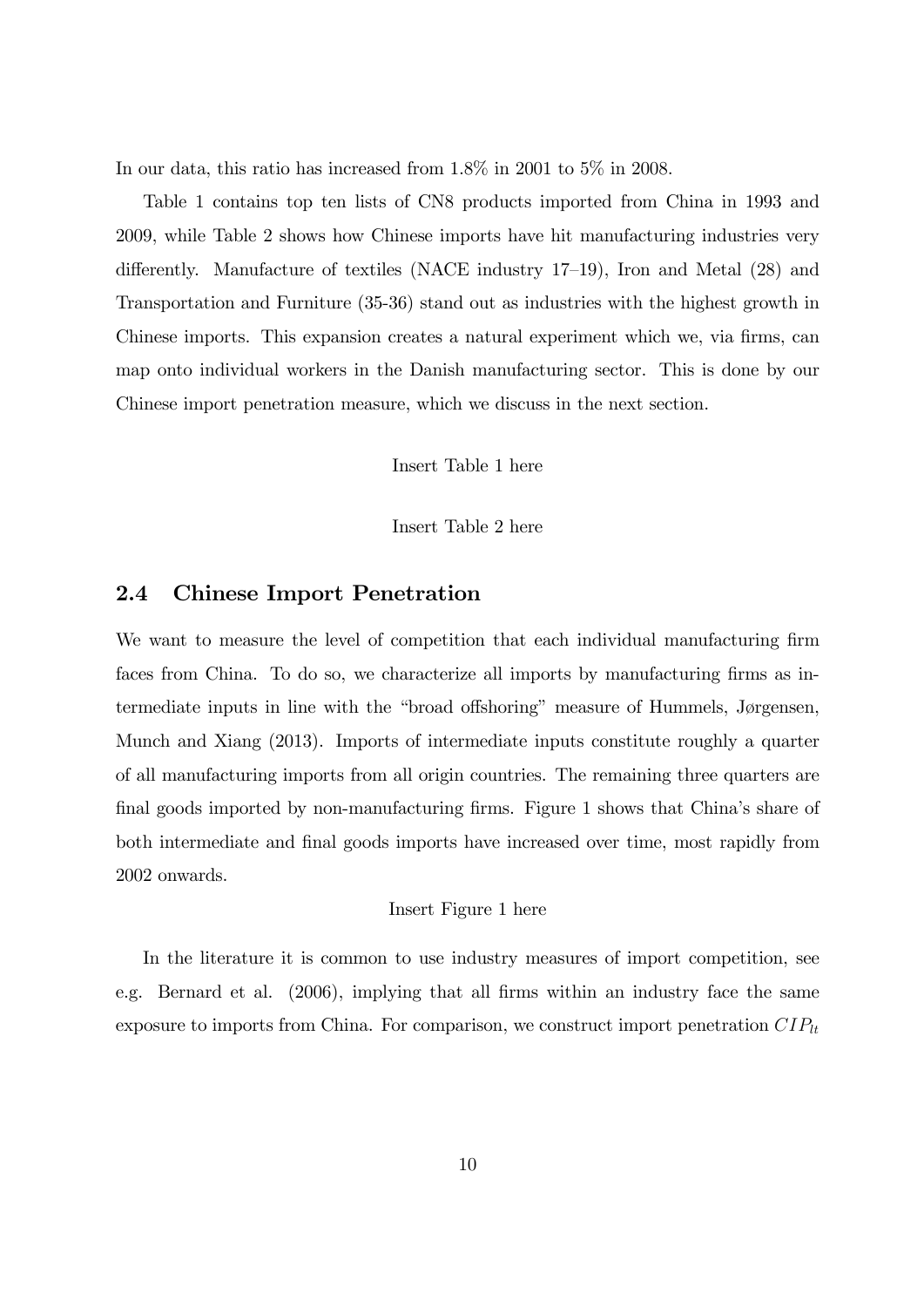In our data, this ratio has increased from 1.8% in 2001 to 5% in 2008.

Table 1 contains top ten lists of CN8 products imported from China in 1993 and 2009, while Table 2 shows how Chinese imports have hit manufacturing industries very differently. Manufacture of textiles (NACE industry 17–19), Iron and Metal (28) and Transportation and Furniture (35-36) stand out as industries with the highest growth in Chinese imports. This expansion creates a natural experiment which we, via firms, can map onto individual workers in the Danish manufacturing sector. This is done by our Chinese import penetration measure, which we discuss in the next section.

Insert Table 1 here

Insert Table 2 here

## 2.4 Chinese Import Penetration

We want to measure the level of competition that each individual manufacturing firm faces from China. To do so, we characterize all imports by manufacturing firms as intermediate inputs in line with the "broad offshoring" measure of Hummels, Jørgensen, Munch and Xiang (2013). Imports of intermediate inputs constitute roughly a quarter of all manufacturing imports from all origin countries. The remaining three quarters are final goods imported by non-manufacturing firms. Figure 1 shows that China's share of both intermediate and final goods imports have increased over time, most rapidly from 2002 onwards.

Insert Figure 1 here

In the literature it is common to use industry measures of import competition, see e.g. Bernard et al. (2006), implying that all firms within an industry face the same exposure to imports from China. For comparison, we construct import penetration $CIP_{lt}$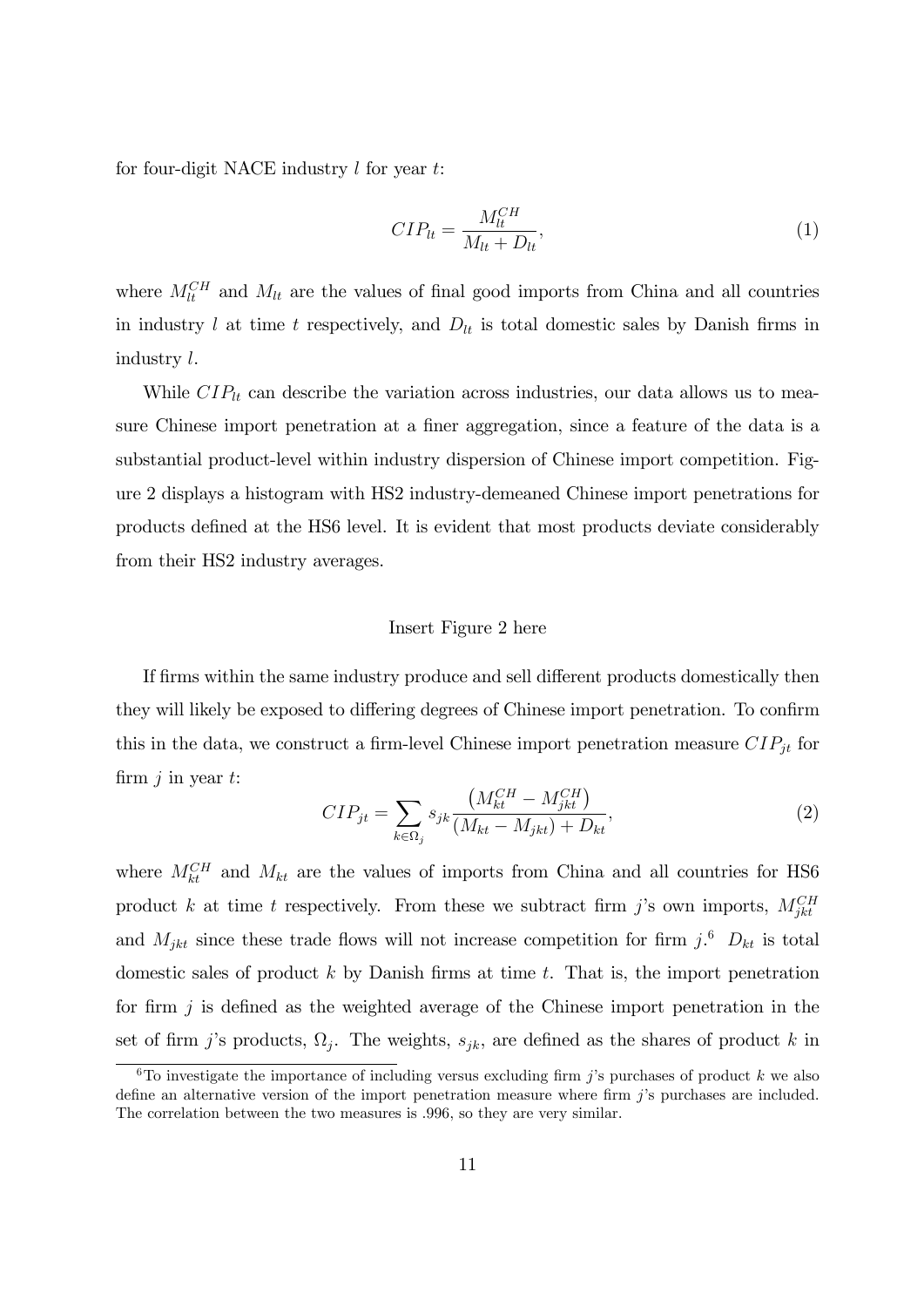for four-digit NACE industry $l$ for year $t$:

$$CIP_{lt} = \frac{M_{lt}^{CH}}{M_{lt} + D_{lt}}, \tag{1}$$

where $M_{lt}^{CH}$ and $M_{lt}$ are the values of final good imports from China and all countries in industry $l$ at time $t$ respectively, and $D_{lt}$ is total domestic sales by Danish firms in industry $l$.

While $CIP_{lt}$ can describe the variation across industries, our data allows us to measure Chinese import penetration at a finer aggregation, since a feature of the data is a substantial product-level within industry dispersion of Chinese import competition. Figure 2 displays a histogram with HS2 industry-demeaned Chinese import penetrations for products defined at the HS6 level. It is evident that most products deviate considerably from their HS2 industry averages.

Insert Figure 2 here

If firms within the same industry produce and sell different products domestically then they will likely be exposed to differing degrees of Chinese import penetration. To confirm this in the data, we construct a firm-level Chinese import penetration measure $CIP_{jt}$ for firm $j$ in year $t$:

$$CIP_{jt} = \sum_{k \in \Omega_j} s_{jk} \frac{\left(M_{kt}^{CH} - M_{jkt}^{CH}\right)}{(M_{kt} - M_{jkt}) + D_{kt}}, \tag{2}$$

where $M_{kt}^{CH}$ and $M_{kt}$ are the values of imports from China and all countries for HS6 product $k$ at time $t$ respectively. From these we subtract firm $j$'s own imports, $M_{jkt}^{CH}$ and $M_{jkt}$ since these trade flows will not increase competition for firm $j$.[6] $D_{kt}$ is total domestic sales of product $k$ by Danish firms at time $t$. That is, the import penetration for firm $j$ is defined as the weighted average of the Chinese import penetration in the set of firm $j$'s products, $\Omega_j$. The weights, $s_{jk}$, are defined as the shares of product $k$ in

[6] To investigate the importance of including versus excluding firm $j$'s purchases of product $k$ we also define an alternative version of the import penetration measure where firm $j$'s purchases are included. The correlation between the two measures is .996, so they are very similar.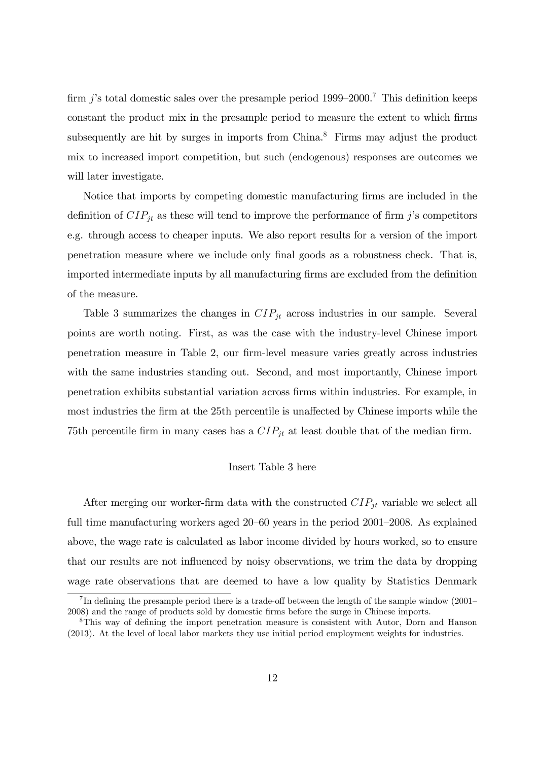firm $j$'s total domestic sales over the presample period 1999–2000.[7] This definition keeps constant the product mix in the presample period to measure the extent to which firms subsequently are hit by surges in imports from China.[8] Firms may adjust the product mix to increased import competition, but such (endogenous) responses are outcomes we will later investigate.

Notice that imports by competing domestic manufacturing firms are included in the definition of $CIP_{jt}$ as these will tend to improve the performance of firm $j$'s competitors e.g. through access to cheaper inputs. We also report results for a version of the import penetration measure where we include only final goods as a robustness check. That is, imported intermediate inputs by all manufacturing firms are excluded from the definition of the measure.

Table 3 summarizes the changes in $CIP_{jt}$ across industries in our sample. Several points are worth noting. First, as was the case with the industry-level Chinese import penetration measure in Table 2, our firm-level measure varies greatly across industries with the same industries standing out. Second, and most importantly, Chinese import penetration exhibits substantial variation across firms within industries. For example, in most industries the firm at the 25th percentile is unaffected by Chinese imports while the 75th percentile firm in many cases has a $CIP_{jt}$ at least double that of the median firm.

Insert Table 3 here

After merging our worker-firm data with the constructed $CIP_{jt}$ variable we select all full time manufacturing workers aged 20–60 years in the period 2001–2008. As explained above, the wage rate is calculated as labor income divided by hours worked, so to ensure that our results are not influenced by noisy observations, we trim the data by dropping wage rate observations that are deemed to have a low quality by Statistics Denmark

[7] In defining the presample period there is a trade-off between the length of the sample window (2001–2008) and the range of products sold by domestic firms before the surge in Chinese imports.

[8] This way of defining the import penetration measure is consistent with Autor, Dorn and Hanson (2013). At the level of local labor markets they use initial period employment weights for industries.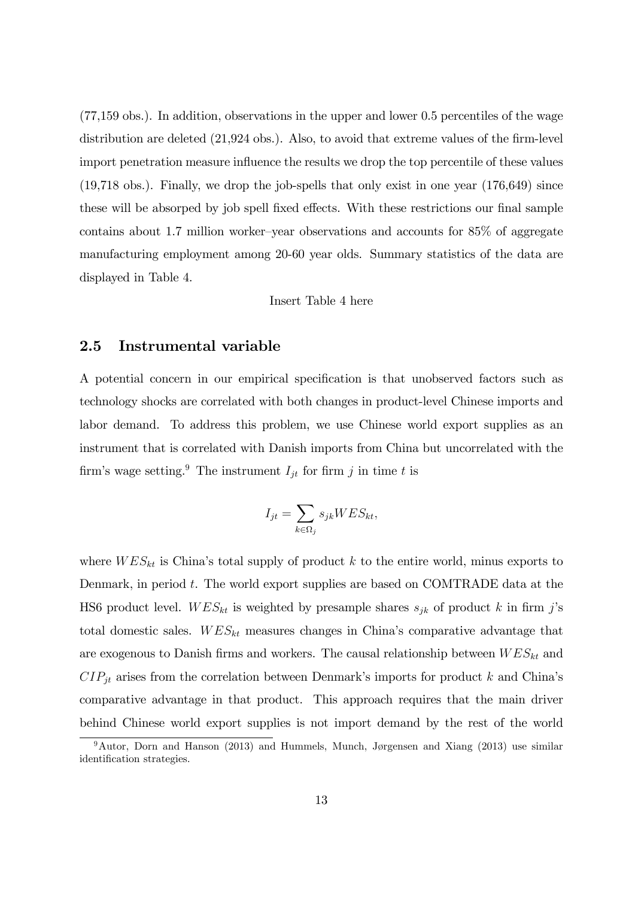(77,159 obs.). In addition, observations in the upper and lower 0.5 percentiles of the wage distribution are deleted (21,924 obs.). Also, to avoid that extreme values of the firm-level import penetration measure influence the results we drop the top percentile of these values (19,718 obs.). Finally, we drop the job-spells that only exist in one year (176,649) since these will be absorbed by job spell fixed effects. With these restrictions our final sample contains about 1.7 million worker–year observations and accounts for 85% of aggregate manufacturing employment among 20-60 year olds. Summary statistics of the data are displayed in Table 4.

Insert Table 4 here

## 2.5 Instrumental variable

A potential concern in our empirical specification is that unobserved factors such as technology shocks are correlated with both changes in product-level Chinese imports and labor demand. To address this problem, we use Chinese world export supplies as an instrument that is correlated with Danish imports from China but uncorrelated with the firm's wage setting.[9] The instrument $I_{jt}$ for firm $j$ in time $t$ is

$$I_{jt} = \sum_{k \in \Omega_j} s_{jk} WES_{kt},$$

where $WES_{kt}$ is China's total supply of product $k$ to the entire world, minus exports to Denmark, in period $t$. The world export supplies are based on COMTRADE data at the HS6 product level. $WES_{kt}$ is weighted by presample shares $s_{jk}$ of product $k$ in firm $j$'s total domestic sales. $WES_{kt}$ measures changes in China's comparative advantage that are exogenous to Danish firms and workers. The causal relationship between $WES_{kt}$ and $CIP_{jt}$ arises from the correlation between Denmark's imports for product $k$ and China's comparative advantage in that product. This approach requires that the main driver behind Chinese world export supplies is not import demand by the rest of the world

[9] Autor, Dorn and Hanson (2013) and Hummels, Munch, Jørgensen and Xiang (2013) use similar identification strategies.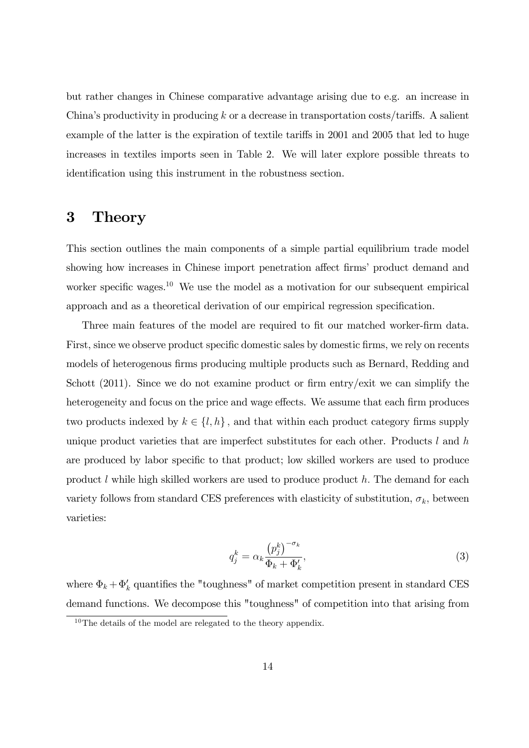but rather changes in Chinese comparative advantage arising due to e.g. an increase in China's productivity in producing $k$ or a decrease in transportation costs/tariffs. A salient example of the latter is the expiration of textile tariffs in 2001 and 2005 that led to huge increases in textiles imports seen in Table 2. We will later explore possible threats to identification using this instrument in the robustness section.

# 3 Theory

This section outlines the main components of a simple partial equilibrium trade model showing how increases in Chinese import penetration affect firms' product demand and worker specific wages.[10] We use the model as a motivation for our subsequent empirical approach and as a theoretical derivation of our empirical regression specification.

Three main features of the model are required to fit our matched worker-firm data. First, since we observe product specific domestic sales by domestic firms, we rely on recents models of heterogenous firms producing multiple products such as Bernard, Redding and Schott (2011). Since we do not examine product or firm entry/exit we can simplify the heterogeneity and focus on the price and wage effects. We assume that each firm produces two products indexed by $k \in \{l, h\}$, and that within each product category firms supply unique product varieties that are imperfect substitutes for each other. Products $l$ and $h$ are produced by labor specific to that product; low skilled workers are used to produce product $l$ while high skilled workers are used to produce product $h$. The demand for each variety follows from standard CES preferences with elasticity of substitution, $\sigma_k$, between varieties:

$$q_j^k = \alpha_k \frac{\left(p_j^k\right)^{-\sigma_k}}{\Phi_k + \Phi_k'}, \tag{3}$$

where $\Phi_k + \Phi_k'$ quantifies the "toughness" of market competition present in standard CES demand functions. We decompose this "toughness" of competition into that arising from

[10] The details of the model are relegated to the theory appendix.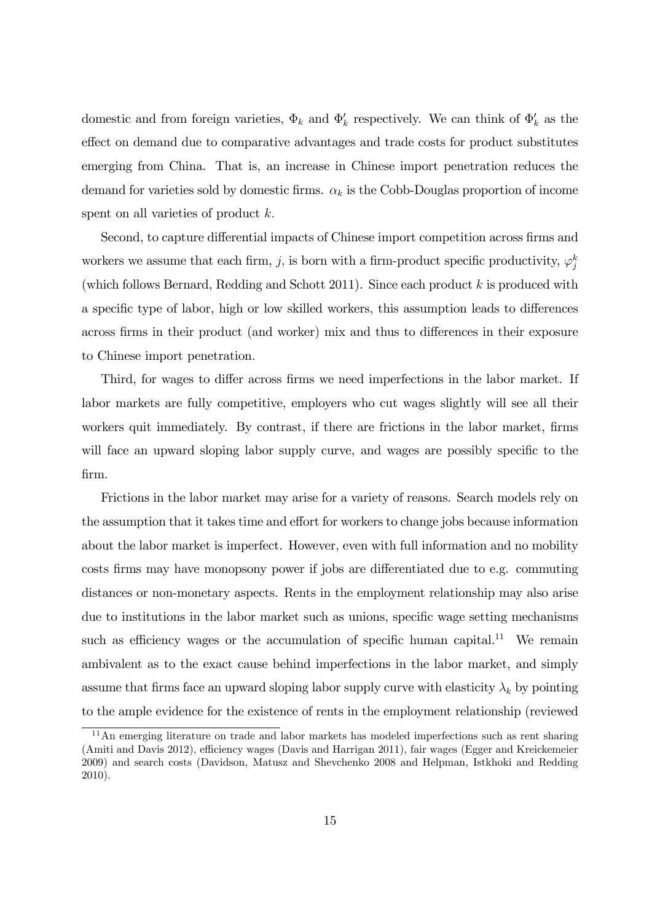domestic and from foreign varieties, $\Phi_k$ and $\Phi'_k$ respectively. We can think of $\Phi'_k$ as the effect on demand due to comparative advantages and trade costs for product substitutes emerging from China. That is, an increase in Chinese import penetration reduces the demand for varieties sold by domestic firms. $\alpha_k$ is the Cobb-Douglas proportion of income spent on all varieties of product $k$.

Second, to capture differential impacts of Chinese import competition across firms and workers we assume that each firm, $j$, is born with a firm-product specific productivity, $\varphi_j^k$ (which follows Bernard, Redding and Schott 2011). Since each product $k$ is produced with a specific type of labor, high or low skilled workers, this assumption leads to differences across firms in their product (and worker) mix and thus to differences in their exposure to Chinese import penetration.

Third, for wages to differ across firms we need imperfections in the labor market. If labor markets are fully competitive, employers who cut wages slightly will see all their workers quit immediately. By contrast, if there are frictions in the labor market, firms will face an upward sloping labor supply curve, and wages are possibly specific to the firm.

Frictions in the labor market may arise for a variety of reasons. Search models rely on the assumption that it takes time and effort for workers to change jobs because information about the labor market is imperfect. However, even with full information and no mobility costs firms may have monopsony power if jobs are differentiated due to e.g. commuting distances or non-monetary aspects. Rents in the employment relationship may also arise due to institutions in the labor market such as unions, specific wage setting mechanisms such as efficiency wages or the accumulation of specific human capital.[11] We remain ambivalent as to the exact cause behind imperfections in the labor market, and simply assume that firms face an upward sloping labor supply curve with elasticity $\lambda_k$ by pointing to the ample evidence for the existence of rents in the employment relationship (reviewed

[11] An emerging literature on trade and labor markets has modeled imperfections such as rent sharing (Amiti and Davis 2012), efficiency wages (Davis and Harrigan 2011), fair wages (Egger and Kreickemeier 2009) and search costs (Davidson, Matusz and Shevchenko 2008 and Helpman, Istkhoki and Redding 2010).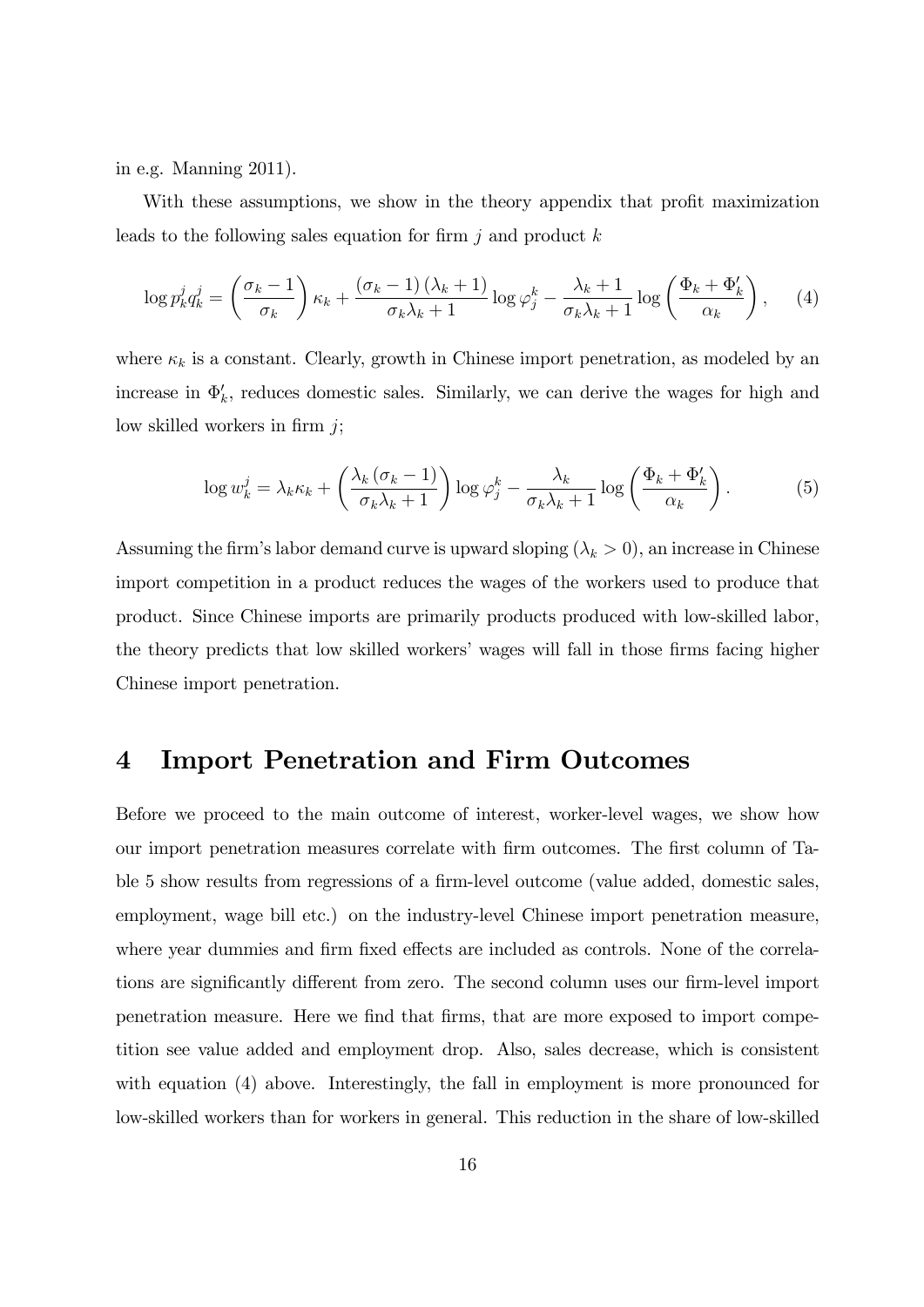in e.g. Manning 2011).

With these assumptions, we show in the theory appendix that profit maximization leads to the following sales equation for firm $j$ and product $k$

$$\log p_k^j q_k^j = \left(\frac{\sigma_k - 1}{\sigma_k}\right)\kappa_k + \frac{(\sigma_k - 1)(\lambda_k + 1)}{\sigma_k \lambda_k + 1}\log \varphi_j^k - \frac{\lambda_k + 1}{\sigma_k \lambda_k + 1}\log\left(\frac{\Phi_k + \Phi_k'}{\alpha_k}\right), \qquad (4)$$

where $\kappa_k$ is a constant. Clearly, growth in Chinese import penetration, as modeled by an increase in $\Phi_k'$, reduces domestic sales. Similarly, we can derive the wages for high and low skilled workers in firm $j$;

$$\log w_k^j = \lambda_k \kappa_k + \left(\frac{\lambda_k (\sigma_k - 1)}{\sigma_k \lambda_k + 1}\right)\log \varphi_j^k - \frac{\lambda_k}{\sigma_k \lambda_k + 1}\log\left(\frac{\Phi_k + \Phi_k'}{\alpha_k}\right). \qquad (5)$$

Assuming the firm's labor demand curve is upward sloping ($\lambda_k > 0$), an increase in Chinese import competition in a product reduces the wages of the workers used to produce that product. Since Chinese imports are primarily products produced with low-skilled labor, the theory predicts that low skilled workers' wages will fall in those firms facing higher Chinese import penetration.

# 4 Import Penetration and Firm Outcomes

Before we proceed to the main outcome of interest, worker-level wages, we show how our import penetration measures correlate with firm outcomes. The first column of Table 5 show results from regressions of a firm-level outcome (value added, domestic sales, employment, wage bill etc.) on the industry-level Chinese import penetration measure, where year dummies and firm fixed effects are included as controls. None of the correlations are significantly different from zero. The second column uses our firm-level import penetration measure. Here we find that firms, that are more exposed to import competition see value added and employment drop. Also, sales decrease, which is consistent with equation (4) above. Interestingly, the fall in employment is more pronounced for low-skilled workers than for workers in general. This reduction in the share of low-skilled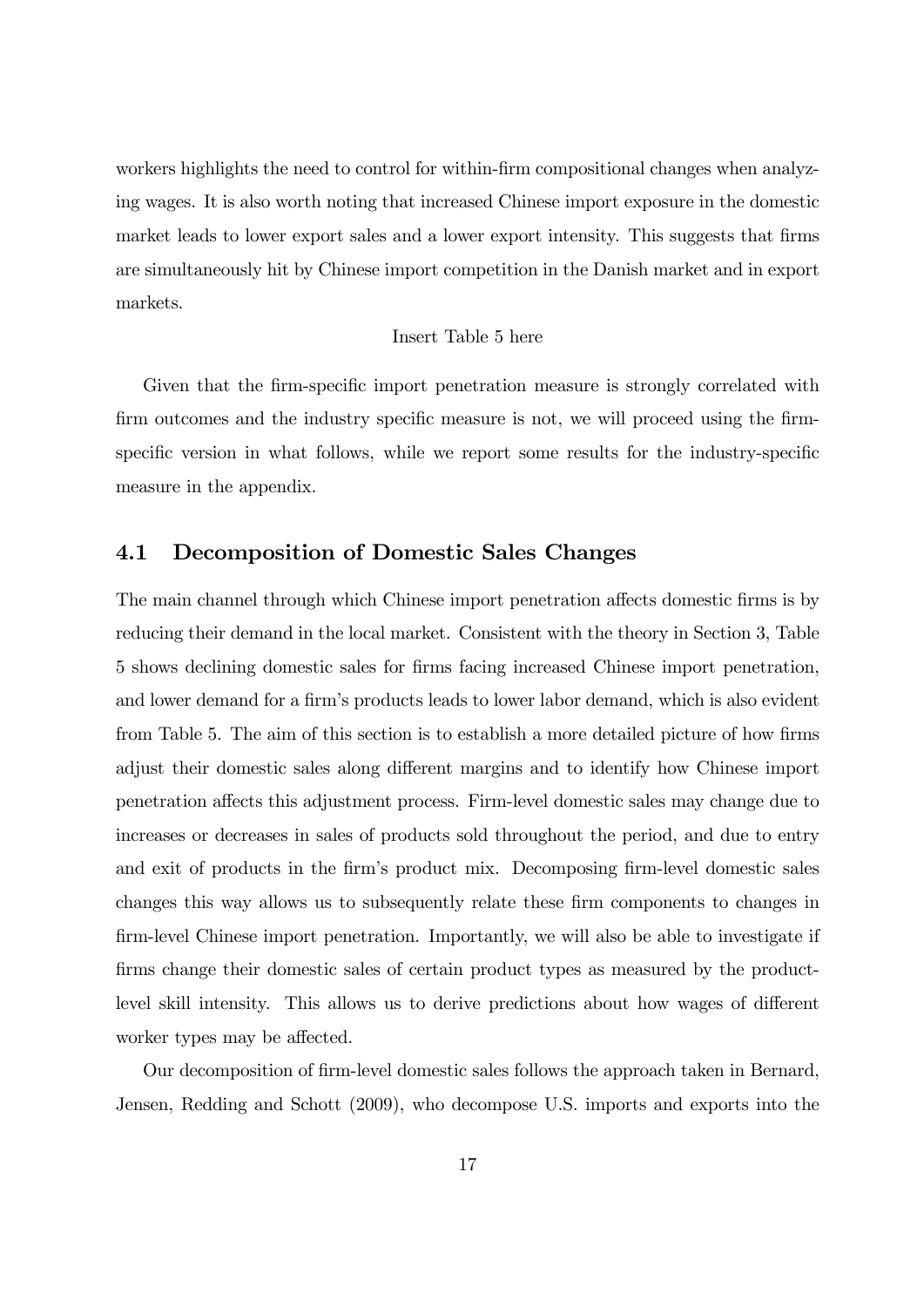workers highlights the need to control for within-firm compositional changes when analyzing wages. It is also worth noting that increased Chinese import exposure in the domestic market leads to lower export sales and a lower export intensity. This suggests that firms are simultaneously hit by Chinese import competition in the Danish market and in export markets.

Insert Table 5 here

Given that the firm-specific import penetration measure is strongly correlated with firm outcomes and the industry specific measure is not, we will proceed using the firm-specific version in what follows, while we report some results for the industry-specific measure in the appendix.

## 4.1 Decomposition of Domestic Sales Changes

The main channel through which Chinese import penetration affects domestic firms is by reducing their demand in the local market. Consistent with the theory in Section 3, Table 5 shows declining domestic sales for firms facing increased Chinese import penetration, and lower demand for a firm's products leads to lower labor demand, which is also evident from Table 5. The aim of this section is to establish a more detailed picture of how firms adjust their domestic sales along different margins and to identify how Chinese import penetration affects this adjustment process. Firm-level domestic sales may change due to increases or decreases in sales of products sold throughout the period, and due to entry and exit of products in the firm's product mix. Decomposing firm-level domestic sales changes this way allows us to subsequently relate these firm components to changes in firm-level Chinese import penetration. Importantly, we will also be able to investigate if firms change their domestic sales of certain product types as measured by the product-level skill intensity. This allows us to derive predictions about how wages of different worker types may be affected.

Our decomposition of firm-level domestic sales follows the approach taken in Bernard, Jensen, Redding and Schott (2009), who decompose U.S. imports and exports into the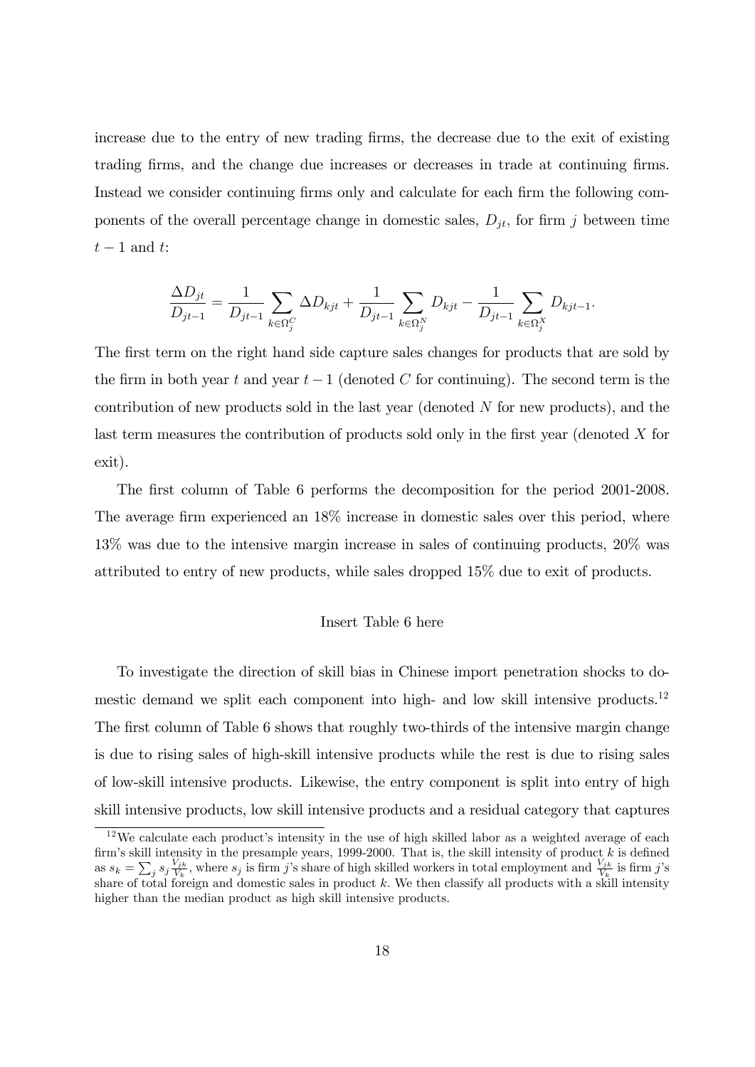increase due to the entry of new trading firms, the decrease due to the exit of existing trading firms, and the change due increases or decreases in trade at continuing firms. Instead we consider continuing firms only and calculate for each firm the following components of the overall percentage change in domestic sales, $D_{jt}$, for firm $j$ between time $t-1$ and $t$:

$$\frac{\Delta D_{jt}}{D_{jt-1}} = \frac{1}{D_{jt-1}} \sum_{k \in \Omega_j^C} \Delta D_{kjt} + \frac{1}{D_{jt-1}} \sum_{k \in \Omega_j^N} D_{kjt} - \frac{1}{D_{jt-1}} \sum_{k \in \Omega_j^X} D_{kjt-1}.$$

The first term on the right hand side capture sales changes for products that are sold by the firm in both year $t$ and year $t-1$ (denoted $C$ for continuing). The second term is the contribution of new products sold in the last year (denoted $N$ for new products), and the last term measures the contribution of products sold only in the first year (denoted $X$ for exit).

The first column of Table 6 performs the decomposition for the period 2001-2008. The average firm experienced an 18% increase in domestic sales over this period, where 13% was due to the intensive margin increase in sales of continuing products, 20% was attributed to entry of new products, while sales dropped 15% due to exit of products.

Insert Table 6 here

To investigate the direction of skill bias in Chinese import penetration shocks to domestic demand we split each component into high- and low skill intensive products.[12] The first column of Table 6 shows that roughly two-thirds of the intensive margin change is due to rising sales of high-skill intensive products while the rest is due to rising sales of low-skill intensive products. Likewise, the entry component is split into entry of high skill intensive products, low skill intensive products and a residual category that captures

[12] We calculate each product's intensity in the use of high skilled labor as a weighted average of each firm's skill intensity in the presample years, 1999-2000. That is, the skill intensity of product $k$ is defined as $s_k = \sum_j s_j \frac{V_{jk}}{V_k}$, where $s_j$ is firm $j$'s share of high skilled workers in total employment and $\frac{V_{jk}}{V_k}$ is firm $j$'s share of total foreign and domestic sales in product $k$. We then classify all products with a skill intensity higher than the median product as high skill intensive products.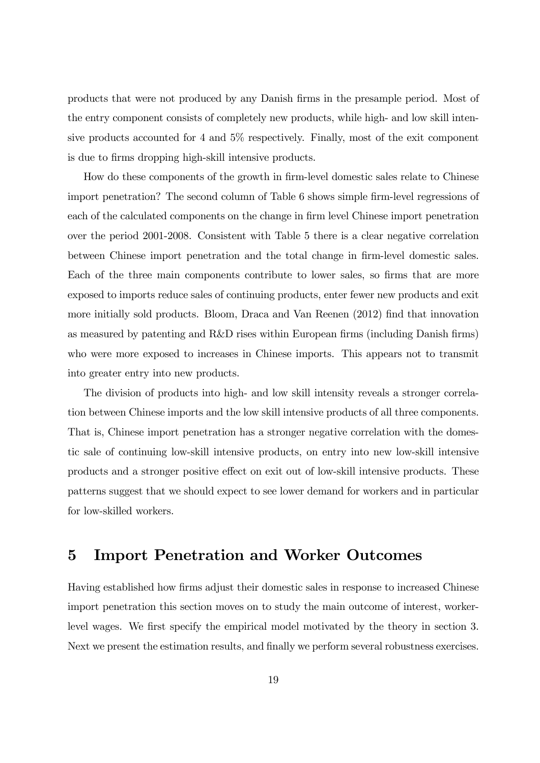products that were not produced by any Danish firms in the presample period. Most of the entry component consists of completely new products, while high- and low skill intensive products accounted for 4 and 5% respectively. Finally, most of the exit component is due to firms dropping high-skill intensive products.

How do these components of the growth in firm-level domestic sales relate to Chinese import penetration? The second column of Table 6 shows simple firm-level regressions of each of the calculated components on the change in firm level Chinese import penetration over the period 2001-2008. Consistent with Table 5 there is a clear negative correlation between Chinese import penetration and the total change in firm-level domestic sales. Each of the three main components contribute to lower sales, so firms that are more exposed to imports reduce sales of continuing products, enter fewer new products and exit more initially sold products. Bloom, Draca and Van Reenen (2012) find that innovation as measured by patenting and R&D rises within European firms (including Danish firms) who were more exposed to increases in Chinese imports. This appears not to transmit into greater entry into new products.

The division of products into high- and low skill intensity reveals a stronger correlation between Chinese imports and the low skill intensive products of all three components. That is, Chinese import penetration has a stronger negative correlation with the domestic sale of continuing low-skill intensive products, on entry into new low-skill intensive products and a stronger positive effect on exit out of low-skill intensive products. These patterns suggest that we should expect to see lower demand for workers and in particular for low-skilled workers.

# 5 Import Penetration and Worker Outcomes

Having established how firms adjust their domestic sales in response to increased Chinese import penetration this section moves on to study the main outcome of interest, worker-level wages. We first specify the empirical model motivated by the theory in section 3. Next we present the estimation results, and finally we perform several robustness exercises.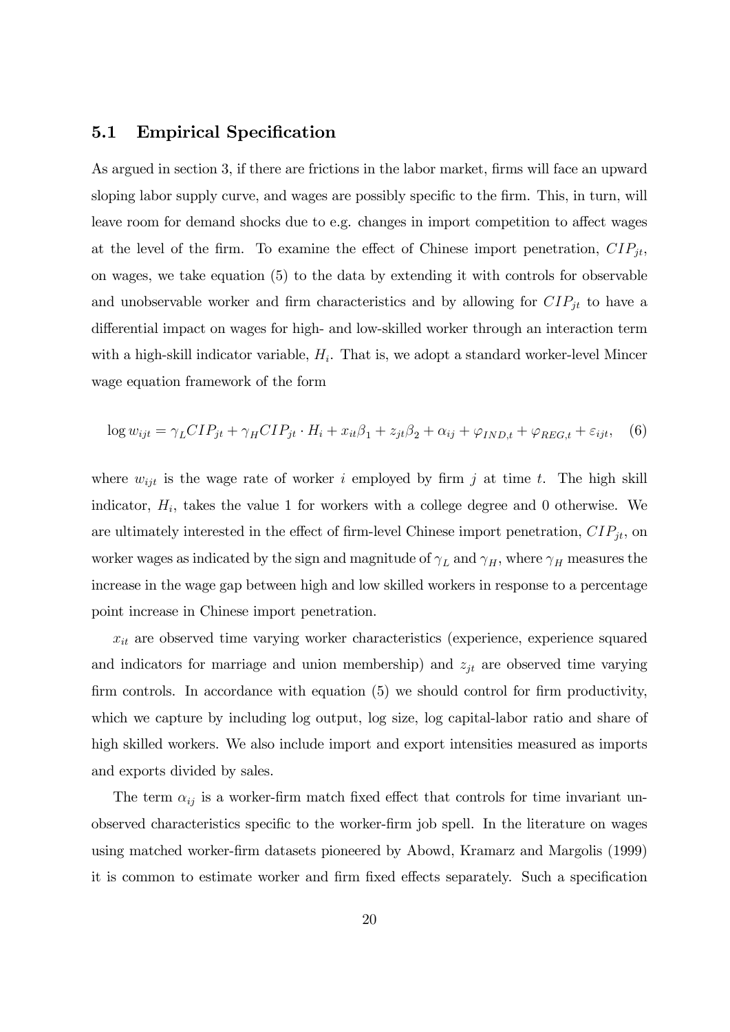### 5.1 Empirical Specification

As argued in section 3, if there are frictions in the labor market, firms will face an upward sloping labor supply curve, and wages are possibly specific to the firm. This, in turn, will leave room for demand shocks due to e.g. changes in import competition to affect wages at the level of the firm. To examine the effect of Chinese import penetration, $CIP_{jt}$, on wages, we take equation (5) to the data by extending it with controls for observable and unobservable worker and firm characteristics and by allowing for $CIP_{jt}$ to have a differential impact on wages for high- and low-skilled worker through an interaction term with a high-skill indicator variable, $H_i$. That is, we adopt a standard worker-level Mincer wage equation framework of the form

$$\log w_{ijt} = \gamma_L CIP_{jt} + \gamma_H CIP_{jt} \cdot H_i + x_{it}\beta_1 + z_{jt}\beta_2 + \alpha_{ij} + \varphi_{IND,t} + \varphi_{REG,t} + \varepsilon_{ijt}, \quad (6)$$

where $w_{ijt}$ is the wage rate of worker $i$ employed by firm $j$ at time $t$. The high skill indicator, $H_i$, takes the value 1 for workers with a college degree and 0 otherwise. We are ultimately interested in the effect of firm-level Chinese import penetration, $CIP_{jt}$, on worker wages as indicated by the sign and magnitude of $\gamma_L$ and $\gamma_H$, where $\gamma_H$ measures the increase in the wage gap between high and low skilled workers in response to a percentage point increase in Chinese import penetration.

$x_{it}$ are observed time varying worker characteristics (experience, experience squared and indicators for marriage and union membership) and $z_{jt}$ are observed time varying firm controls. In accordance with equation (5) we should control for firm productivity, which we capture by including log output, log size, log capital-labor ratio and share of high skilled workers. We also include import and export intensities measured as imports and exports divided by sales.

The term $\alpha_{ij}$ is a worker-firm match fixed effect that controls for time invariant unobserved characteristics specific to the worker-firm job spell. In the literature on wages using matched worker-firm datasets pioneered by Abowd, Kramarz and Margolis (1999) it is common to estimate worker and firm fixed effects separately. Such a specification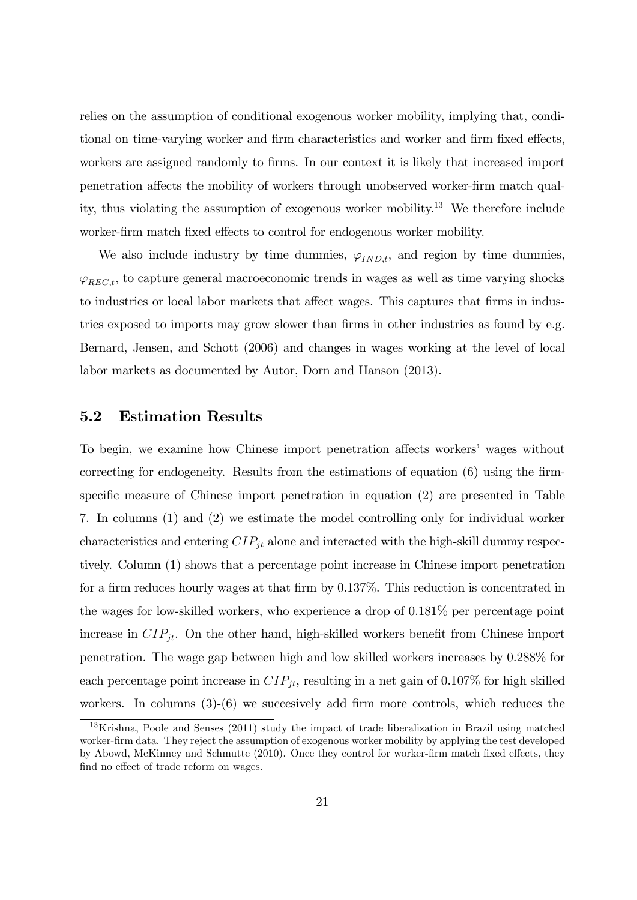relies on the assumption of conditional exogenous worker mobility, implying that, conditional on time-varying worker and firm characteristics and worker and firm fixed effects, workers are assigned randomly to firms. In our context it is likely that increased import penetration affects the mobility of workers through unobserved worker-firm match quality, thus violating the assumption of exogenous worker mobility.[13] We therefore include worker-firm match fixed effects to control for endogenous worker mobility.

We also include industry by time dummies, $\varphi_{IND,t}$, and region by time dummies, $\varphi_{REG,t}$, to capture general macroeconomic trends in wages as well as time varying shocks to industries or local labor markets that affect wages. This captures that firms in industries exposed to imports may grow slower than firms in other industries as found by e.g. Bernard, Jensen, and Schott (2006) and changes in wages working at the level of local labor markets as documented by Autor, Dorn and Hanson (2013).

## 5.2 Estimation Results

To begin, we examine how Chinese import penetration affects workers' wages without correcting for endogeneity. Results from the estimations of equation (6) using the firm-specific measure of Chinese import penetration in equation (2) are presented in Table 7. In columns (1) and (2) we estimate the model controlling only for individual worker characteristics and entering $CIP_{jt}$ alone and interacted with the high-skill dummy respectively. Column (1) shows that a percentage point increase in Chinese import penetration for a firm reduces hourly wages at that firm by 0.137%. This reduction is concentrated in the wages for low-skilled workers, who experience a drop of 0.181% per percentage point increase in $CIP_{jt}$. On the other hand, high-skilled workers benefit from Chinese import penetration. The wage gap between high and low skilled workers increases by 0.288% for each percentage point increase in $CIP_{jt}$, resulting in a net gain of 0.107% for high skilled workers. In columns (3)-(6) we succesively add firm more controls, which reduces the

[13] Krishna, Poole and Senses (2011) study the impact of trade liberalization in Brazil using matched worker-firm data. They reject the assumption of exogenous worker mobility by applying the test developed by Abowd, McKinney and Schmutte (2010). Once they control for worker-firm match fixed effects, they find no effect of trade reform on wages.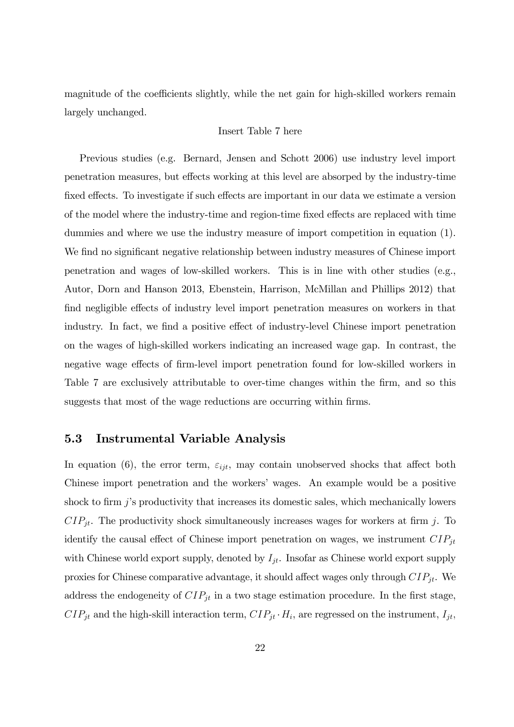magnitude of the coefficients slightly, while the net gain for high-skilled workers remain largely unchanged.

Insert Table 7 here

Previous studies (e.g. Bernard, Jensen and Schott 2006) use industry level import penetration measures, but effects working at this level are absorbed by the industry-time fixed effects. To investigate if such effects are important in our data we estimate a version of the model where the industry-time and region-time fixed effects are replaced with time dummies and where we use the industry measure of import competition in equation (1). We find no significant negative relationship between industry measures of Chinese import penetration and wages of low-skilled workers. This is in line with other studies (e.g., Autor, Dorn and Hanson 2013, Ebenstein, Harrison, McMillan and Phillips 2012) that find negligible effects of industry level import penetration measures on workers in that industry. In fact, we find a positive effect of industry-level Chinese import penetration on the wages of high-skilled workers indicating an increased wage gap. In contrast, the negative wage effects of firm-level import penetration found for low-skilled workers in Table 7 are exclusively attributable to over-time changes within the firm, and so this suggests that most of the wage reductions are occurring within firms.

### 5.3 Instrumental Variable Analysis

In equation (6), the error term, $\varepsilon_{ijt}$, may contain unobserved shocks that affect both Chinese import penetration and the workers' wages. An example would be a positive shock to firm $j$'s productivity that increases its domestic sales, which mechanically lowers $CIP_{jt}$. The productivity shock simultaneously increases wages for workers at firm $j$. To identify the causal effect of Chinese import penetration on wages, we instrument $CIP_{jt}$ with Chinese world export supply, denoted by $I_{jt}$. Insofar as Chinese world export supply proxies for Chinese comparative advantage, it should affect wages only through $CIP_{jt}$. We address the endogeneity of $CIP_{jt}$ in a two stage estimation procedure. In the first stage, $CIP_{jt}$ and the high-skill interaction term, $CIP_{jt} \cdot H_i$, are regressed on the instrument, $I_{jt}$,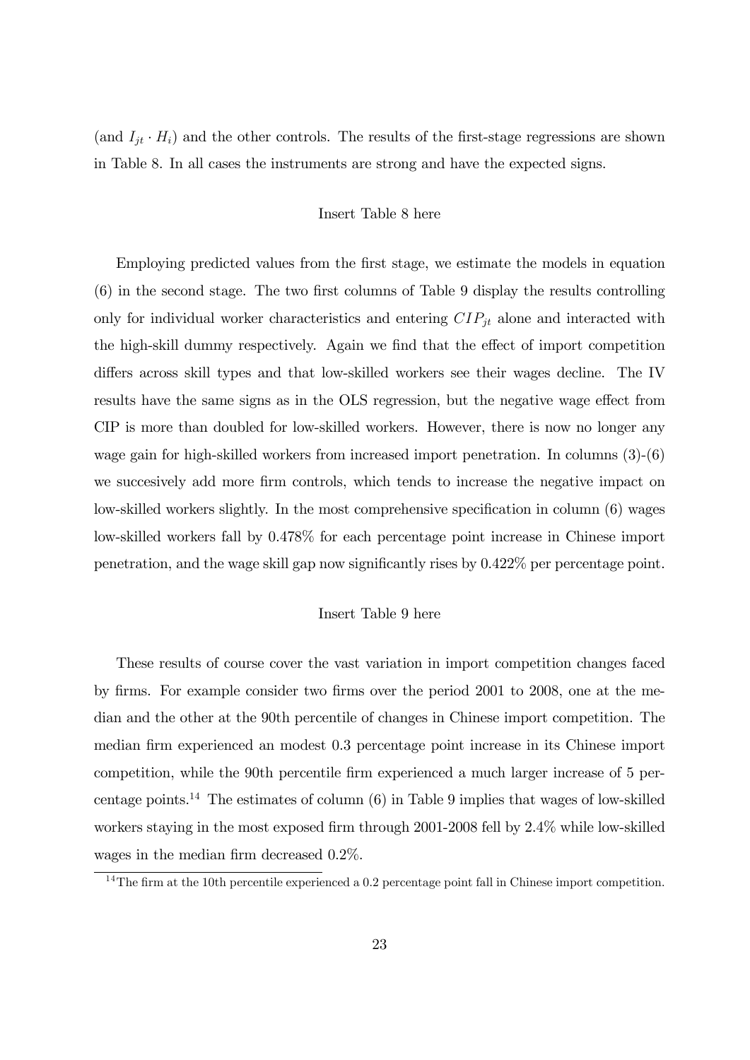(and $I_{jt} \cdot H_i$) and the other controls. The results of the first-stage regressions are shown in Table 8. In all cases the instruments are strong and have the expected signs.

Insert Table 8 here

Employing predicted values from the first stage, we estimate the models in equation (6) in the second stage. The two first columns of Table 9 display the results controlling only for individual worker characteristics and entering $CIP_{jt}$ alone and interacted with the high-skill dummy respectively. Again we find that the effect of import competition differs across skill types and that low-skilled workers see their wages decline. The IV results have the same signs as in the OLS regression, but the negative wage effect from CIP is more than doubled for low-skilled workers. However, there is now no longer any wage gain for high-skilled workers from increased import penetration. In columns (3)-(6) we succesively add more firm controls, which tends to increase the negative impact on low-skilled workers slightly. In the most comprehensive specification in column (6) wages low-skilled workers fall by 0.478% for each percentage point increase in Chinese import penetration, and the wage skill gap now significantly rises by 0.422% per percentage point.

Insert Table 9 here

These results of course cover the vast variation in import competition changes faced by firms. For example consider two firms over the period 2001 to 2008, one at the median and the other at the 90th percentile of changes in Chinese import competition. The median firm experienced an modest 0.3 percentage point increase in its Chinese import competition, while the 90th percentile firm experienced a much larger increase of 5 percentage points.[14] The estimates of column (6) in Table 9 implies that wages of low-skilled workers staying in the most exposed firm through 2001-2008 fell by 2.4% while low-skilled wages in the median firm decreased 0.2%.

[14] The firm at the 10th percentile experienced a 0.2 percentage point fall in Chinese import competition.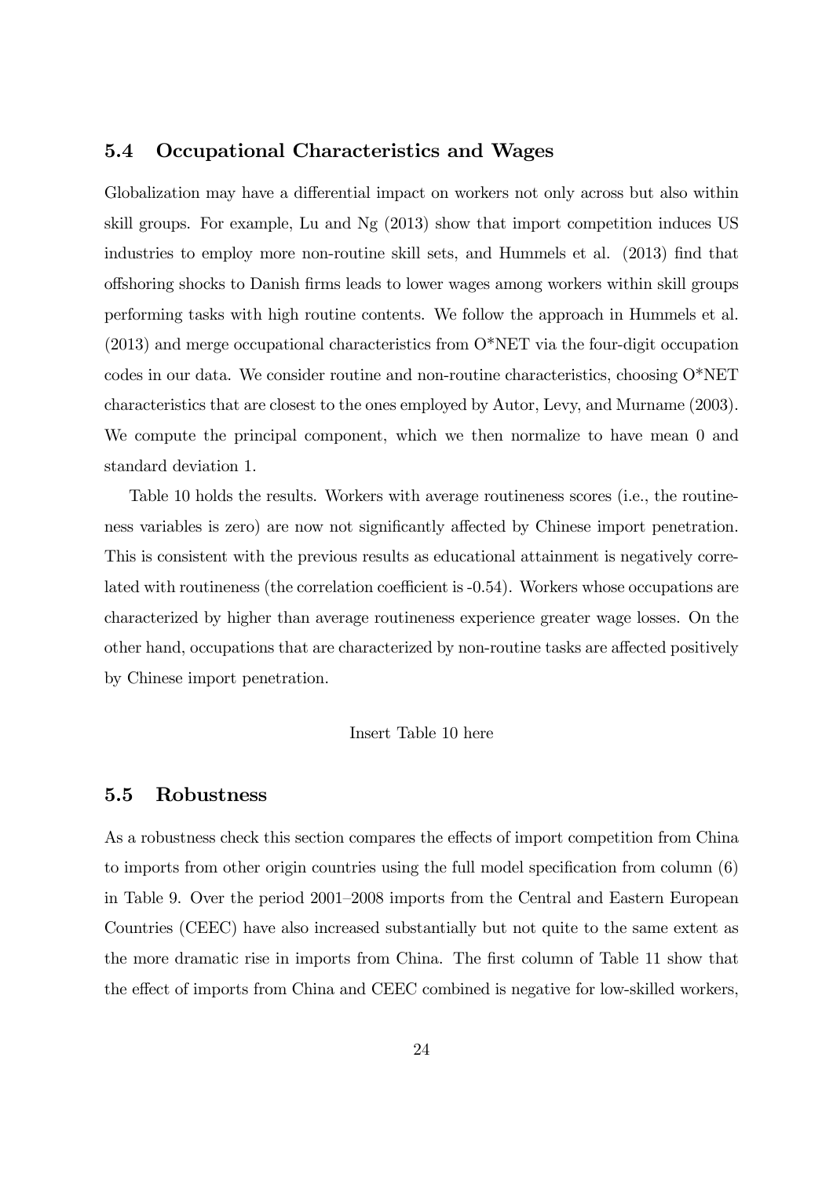### 5.4 Occupational Characteristics and Wages

Globalization may have a differential impact on workers not only across but also within skill groups. For example, Lu and Ng (2013) show that import competition induces US industries to employ more non-routine skill sets, and Hummels et al. (2013) find that offshoring shocks to Danish firms leads to lower wages among workers within skill groups performing tasks with high routine contents. We follow the approach in Hummels et al. (2013) and merge occupational characteristics from O*NET via the four-digit occupation codes in our data. We consider routine and non-routine characteristics, choosing O*NET characteristics that are closest to the ones employed by Autor, Levy, and Murname (2003). We compute the principal component, which we then normalize to have mean 0 and standard deviation 1.

Table 10 holds the results. Workers with average routineness scores (i.e., the routineness variables is zero) are now not significantly affected by Chinese import penetration. This is consistent with the previous results as educational attainment is negatively correlated with routineness (the correlation coefficient is -0.54). Workers whose occupations are characterized by higher than average routineness experience greater wage losses. On the other hand, occupations that are characterized by non-routine tasks are affected positively by Chinese import penetration.

Insert Table 10 here

### 5.5 Robustness

As a robustness check this section compares the effects of import competition from China to imports from other origin countries using the full model specification from column (6) in Table 9. Over the period 2001–2008 imports from the Central and Eastern European Countries (CEEC) have also increased substantially but not quite to the same extent as the more dramatic rise in imports from China. The first column of Table 11 show that the effect of imports from China and CEEC combined is negative for low-skilled workers,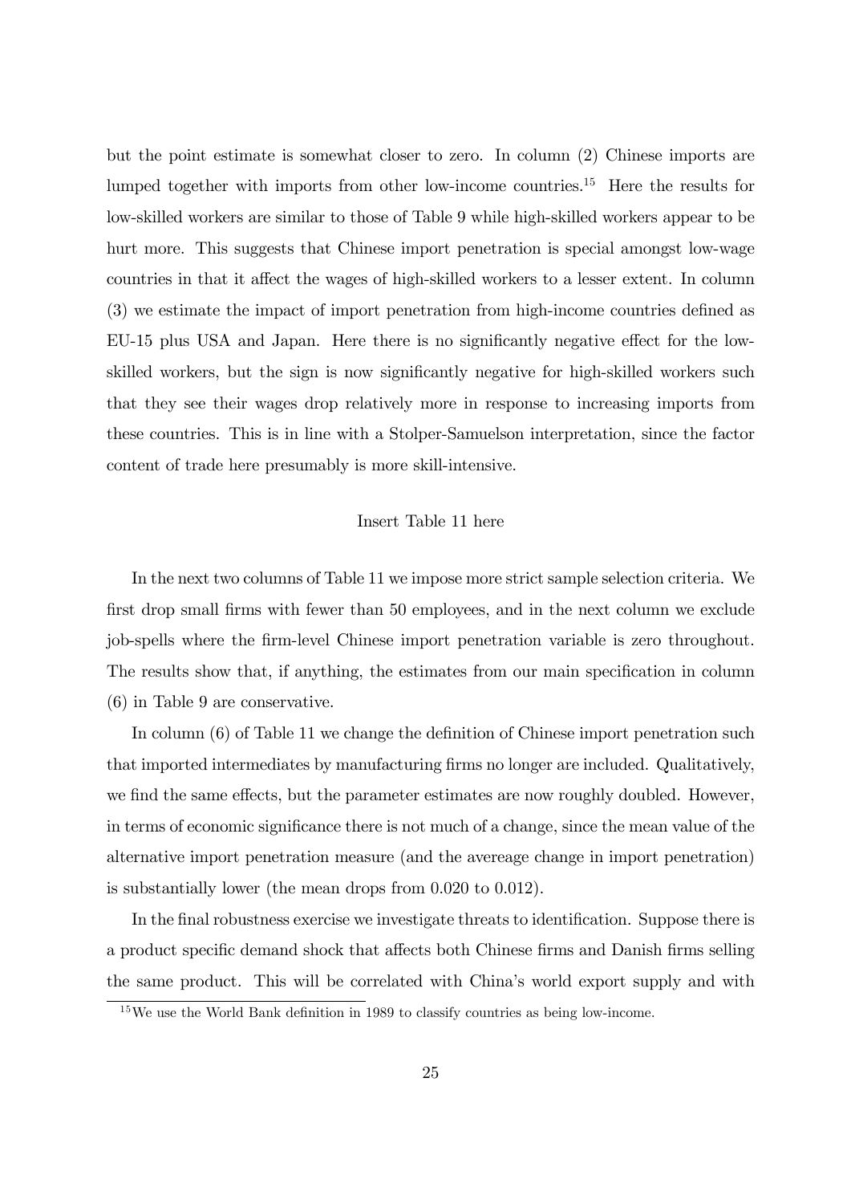but the point estimate is somewhat closer to zero. In column (2) Chinese imports are lumped together with imports from other low-income countries.[15] Here the results for low-skilled workers are similar to those of Table 9 while high-skilled workers appear to be hurt more. This suggests that Chinese import penetration is special amongst low-wage countries in that it affect the wages of high-skilled workers to a lesser extent. In column (3) we estimate the impact of import penetration from high-income countries defined as EU-15 plus USA and Japan. Here there is no significantly negative effect for the low-skilled workers, but the sign is now significantly negative for high-skilled workers such that they see their wages drop relatively more in response to increasing imports from these countries. This is in line with a Stolper-Samuelson interpretation, since the factor content of trade here presumably is more skill-intensive.

Insert Table 11 here

In the next two columns of Table 11 we impose more strict sample selection criteria. We first drop small firms with fewer than 50 employees, and in the next column we exclude job-spells where the firm-level Chinese import penetration variable is zero throughout. The results show that, if anything, the estimates from our main specification in column (6) in Table 9 are conservative.

In column (6) of Table 11 we change the definition of Chinese import penetration such that imported intermediates by manufacturing firms no longer are included. Qualitatively, we find the same effects, but the parameter estimates are now roughly doubled. However, in terms of economic significance there is not much of a change, since the mean value of the alternative import penetration measure (and the avereage change in import penetration) is substantially lower (the mean drops from 0.020 to 0.012).

In the final robustness exercise we investigate threats to identification. Suppose there is a product specific demand shock that affects both Chinese firms and Danish firms selling the same product. This will be correlated with China's world export supply and with

[15] We use the World Bank definition in 1989 to classify countries as being low-income.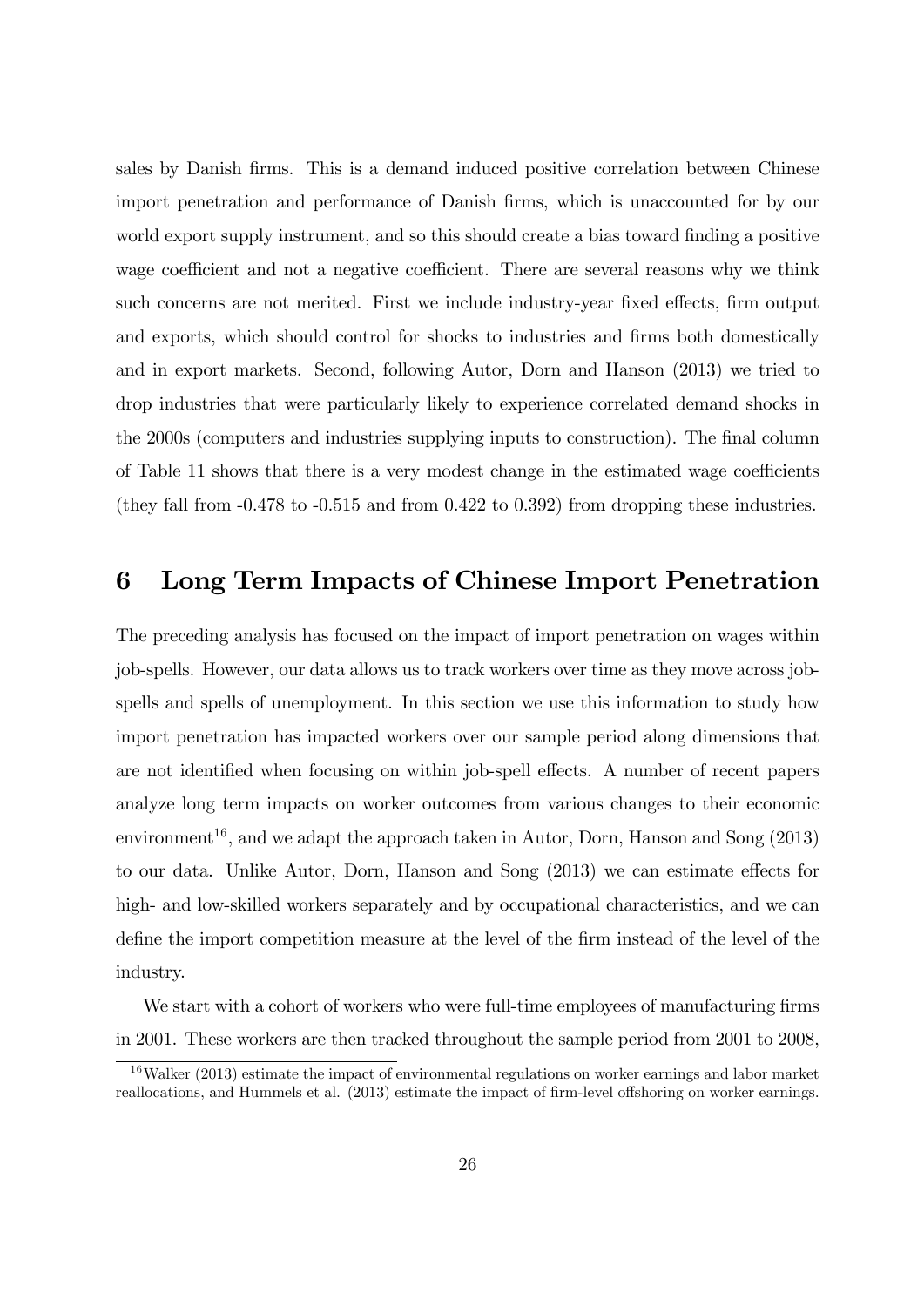sales by Danish firms. This is a demand induced positive correlation between Chinese import penetration and performance of Danish firms, which is unaccounted for by our world export supply instrument, and so this should create a bias toward finding a positive wage coefficient and not a negative coefficient. There are several reasons why we think such concerns are not merited. First we include industry-year fixed effects, firm output and exports, which should control for shocks to industries and firms both domestically and in export markets. Second, following Autor, Dorn and Hanson (2013) we tried to drop industries that were particularly likely to experience correlated demand shocks in the 2000s (computers and industries supplying inputs to construction). The final column of Table 11 shows that there is a very modest change in the estimated wage coefficients (they fall from -0.478 to -0.515 and from 0.422 to 0.392) from dropping these industries.

# 6 Long Term Impacts of Chinese Import Penetration

The preceding analysis has focused on the impact of import penetration on wages within job-spells. However, our data allows us to track workers over time as they move across job-spells and spells of unemployment. In this section we use this information to study how import penetration has impacted workers over our sample period along dimensions that are not identified when focusing on within job-spell effects. A number of recent papers analyze long term impacts on worker outcomes from various changes to their economic environment[16], and we adapt the approach taken in Autor, Dorn, Hanson and Song (2013) to our data. Unlike Autor, Dorn, Hanson and Song (2013) we can estimate effects for high- and low-skilled workers separately and by occupational characteristics, and we can define the import competition measure at the level of the firm instead of the level of the industry.

We start with a cohort of workers who were full-time employees of manufacturing firms in 2001. These workers are then tracked throughout the sample period from 2001 to 2008,

[16] Walker (2013) estimate the impact of environmental regulations on worker earnings and labor market reallocations, and Hummels et al. (2013) estimate the impact of firm-level offshoring on worker earnings.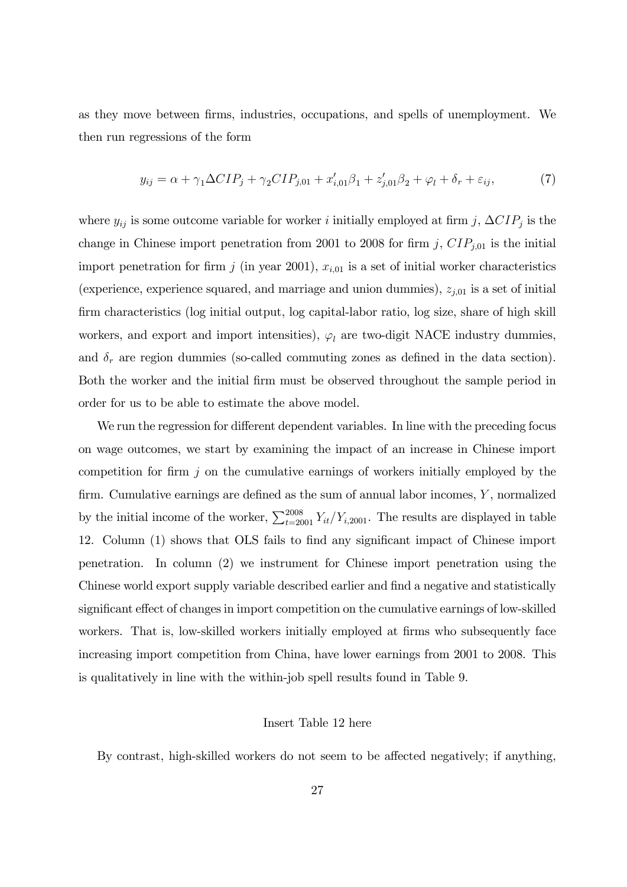as they move between firms, industries, occupations, and spells of unemployment. We then run regressions of the form

$$y_{ij} = \alpha + \gamma_1 \Delta CIP_j + \gamma_2 CIP_{j,01} + x'_{i,01}\beta_1 + z'_{j,01}\beta_2 + \varphi_l + \delta_r + \varepsilon_{ij}, \tag{7}$$

where $y_{ij}$ is some outcome variable for worker $i$ initially employed at firm $j$, $\Delta CIP_j$ is the change in Chinese import penetration from 2001 to 2008 for firm $j$, $CIP_{j,01}$ is the initial import penetration for firm $j$ (in year 2001), $x_{i,01}$ is a set of initial worker characteristics (experience, experience squared, and marriage and union dummies), $z_{j,01}$ is a set of initial firm characteristics (log initial output, log capital-labor ratio, log size, share of high skill workers, and export and import intensities), $\varphi_l$ are two-digit NACE industry dummies, and $\delta_r$ are region dummies (so-called commuting zones as defined in the data section). Both the worker and the initial firm must be observed throughout the sample period in order for us to be able to estimate the above model.

We run the regression for different dependent variables. In line with the preceding focus on wage outcomes, we start by examining the impact of an increase in Chinese import competition for firm $j$ on the cumulative earnings of workers initially employed by the firm. Cumulative earnings are defined as the sum of annual labor incomes, $Y$, normalized by the initial income of the worker, $\sum_{t=2001}^{2008} Y_{it}/Y_{i,2001}$. The results are displayed in table 12. Column (1) shows that OLS fails to find any significant impact of Chinese import penetration. In column (2) we instrument for Chinese import penetration using the Chinese world export supply variable described earlier and find a negative and statistically significant effect of changes in import competition on the cumulative earnings of low-skilled workers. That is, low-skilled workers initially employed at firms who subsequently face increasing import competition from China, have lower earnings from 2001 to 2008. This is qualitatively in line with the within-job spell results found in Table 9.

Insert Table 12 here

By contrast, high-skilled workers do not seem to be affected negatively; if anything,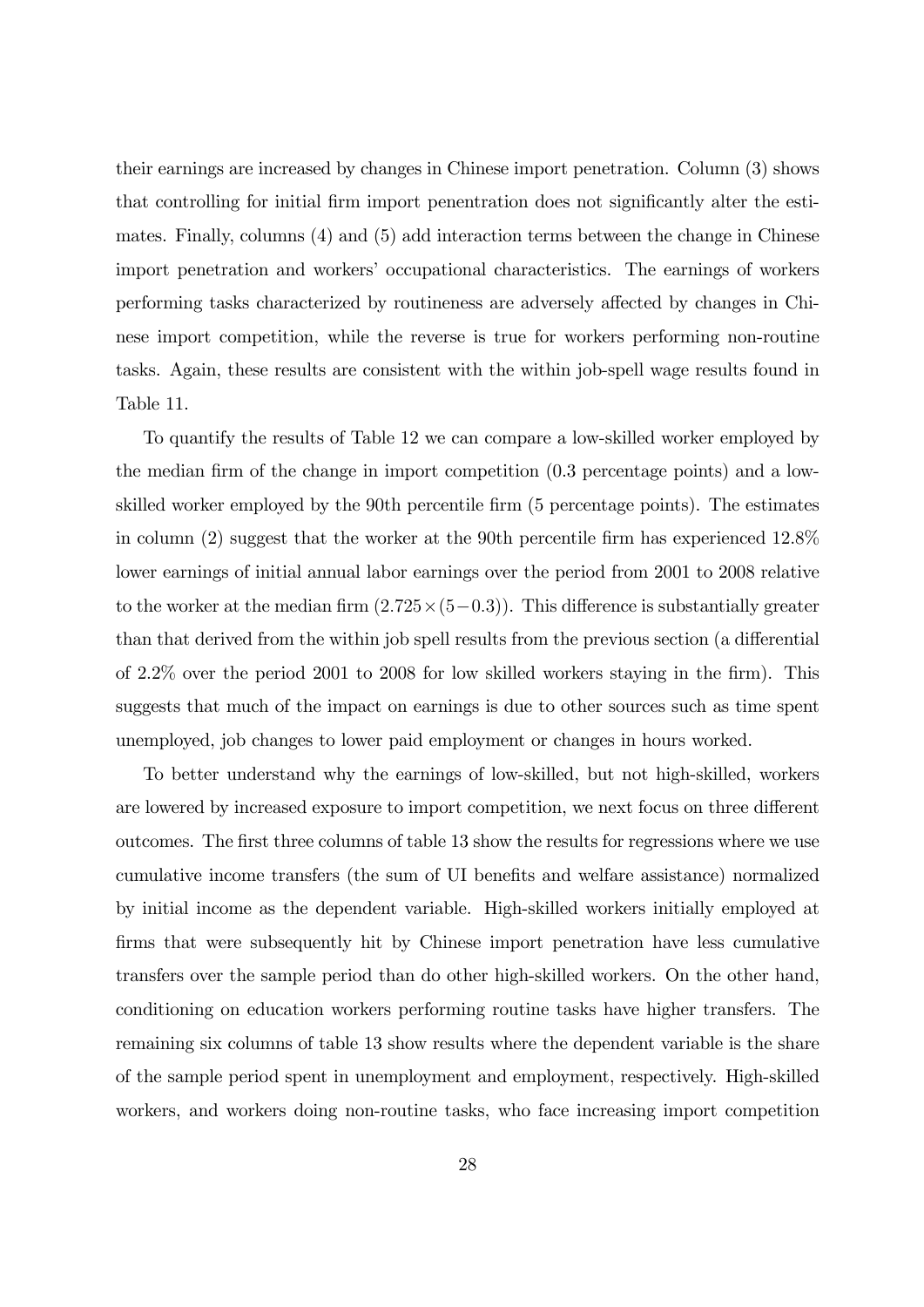their earnings are increased by changes in Chinese import penetration. Column (3) shows that controlling for initial firm import penentration does not significantly alter the estimates. Finally, columns (4) and (5) add interaction terms between the change in Chinese import penetration and workers' occupational characteristics. The earnings of workers performing tasks characterized by routineness are adversely affected by changes in Chinese import competition, while the reverse is true for workers performing non-routine tasks. Again, these results are consistent with the within job-spell wage results found in Table 11.

To quantify the results of Table 12 we can compare a low-skilled worker employed by the median firm of the change in import competition (0.3 percentage points) and a low-skilled worker employed by the 90th percentile firm (5 percentage points). The estimates in column (2) suggest that the worker at the 90th percentile firm has experienced 12.8% lower earnings of initial annual labor earnings over the period from 2001 to 2008 relative to the worker at the median firm ($2.725 \times (5-0.3)$). This difference is substantially greater than that derived from the within job spell results from the previous section (a differential of 2.2% over the period 2001 to 2008 for low skilled workers staying in the firm). This suggests that much of the impact on earnings is due to other sources such as time spent unemployed, job changes to lower paid employment or changes in hours worked.

To better understand why the earnings of low-skilled, but not high-skilled, workers are lowered by increased exposure to import competition, we next focus on three different outcomes. The first three columns of table 13 show the results for regressions where we use cumulative income transfers (the sum of UI benefits and welfare assistance) normalized by initial income as the dependent variable. High-skilled workers initially employed at firms that were subsequently hit by Chinese import penetration have less cumulative transfers over the sample period than do other high-skilled workers. On the other hand, conditioning on education workers performing routine tasks have higher transfers. The remaining six columns of table 13 show results where the dependent variable is the share of the sample period spent in unemployment and employment, respectively. High-skilled workers, and workers doing non-routine tasks, who face increasing import competition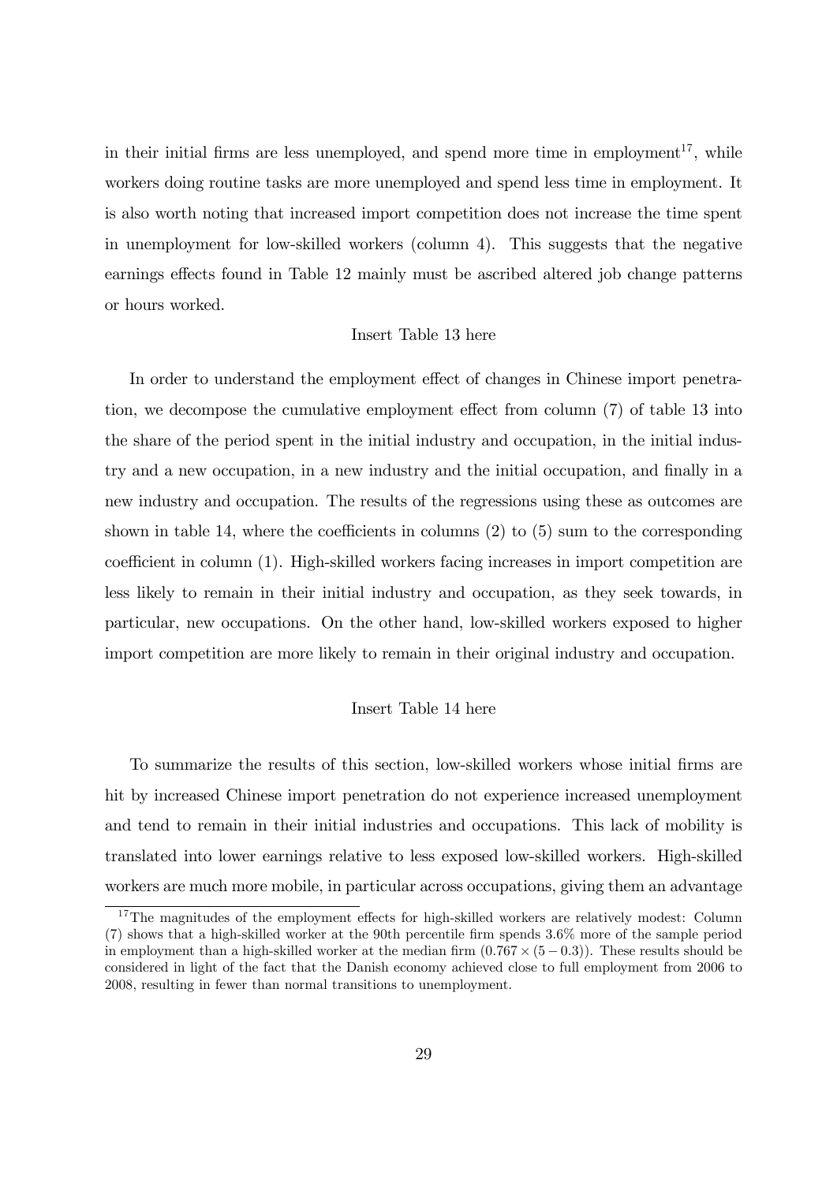in their initial firms are less unemployed, and spend more time in employment[17], while workers doing routine tasks are more unemployed and spend less time in employment. It is also worth noting that increased import competition does not increase the time spent in unemployment for low-skilled workers (column 4). This suggests that the negative earnings effects found in Table 12 mainly must be ascribed altered job change patterns or hours worked.

Insert Table 13 here

In order to understand the employment effect of changes in Chinese import penetration, we decompose the cumulative employment effect from column (7) of table 13 into the share of the period spent in the initial industry and occupation, in the initial industry and a new occupation, in a new industry and the initial occupation, and finally in a new industry and occupation. The results of the regressions using these as outcomes are shown in table 14, where the coefficients in columns (2) to (5) sum to the corresponding coefficient in column (1). High-skilled workers facing increases in import competition are less likely to remain in their initial industry and occupation, as they seek towards, in particular, new occupations. On the other hand, low-skilled workers exposed to higher import competition are more likely to remain in their original industry and occupation.

Insert Table 14 here

To summarize the results of this section, low-skilled workers whose initial firms are hit by increased Chinese import penetration do not experience increased unemployment and tend to remain in their initial industries and occupations. This lack of mobility is translated into lower earnings relative to less exposed low-skilled workers. High-skilled workers are much more mobile, in particular across occupations, giving them an advantage

[17] The magnitudes of the employment effects for high-skilled workers are relatively modest: Column (7) shows that a high-skilled worker at the 90th percentile firm spends 3.6% more of the sample period in employment than a high-skilled worker at the median firm ($0.767 \times (5 - 0.3)$). These results should be considered in light of the fact that the Danish economy achieved close to full employment from 2006 to 2008, resulting in fewer than normal transitions to unemployment.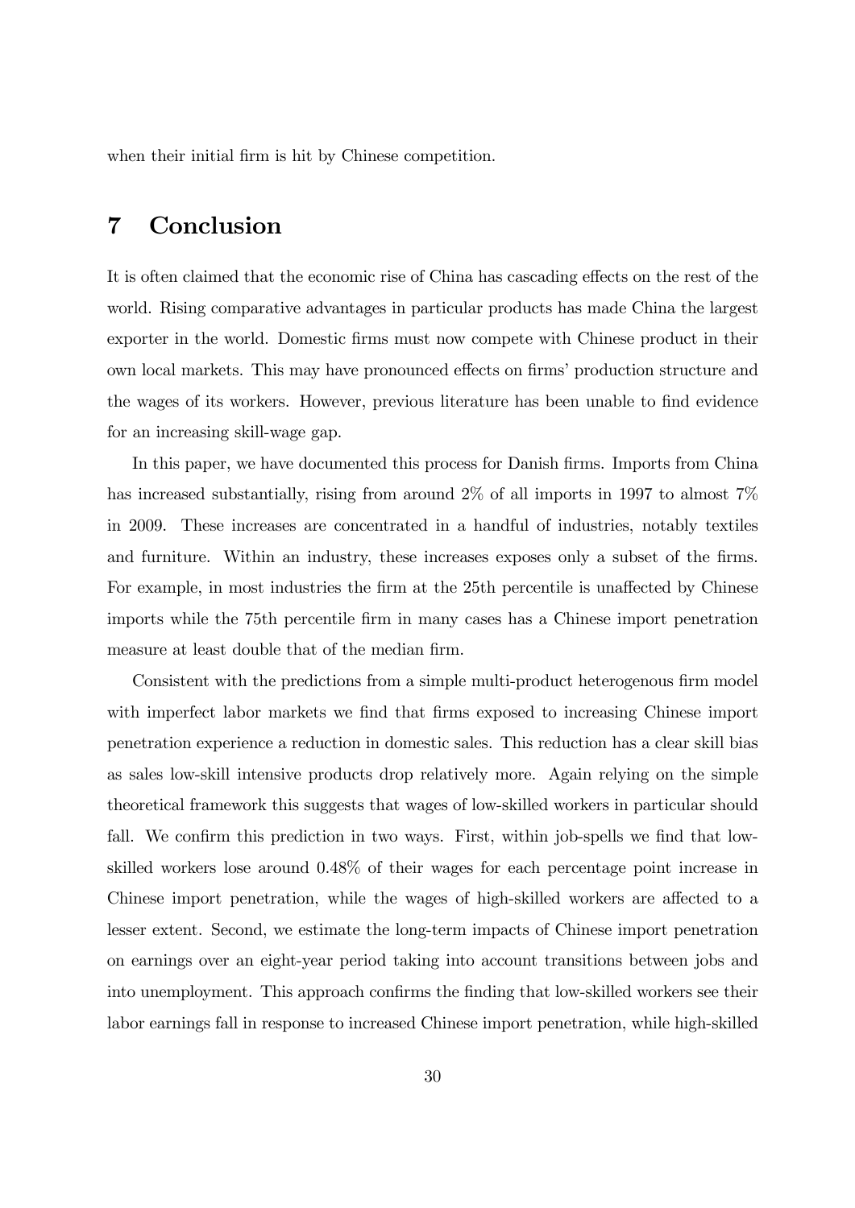when their initial firm is hit by Chinese competition.

# 7 Conclusion

It is often claimed that the economic rise of China has cascading effects on the rest of the world. Rising comparative advantages in particular products has made China the largest exporter in the world. Domestic firms must now compete with Chinese product in their own local markets. This may have pronounced effects on firms' production structure and the wages of its workers. However, previous literature has been unable to find evidence for an increasing skill-wage gap.

In this paper, we have documented this process for Danish firms. Imports from China has increased substantially, rising from around 2% of all imports in 1997 to almost 7% in 2009. These increases are concentrated in a handful of industries, notably textiles and furniture. Within an industry, these increases exposes only a subset of the firms. For example, in most industries the firm at the 25th percentile is unaffected by Chinese imports while the 75th percentile firm in many cases has a Chinese import penetration measure at least double that of the median firm.

Consistent with the predictions from a simple multi-product heterogenous firm model with imperfect labor markets we find that firms exposed to increasing Chinese import penetration experience a reduction in domestic sales. This reduction has a clear skill bias as sales low-skill intensive products drop relatively more. Again relying on the simple theoretical framework this suggests that wages of low-skilled workers in particular should fall. We confirm this prediction in two ways. First, within job-spells we find that low-skilled workers lose around 0.48% of their wages for each percentage point increase in Chinese import penetration, while the wages of high-skilled workers are affected to a lesser extent. Second, we estimate the long-term impacts of Chinese import penetration on earnings over an eight-year period taking into account transitions between jobs and into unemployment. This approach confirms the finding that low-skilled workers see their labor earnings fall in response to increased Chinese import penetration, while high-skilled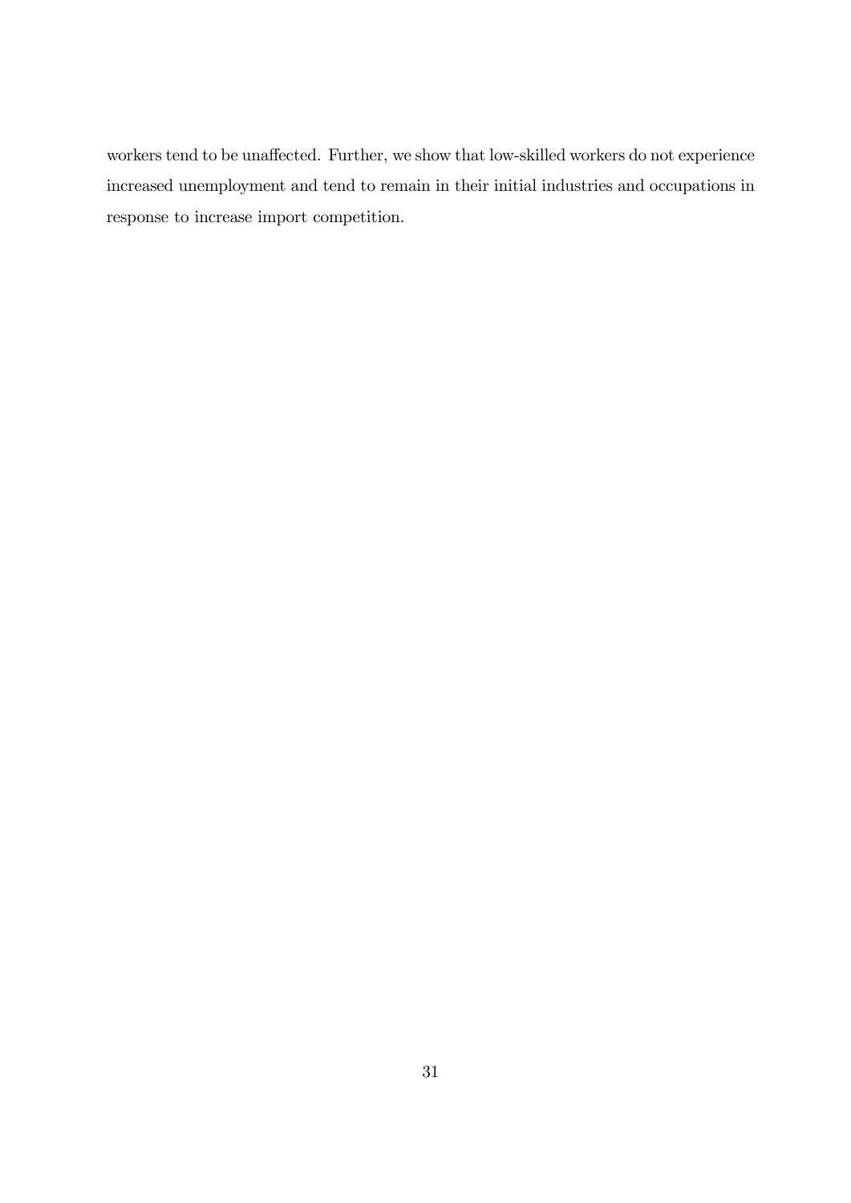workers tend to be unaffected. Further, we show that low-skilled workers do not experience increased unemployment and tend to remain in their initial industries and occupations in response to increase import competition.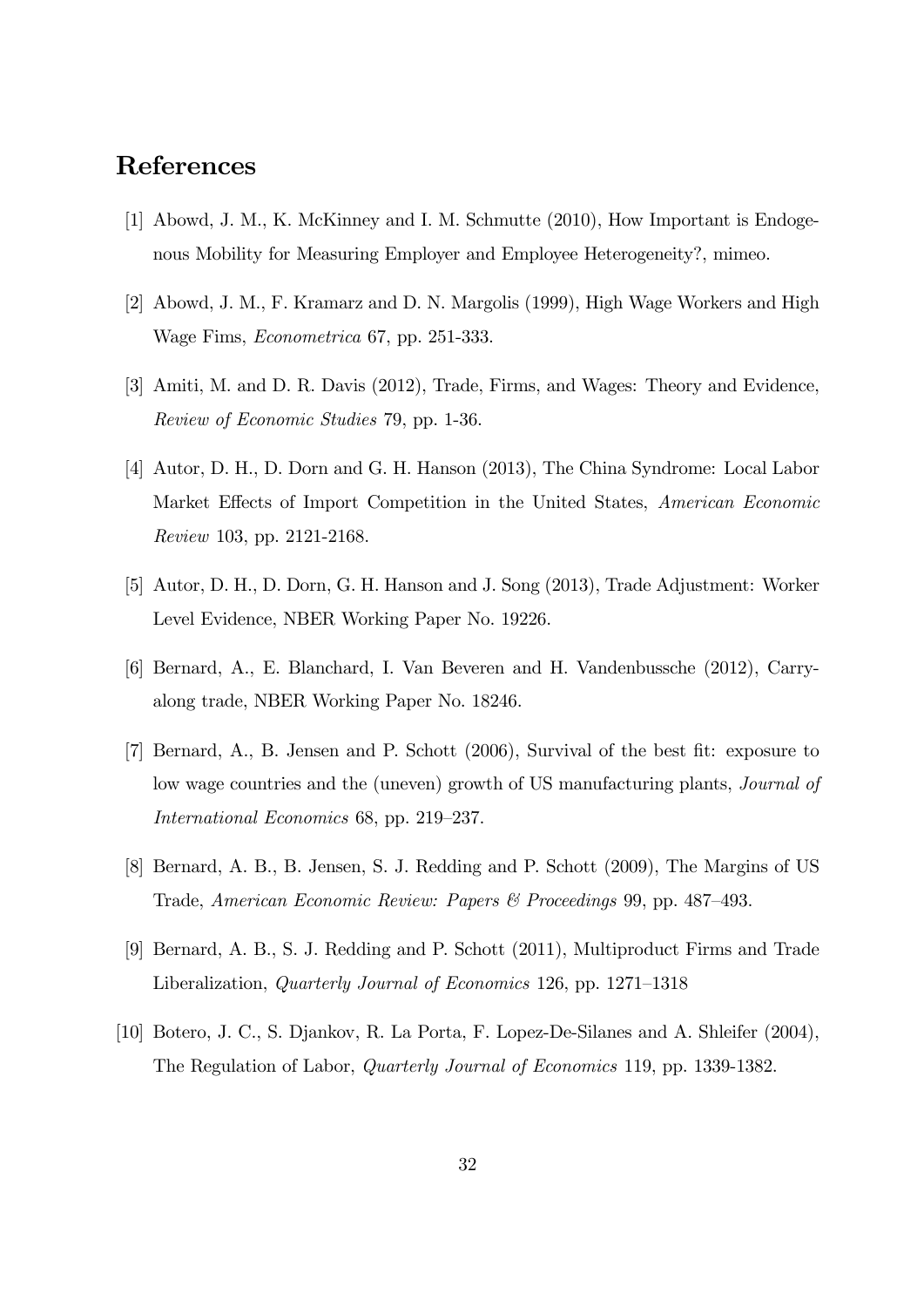# References

[1] Abowd, J. M., K. McKinney and I. M. Schmutte (2010), How Important is Endogenous Mobility for Measuring Employer and Employee Heterogeneity?, mimeo.

[2] Abowd, J. M., F. Kramarz and D. N. Margolis (1999), High Wage Workers and High Wage Fims, *Econometrica* 67, pp. 251-333.

[3] Amiti, M. and D. R. Davis (2012), Trade, Firms, and Wages: Theory and Evidence, *Review of Economic Studies* 79, pp. 1-36.

[4] Autor, D. H., D. Dorn and G. H. Hanson (2013), The China Syndrome: Local Labor Market Effects of Import Competition in the United States, *American Economic Review* 103, pp. 2121-2168.

[5] Autor, D. H., D. Dorn, G. H. Hanson and J. Song (2013), Trade Adjustment: Worker Level Evidence, NBER Working Paper No. 19226.

[6] Bernard, A., E. Blanchard, I. Van Beveren and H. Vandenbussche (2012), Carry-along trade, NBER Working Paper No. 18246.

[7] Bernard, A., B. Jensen and P. Schott (2006), Survival of the best fit: exposure to low wage countries and the (uneven) growth of US manufacturing plants, *Journal of International Economics* 68, pp. 219–237.

[8] Bernard, A. B., B. Jensen, S. J. Redding and P. Schott (2009), The Margins of US Trade, *American Economic Review: Papers & Proceedings* 99, pp. 487–493.

[9] Bernard, A. B., S. J. Redding and P. Schott (2011), Multiproduct Firms and Trade Liberalization, *Quarterly Journal of Economics* 126, pp. 1271–1318

[10] Botero, J. C., S. Djankov, R. La Porta, F. Lopez-De-Silanes and A. Shleifer (2004), The Regulation of Labor, *Quarterly Journal of Economics* 119, pp. 1339-1382.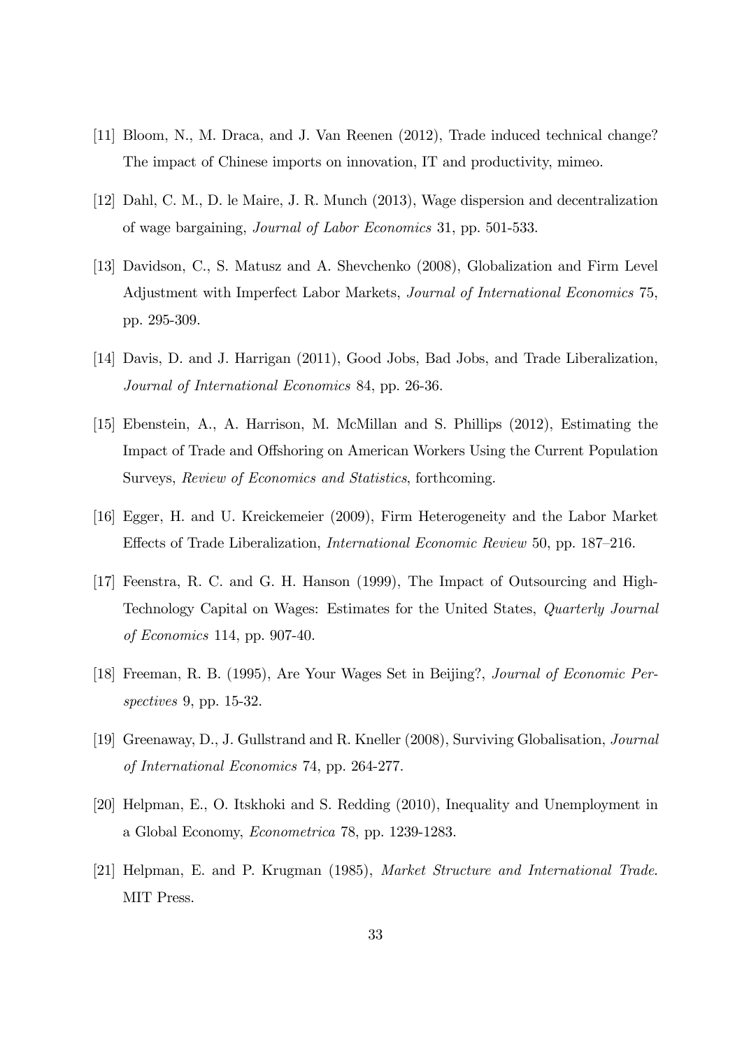[11] Bloom, N., M. Draca, and J. Van Reenen (2012), Trade induced technical change? The impact of Chinese imports on innovation, IT and productivity, mimeo.

[12] Dahl, C. M., D. le Maire, J. R. Munch (2013), Wage dispersion and decentralization of wage bargaining, *Journal of Labor Economics* 31, pp. 501-533.

[13] Davidson, C., S. Matusz and A. Shevchenko (2008), Globalization and Firm Level Adjustment with Imperfect Labor Markets, *Journal of International Economics* 75, pp. 295-309.

[14] Davis, D. and J. Harrigan (2011), Good Jobs, Bad Jobs, and Trade Liberalization, *Journal of International Economics* 84, pp. 26-36.

[15] Ebenstein, A., A. Harrison, M. McMillan and S. Phillips (2012), Estimating the Impact of Trade and Offshoring on American Workers Using the Current Population Surveys, *Review of Economics and Statistics*, forthcoming.

[16] Egger, H. and U. Kreickemeier (2009), Firm Heterogeneity and the Labor Market Effects of Trade Liberalization, *International Economic Review* 50, pp. 187–216.

[17] Feenstra, R. C. and G. H. Hanson (1999), The Impact of Outsourcing and High-Technology Capital on Wages: Estimates for the United States, *Quarterly Journal of Economics* 114, pp. 907-40.

[18] Freeman, R. B. (1995), Are Your Wages Set in Beijing?, *Journal of Economic Perspectives* 9, pp. 15-32.

[19] Greenaway, D., J. Gullstrand and R. Kneller (2008), Surviving Globalisation, *Journal of International Economics* 74, pp. 264-277.

[20] Helpman, E., O. Itskhoki and S. Redding (2010), Inequality and Unemployment in a Global Economy, *Econometrica* 78, pp. 1239-1283.

[21] Helpman, E. and P. Krugman (1985), *Market Structure and International Trade*. MIT Press.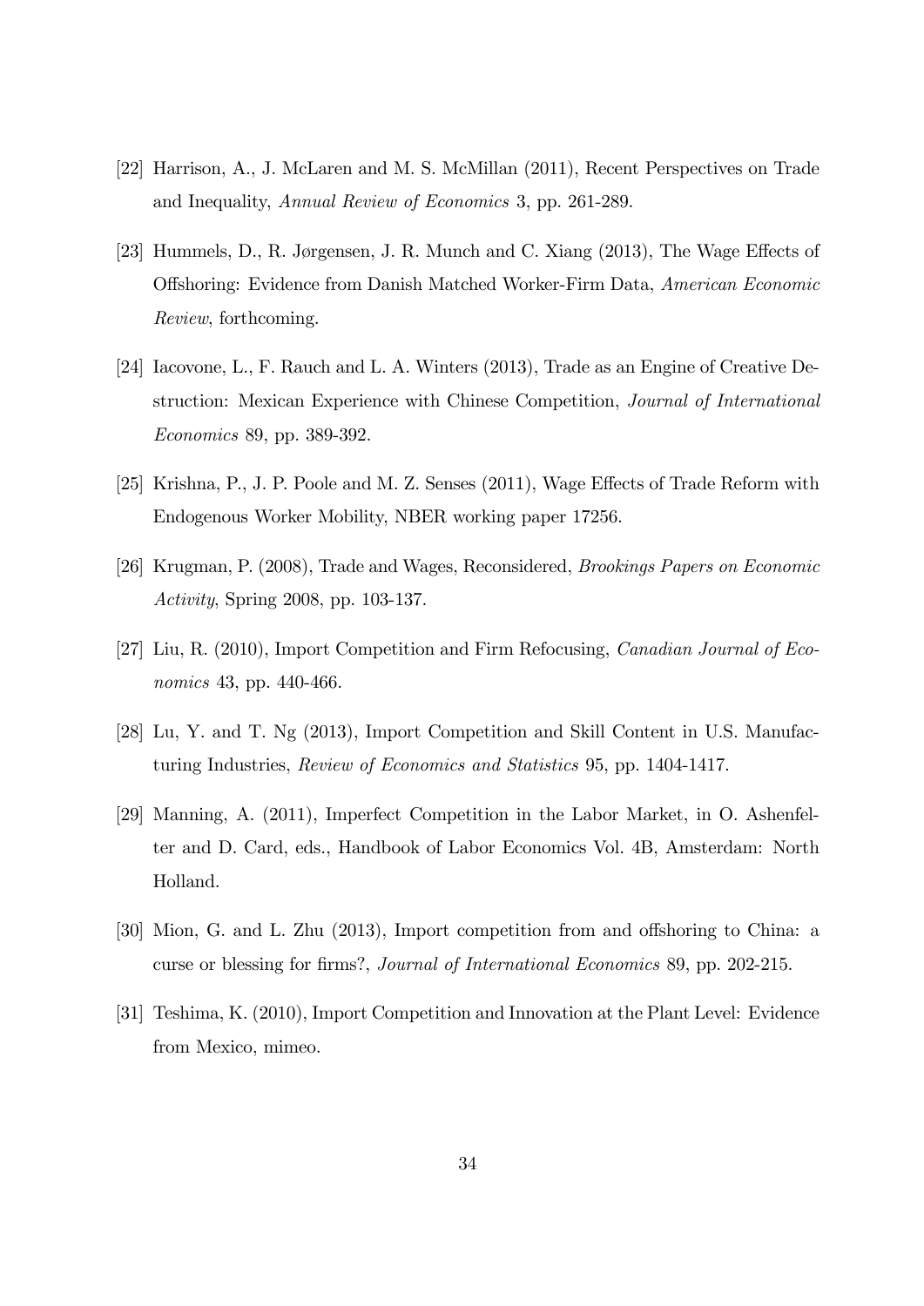[22] Harrison, A., J. McLaren and M. S. McMillan (2011), Recent Perspectives on Trade and Inequality, *Annual Review of Economics* 3, pp. 261-289.

[23] Hummels, D., R. Jørgensen, J. R. Munch and C. Xiang (2013), The Wage Effects of Offshoring: Evidence from Danish Matched Worker-Firm Data, *American Economic Review*, forthcoming.

[24] Iacovone, L., F. Rauch and L. A. Winters (2013), Trade as an Engine of Creative Destruction: Mexican Experience with Chinese Competition, *Journal of International Economics* 89, pp. 389-392.

[25] Krishna, P., J. P. Poole and M. Z. Senses (2011), Wage Effects of Trade Reform with Endogenous Worker Mobility, NBER working paper 17256.

[26] Krugman, P. (2008), Trade and Wages, Reconsidered, *Brookings Papers on Economic Activity*, Spring 2008, pp. 103-137.

[27] Liu, R. (2010), Import Competition and Firm Refocusing, *Canadian Journal of Economics* 43, pp. 440-466.

[28] Lu, Y. and T. Ng (2013), Import Competition and Skill Content in U.S. Manufacturing Industries, *Review of Economics and Statistics* 95, pp. 1404-1417.

[29] Manning, A. (2011), Imperfect Competition in the Labor Market, in O. Ashenfelter and D. Card, eds., Handbook of Labor Economics Vol. 4B, Amsterdam: North Holland.

[30] Mion, G. and L. Zhu (2013), Import competition from and offshoring to China: a curse or blessing for firms?, *Journal of International Economics* 89, pp. 202-215.

[31] Teshima, K. (2010), Import Competition and Innovation at the Plant Level: Evidence from Mexico, mimeo.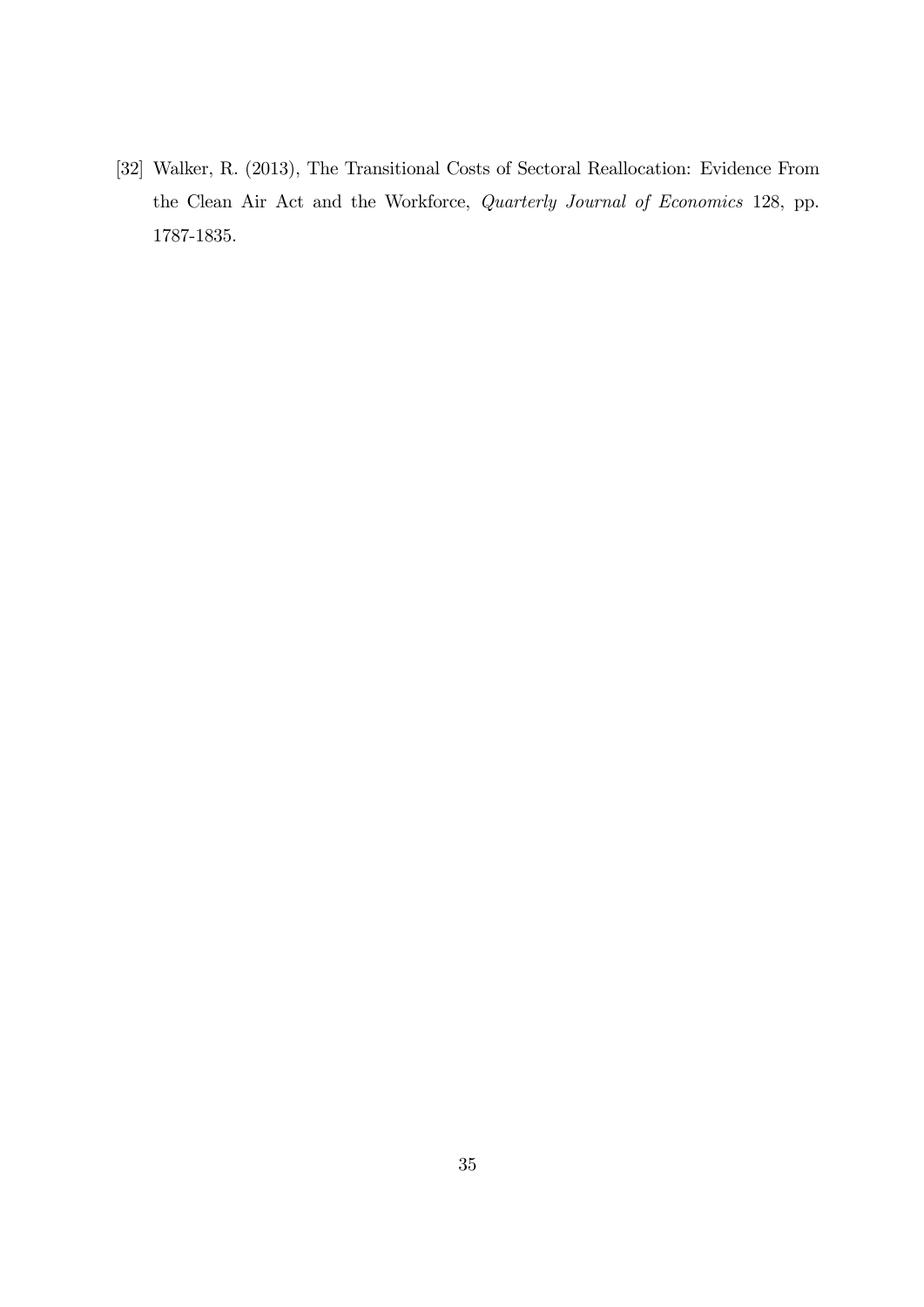[32] Walker, R. (2013), The Transitional Costs of Sectoral Reallocation: Evidence From the Clean Air Act and the Workforce, *Quarterly Journal of Economics* 128, pp. 1787-1835.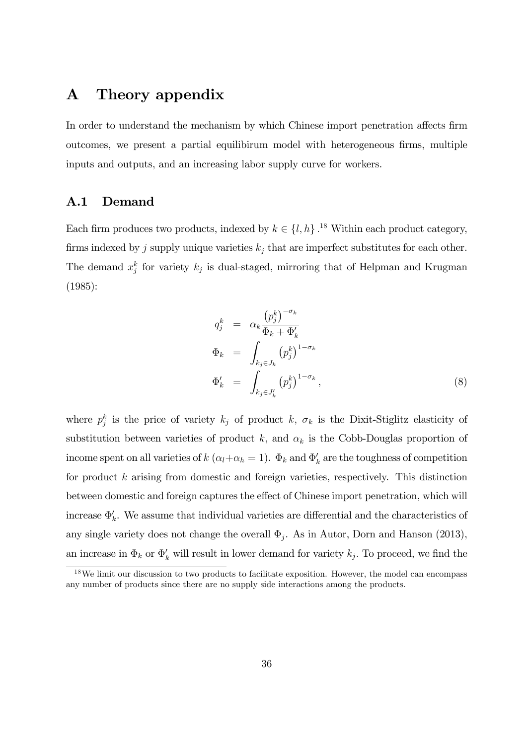# A Theory appendix

In order to understand the mechanism by which Chinese import penetration affects firm outcomes, we present a partial equilibirum model with heterogeneous firms, multiple inputs and outputs, and an increasing labor supply curve for workers.

## A.1 Demand

Each firm produces two products, indexed by $k \in \{l, h\}$.[18] Within each product category, firms indexed by $j$ supply unique varieties $k_j$ that are imperfect substitutes for each other. The demand $x_j^k$ for variety $k_j$ is dual-staged, mirroring that of Helpman and Krugman (1985):

$$
\begin{aligned}
q_j^k &= \alpha_k \frac{\left(p_j^k\right)^{-\sigma_k}}{\Phi_k + \Phi_k'} \\
\Phi_k &= \int_{k_j \in J_k} \left(p_j^k\right)^{1-\sigma_k} \\
\Phi_k' &= \int_{k_j \in J_k'} \left(p_j^k\right)^{1-\sigma_k},
\end{aligned}
\tag{8}
$$

where $p_j^k$ is the price of variety $k_j$ of product $k$, $\sigma_k$ is the Dixit-Stiglitz elasticity of substitution between varieties of product $k$, and $\alpha_k$ is the Cobb-Douglas proportion of income spent on all varieties of $k$ ($\alpha_l + \alpha_h = 1$). $\Phi_k$ and $\Phi_k'$ are the toughness of competition for product $k$ arising from domestic and foreign varieties, respectively. This distinction between domestic and foreign captures the effect of Chinese import penetration, which will increase $\Phi_k'$. We assume that individual varieties are differential and the characteristics of any single variety does not change the overall $\Phi_j$. As in Autor, Dorn and Hanson (2013), an increase in $\Phi_k$ or $\Phi_k'$ will result in lower demand for variety $k_j$. To proceed, we find the

[18] We limit our discussion to two products to facilitate exposition. However, the model can encompass any number of products since there are no supply side interactions among the products.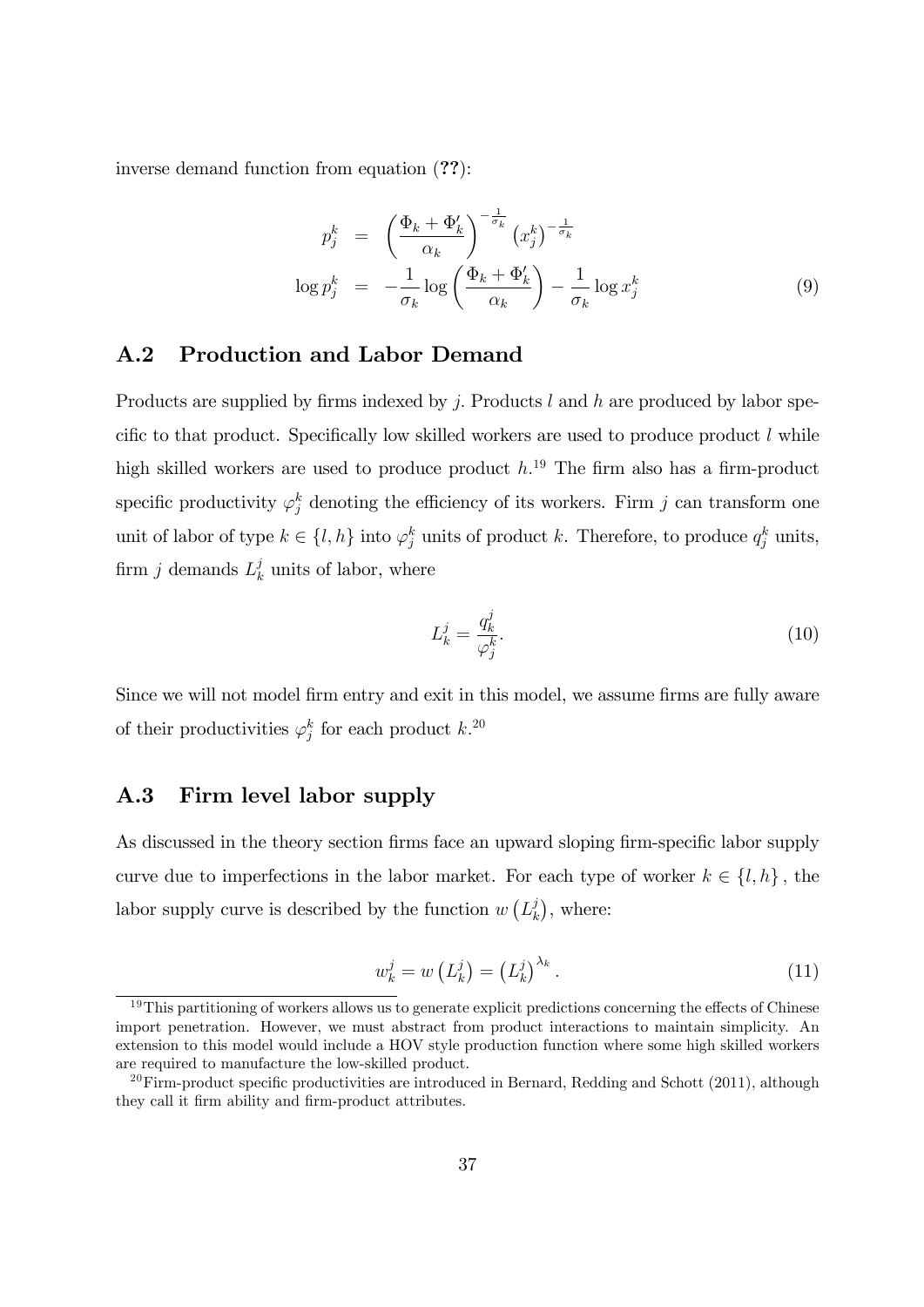inverse demand function from equation (**??**):

$$
\begin{aligned}
p_j^k &= \left(\frac{\Phi_k + \Phi_k'}{\alpha_k}\right)^{-\frac{1}{\sigma_k}} \left(x_j^k\right)^{-\frac{1}{\sigma_k}} \\
\log p_j^k &= -\frac{1}{\sigma_k} \log\left(\frac{\Phi_k + \Phi_k'}{\alpha_k}\right) - \frac{1}{\sigma_k} \log x_j^k
\end{aligned} \tag{9}
$$

## A.2 Production and Labor Demand

Products are supplied by firms indexed by $j$. Products $l$ and $h$ are produced by labor specific to that product. Specifically low skilled workers are used to produce product $l$ while high skilled workers are used to produce product $h$.[19] The firm also has a firm-product specific productivity $\varphi_j^k$ denoting the efficiency of its workers. Firm $j$ can transform one unit of labor of type $k \in \{l, h\}$ into $\varphi_j^k$ units of product $k$. Therefore, to produce $q_j^k$ units, firm $j$ demands $L_k^j$ units of labor, where

$$
L_k^j = \frac{q_k^j}{\varphi_j^k}. \tag{10}
$$

Since we will not model firm entry and exit in this model, we assume firms are fully aware of their productivities $\varphi_j^k$ for each product $k$.[20]

## A.3 Firm level labor supply

As discussed in the theory section firms face an upward sloping firm-specific labor supply curve due to imperfections in the labor market. For each type of worker $k \in \{l, h\}$, the labor supply curve is described by the function $w\left(L_k^j\right)$, where:

$$
w_k^j = w\left(L_k^j\right) = \left(L_k^j\right)^{\lambda_k}. \tag{11}
$$

[19]This partitioning of workers allows us to generate explicit predictions concerning the effects of Chinese import penetration. However, we must abstract from product interactions to maintain simplicity. An extension to this model would include a HOV style production function where some high skilled workers are required to manufacture the low-skilled product.

[20]Firm-product specific productivities are introduced in Bernard, Redding and Schott (2011), although they call it firm ability and firm-product attributes.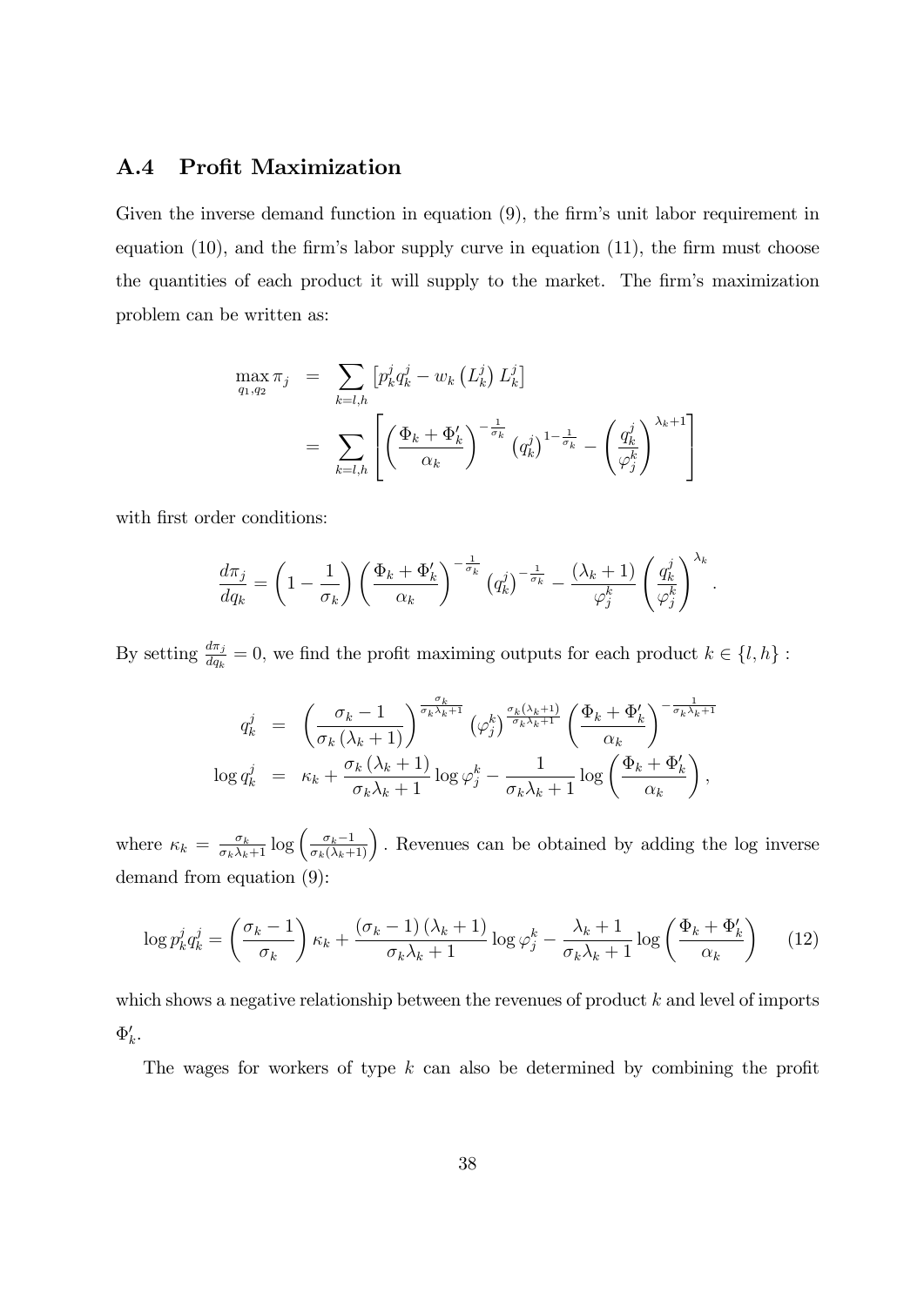## A.4 Profit Maximization

Given the inverse demand function in equation (9), the firm's unit labor requirement in equation (10), and the firm's labor supply curve in equation (11), the firm must choose the quantities of each product it will supply to the market. The firm's maximization problem can be written as:

$$
\begin{aligned}
\max_{q_1,q_2} \pi_j &= \sum_{k=l,h} \left[ p_k^j q_k^j - w_k \left( L_k^j \right) L_k^j \right] \\
&= \sum_{k=l,h} \left[ \left( \frac{\Phi_k + \Phi_k'}{\alpha_k} \right)^{-\frac{1}{\sigma_k}} \left( q_k^j \right)^{1-\frac{1}{\sigma_k}} - \left( \frac{q_k^j}{\varphi_j^k} \right)^{\lambda_k + 1} \right]
\end{aligned}
$$

with first order conditions:

$$
\frac{d\pi_j}{dq_k} = \left( 1 - \frac{1}{\sigma_k} \right) \left( \frac{\Phi_k + \Phi_k'}{\alpha_k} \right)^{-\frac{1}{\sigma_k}} \left( q_k^j \right)^{-\frac{1}{\sigma_k}} - \frac{(\lambda_k + 1)}{\varphi_j^k} \left( \frac{q_k^j}{\varphi_j^k} \right)^{\lambda_k}.
$$

By setting $\frac{d\pi_j}{dq_k} = 0$, we find the profit maximing outputs for each product $k \in \{l, h\}$ :

$$
\begin{aligned}
q_k^j &= \left( \frac{\sigma_k - 1}{\sigma_k (\lambda_k + 1)} \right)^{\frac{\sigma_k}{\sigma_k \lambda_k + 1}} \left( \varphi_j^k \right)^{\frac{\sigma_k (\lambda_k + 1)}{\sigma_k \lambda_k + 1}} \left( \frac{\Phi_k + \Phi_k'}{\alpha_k} \right)^{-\frac{1}{\sigma_k \lambda_k + 1}} \\
\log q_k^j &= \kappa_k + \frac{\sigma_k (\lambda_k + 1)}{\sigma_k \lambda_k + 1} \log \varphi_j^k - \frac{1}{\sigma_k \lambda_k + 1} \log \left( \frac{\Phi_k + \Phi_k'}{\alpha_k} \right),
\end{aligned}
$$

where $\kappa_k = \frac{\sigma_k}{\sigma_k \lambda_k + 1} \log \left( \frac{\sigma_k - 1}{\sigma_k (\lambda_k + 1)} \right)$. Revenues can be obtained by adding the log inverse demand from equation (9):

$$
\log p_k^j q_k^j = \left( \frac{\sigma_k - 1}{\sigma_k} \right) \kappa_k + \frac{(\sigma_k - 1)(\lambda_k + 1)}{\sigma_k \lambda_k + 1} \log \varphi_j^k - \frac{\lambda_k + 1}{\sigma_k \lambda_k + 1} \log \left( \frac{\Phi_k + \Phi_k'}{\alpha_k} \right) \quad (12)
$$

which shows a negative relationship between the revenues of product $k$ and level of imports $\Phi_k'$.

The wages for workers of type $k$ can also be determined by combining the profit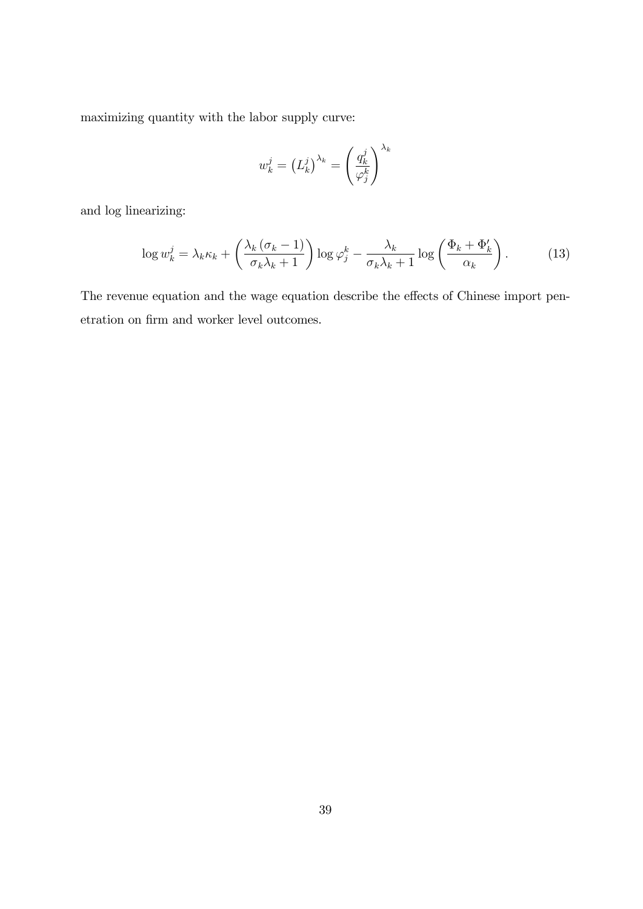maximizing quantity with the labor supply curve:

$$w_k^j = \left(L_k^j\right)^{\lambda_k} = \left(\frac{q_k^j}{\varphi_j^k}\right)^{\lambda_k}$$

and log linearizing:

$$\log w_k^j = \lambda_k \kappa_k + \left(\frac{\lambda_k (\sigma_k - 1)}{\sigma_k \lambda_k + 1}\right) \log \varphi_j^k - \frac{\lambda_k}{\sigma_k \lambda_k + 1} \log \left(\frac{\Phi_k + \Phi_k'}{\alpha_k}\right). \tag{13}$$

The revenue equation and the wage equation describe the effects of Chinese import penetration on firm and worker level outcomes.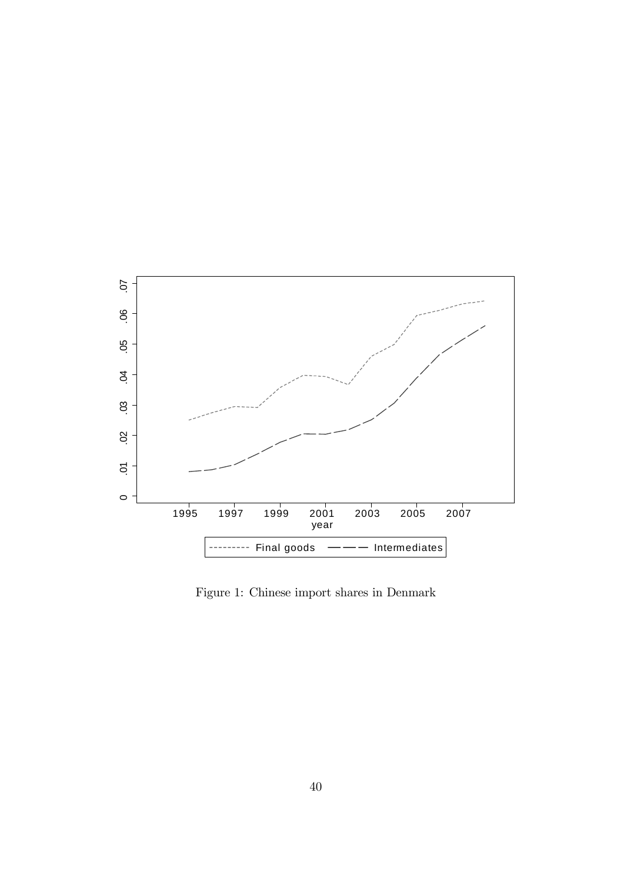Figure 1: Chinese import shares in Denmark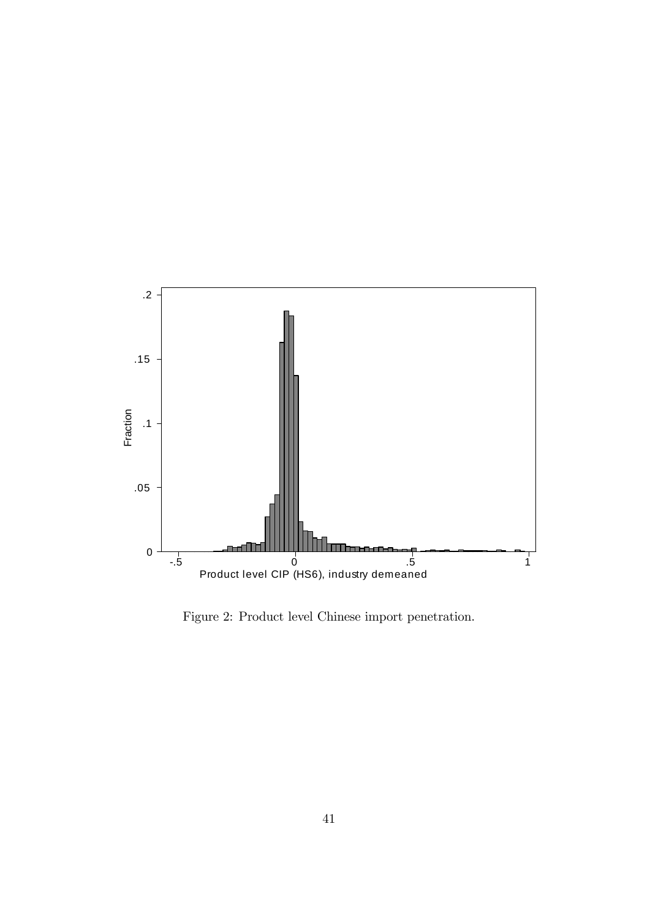Figure 2: Product level Chinese import penetration.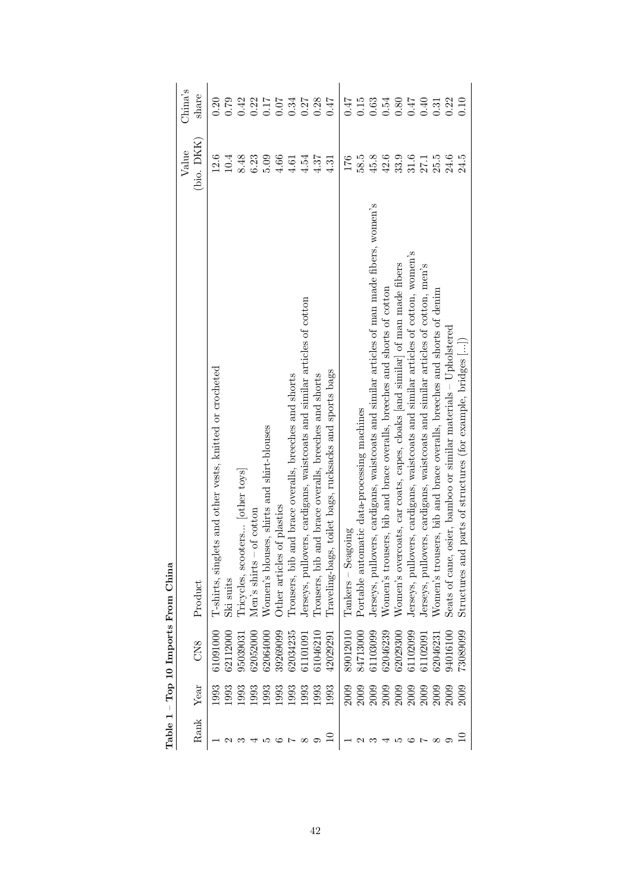**Table 1 – Top 10 Imports From China**

| Rank | Year | CN8 | Product | Value (bio. DKK) | China's share |
|---|---|---|---|---|---|
| 1 | 1993 | 61091000 | T-shirts, singlets and other vests, knitted or crocheted | 12.6 | 0.20 |
| 2 | 1993 | 62112000 | Ski suits | 10.4 | 0.79 |
| 3 | 1993 | 95039031 | Tricycles, scooters... [other toys] | 8.48 | 0.42 |
| 4 | 1993 | 62052000 | Men's shirts – of cotton | 6.23 | 0.22 |
| 5 | 1993 | 62064000 | Women's blouses, shirts and shirt-blouses | 5.09 | 0.17 |
| 6 | 1993 | 39269099 | Other articles of plastics | 4.66 | 0.07 |
| 7 | 1993 | 62034235 | Trousers, bib and brace overalls, breeches and shorts | 4.61 | 0.34 |
| 8 | 1993 | 61101091 | Jerseys, pullovers, cardigans, waistcoats and similar articles of cotton | 4.54 | 0.27 |
| 9 | 1993 | 61046210 | Trousers, bib and brace overalls, breeches and shorts | 4.37 | 0.28 |
| 10 | 1993 | 42029291 | Traveling-bags, toilet bags, rucksacks and sports bags | 4.31 | 0.47 |
| 1 | 2009 | 89012010 | Tankers – Seagoing | 176 | 0.47 |
| 2 | 2009 | 84713000 | Portable automatic data-processing machines | 58.5 | 0.15 |
| 3 | 2009 | 61103099 | Jerseys, pullovers, cardigans, waistcoats and similar articles of man made fibers, women's | 45.8 | 0.63 |
| 4 | 2009 | 62046239 | Women's trousers, bib and brace overalls, breeches and shorts of cotton | 42.6 | 0.54 |
| 5 | 2009 | 62029300 | Women's overcoats, car coats, capes, cloaks [and similar] of man made fibers | 33.9 | 0.80 |
| 6 | 2009 | 61102099 | Jerseys, pullovers, cardigans, waistcoats and similar articles of cotton, women's | 31.6 | 0.47 |
| 7 | 2009 | 61102091 | Jerseys, pullovers, cardigans, waistcoats and similar articles of cotton, men's | 27.1 | 0.40 |
| 8 | 2009 | 62046231 | Women's trousers, bib and brace overalls, breeches and shorts of denim | 25.5 | 0.31 |
| 9 | 2009 | 94016100 | Seats of cane, osier, bamboo or similar materials – Upholstered | 24.6 | 0.22 |
| 10 | 2009 | 73089099 | Structures and parts of structures (for example, bridges [...]) | 24.5 | 0.10 |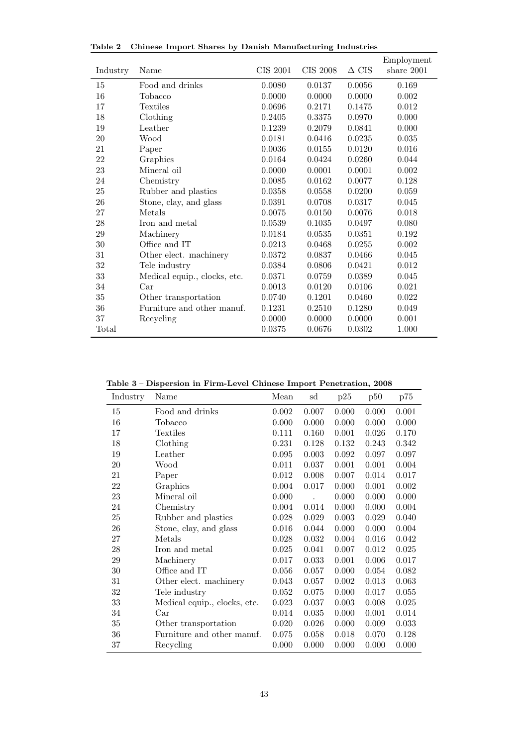**Table 2 – Chinese Import Shares by Danish Manufacturing Industries**

| Industry | Name | CIS 2001 | CIS 2008 | $\Delta$ CIS | Employment share 2001 |
|---|---|---|---|---|---|
| 15 | Food and drinks | 0.0080 | 0.0137 | 0.0056 | 0.169 |
| 16 | Tobacco | 0.0000 | 0.0000 | 0.0000 | 0.002 |
| 17 | Textiles | 0.0696 | 0.2171 | 0.1475 | 0.012 |
| 18 | Clothing | 0.2405 | 0.3375 | 0.0970 | 0.000 |
| 19 | Leather | 0.1239 | 0.2079 | 0.0841 | 0.000 |
| 20 | Wood | 0.0181 | 0.0416 | 0.0235 | 0.035 |
| 21 | Paper | 0.0036 | 0.0155 | 0.0120 | 0.016 |
| 22 | Graphics | 0.0164 | 0.0424 | 0.0260 | 0.044 |
| 23 | Mineral oil | 0.0000 | 0.0001 | 0.0001 | 0.002 |
| 24 | Chemistry | 0.0085 | 0.0162 | 0.0077 | 0.128 |
| 25 | Rubber and plastics | 0.0358 | 0.0558 | 0.0200 | 0.059 |
| 26 | Stone, clay, and glass | 0.0391 | 0.0708 | 0.0317 | 0.045 |
| 27 | Metals | 0.0075 | 0.0150 | 0.0076 | 0.018 |
| 28 | Iron and metal | 0.0539 | 0.1035 | 0.0497 | 0.080 |
| 29 | Machinery | 0.0184 | 0.0535 | 0.0351 | 0.192 |
| 30 | Office and IT | 0.0213 | 0.0468 | 0.0255 | 0.002 |
| 31 | Other elect. machinery | 0.0372 | 0.0837 | 0.0466 | 0.045 |
| 32 | Tele industry | 0.0384 | 0.0806 | 0.0421 | 0.012 |
| 33 | Medical equip., clocks, etc. | 0.0371 | 0.0759 | 0.0389 | 0.045 |
| 34 | Car | 0.0013 | 0.0120 | 0.0106 | 0.021 |
| 35 | Other transportation | 0.0740 | 0.1201 | 0.0460 | 0.022 |
| 36 | Furniture and other manuf. | 0.1231 | 0.2510 | 0.1280 | 0.049 |
| 37 | Recycling | 0.0000 | 0.0000 | 0.0000 | 0.001 |
| Total | | 0.0375 | 0.0676 | 0.0302 | 1.000 |

**Table 3 – Dispersion in Firm-Level Chinese Import Penetration, 2008**

| Industry | Name | Mean | sd | p25 | p50 | p75 |
|---|---|---|---|---|---|---|
| 15 | Food and drinks | 0.002 | 0.007 | 0.000 | 0.000 | 0.001 |
| 16 | Tobacco | 0.000 | 0.000 | 0.000 | 0.000 | 0.000 |
| 17 | Textiles | 0.111 | 0.160 | 0.001 | 0.026 | 0.170 |
| 18 | Clothing | 0.231 | 0.128 | 0.132 | 0.243 | 0.342 |
| 19 | Leather | 0.095 | 0.003 | 0.092 | 0.097 | 0.097 |
| 20 | Wood | 0.011 | 0.037 | 0.001 | 0.001 | 0.004 |
| 21 | Paper | 0.012 | 0.008 | 0.007 | 0.014 | 0.017 |
| 22 | Graphics | 0.004 | 0.017 | 0.000 | 0.001 | 0.002 |
| 23 | Mineral oil | 0.000 | . | 0.000 | 0.000 | 0.000 |
| 24 | Chemistry | 0.004 | 0.014 | 0.000 | 0.000 | 0.004 |
| 25 | Rubber and plastics | 0.028 | 0.029 | 0.003 | 0.029 | 0.040 |
| 26 | Stone, clay, and glass | 0.016 | 0.044 | 0.000 | 0.000 | 0.004 |
| 27 | Metals | 0.028 | 0.032 | 0.004 | 0.016 | 0.042 |
| 28 | Iron and metal | 0.025 | 0.041 | 0.007 | 0.012 | 0.025 |
| 29 | Machinery | 0.017 | 0.033 | 0.001 | 0.006 | 0.017 |
| 30 | Office and IT | 0.056 | 0.057 | 0.000 | 0.054 | 0.082 |
| 31 | Other elect. machinery | 0.043 | 0.057 | 0.002 | 0.013 | 0.063 |
| 32 | Tele industry | 0.052 | 0.075 | 0.000 | 0.017 | 0.055 |
| 33 | Medical equip., clocks, etc. | 0.023 | 0.037 | 0.003 | 0.008 | 0.025 |
| 34 | Car | 0.014 | 0.035 | 0.000 | 0.001 | 0.014 |
| 35 | Other transportation | 0.020 | 0.026 | 0.000 | 0.009 | 0.033 |
| 36 | Furniture and other manuf. | 0.075 | 0.058 | 0.018 | 0.070 | 0.128 |
| 37 | Recycling | 0.000 | 0.000 | 0.000 | 0.000 | 0.000 |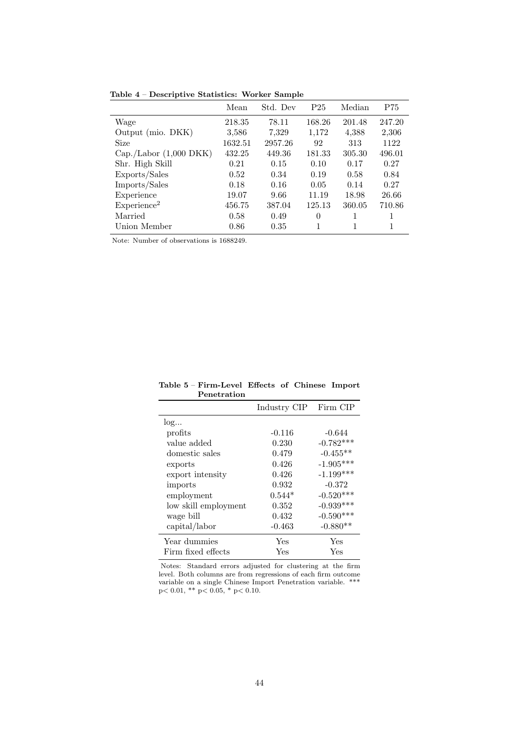**Table 4** – **Descriptive Statistics: Worker Sample**

| | Mean | Std. Dev | P25 | Median | P75 |
|---|---|---|---|---|---|
| Wage | 218.35 | 78.11 | 168.26 | 201.48 | 247.20 |
| Output (mio. DKK) | 3,586 | 7,329 | 1,172 | 4,388 | 2,306 |
| Size | 1632.51 | 2957.26 | 92 | 313 | 1122 |
| Cap./Labor (1,000 DKK) | 432.25 | 449.36 | 181.33 | 305.30 | 496.01 |
| Shr. High Skill | 0.21 | 0.15 | 0.10 | 0.17 | 0.27 |
| Exports/Sales | 0.52 | 0.34 | 0.19 | 0.58 | 0.84 |
| Imports/Sales | 0.18 | 0.16 | 0.05 | 0.14 | 0.27 |
| Experience | 19.07 | 9.66 | 11.19 | 18.98 | 26.66 |
| Experience$^2$ | 456.75 | 387.04 | 125.13 | 360.05 | 710.86 |
| Married | 0.58 | 0.49 | 0 | 1 | 1 |
| Union Member | 0.86 | 0.35 | 1 | 1 | 1 |

Note: Number of observations is 1688249.

**Table 5** – **Firm-Level Effects of Chinese Import Penetration**

| | Industry CIP | Firm CIP |
|---|---|---|
| log... | | |
| profits | -0.116 | -0.644 |
| value added | 0.230 | -0.782*** |
| domestic sales | 0.479 | -0.455** |
| exports | 0.426 | -1.905*** |
| export intensity | 0.426 | -1.199*** |
| imports | 0.932 | -0.372 |
| employment | 0.544* | -0.520*** |
| low skill employment | 0.352 | -0.939*** |
| wage bill | 0.432 | -0.590*** |
| capital/labor | -0.463 | -0.880** |
| Year dummies | Yes | Yes |
| Firm fixed effects | Yes | Yes |

Notes: Standard errors adjusted for clustering at the firm level. Both columns are from regressions of each firm outcome variable on a single Chinese Import Penetration variable. *** $p < 0.01$, ** $p < 0.05$, * $p < 0.10$.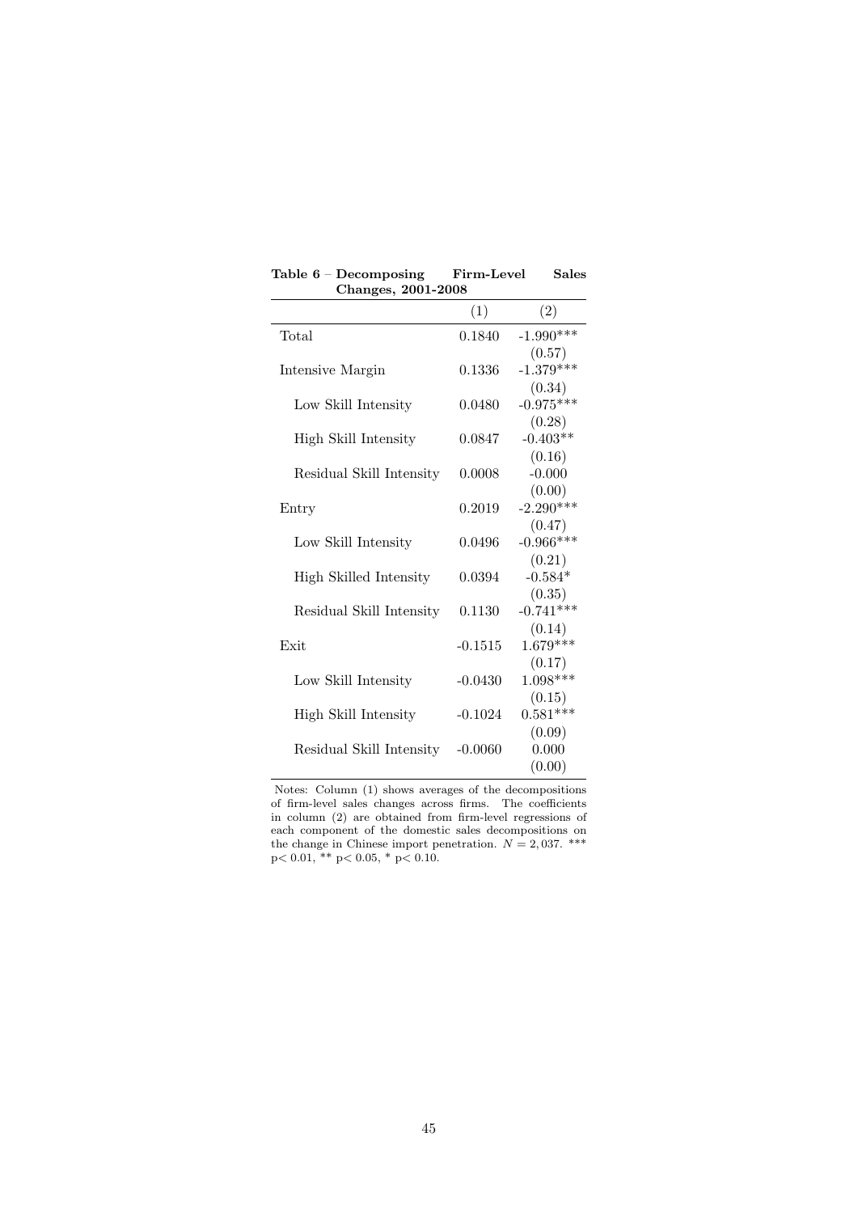**Table 6 – Decomposing Firm-Level Sales Changes, 2001-2008**

| | (1) | (2) |
|---|---|---|
| Total | 0.1840 | -1.990*** |
| | | (0.57) |
| Intensive Margin | 0.1336 | -1.379*** |
| | | (0.34) |
| Low Skill Intensity | 0.0480 | -0.975*** |
| | | (0.28) |
| High Skill Intensity | 0.0847 | -0.403** |
| | | (0.16) |
| Residual Skill Intensity | 0.0008 | -0.000 |
| | | (0.00) |
| Entry | 0.2019 | -2.290*** |
| | | (0.47) |
| Low Skill Intensity | 0.0496 | -0.966*** |
| | | (0.21) |
| High Skilled Intensity | 0.0394 | -0.584* |
| | | (0.35) |
| Residual Skill Intensity | 0.1130 | -0.741*** |
| | | (0.14) |
| Exit | -0.1515 | 1.679*** |
| | | (0.17) |
| Low Skill Intensity | -0.0430 | 1.098*** |
| | | (0.15) |
| High Skill Intensity | -0.1024 | 0.581*** |
| | | (0.09) |
| Residual Skill Intensity | -0.0060 | 0.000 |
| | | (0.00) |

Notes: Column (1) shows averages of the decompositions of firm-level sales changes across firms. The coefficients in column (2) are obtained from firm-level regressions of each component of the domestic sales decompositions on the change in Chinese import penetration. $N = 2,037$. *** $p < 0.01$, ** $p < 0.05$, * $p < 0.10$.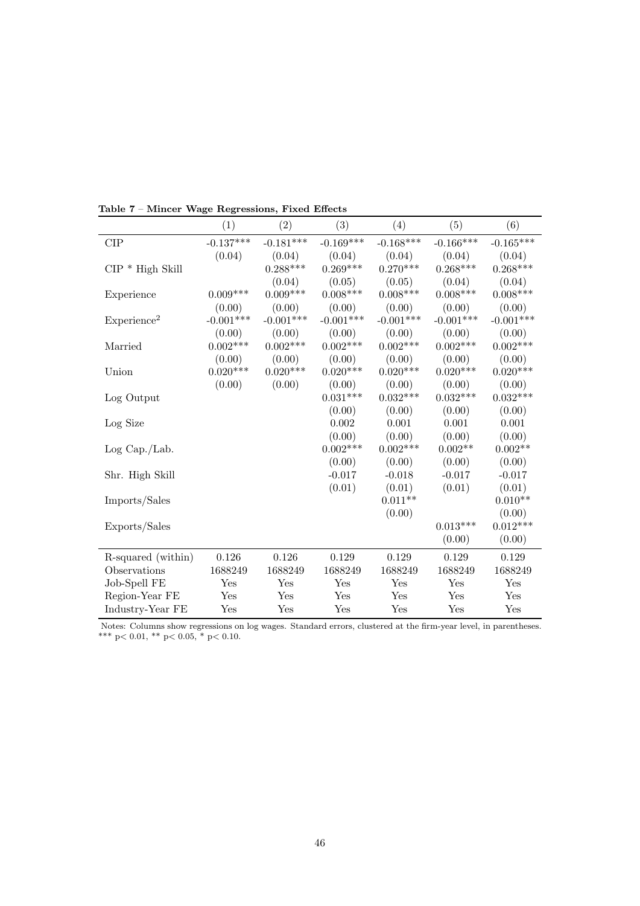**Table 7** – **Mincer Wage Regressions, Fixed Effects**

| | (1) | (2) | (3) | (4) | (5) | (6) |
|---|---|---|---|---|---|---|
| CIP | -0.137*** | -0.181*** | -0.169*** | -0.168*** | -0.166*** | -0.165*** |
| | (0.04) | (0.04) | (0.04) | (0.04) | (0.04) | (0.04) |
| CIP * High Skill | | 0.288*** | 0.269*** | 0.270*** | 0.268*** | 0.268*** |
| | | (0.04) | (0.05) | (0.05) | (0.04) | (0.04) |
| Experience | 0.009*** | 0.009*** | 0.008*** | 0.008*** | 0.008*** | 0.008*** |
| | (0.00) | (0.00) | (0.00) | (0.00) | (0.00) | (0.00) |
| Experience$^2$ | -0.001*** | -0.001*** | -0.001*** | -0.001*** | -0.001*** | -0.001*** |
| | (0.00) | (0.00) | (0.00) | (0.00) | (0.00) | (0.00) |
| Married | 0.002*** | 0.002*** | 0.002*** | 0.002*** | 0.002*** | 0.002*** |
| | (0.00) | (0.00) | (0.00) | (0.00) | (0.00) | (0.00) |
| Union | 0.020*** | 0.020*** | 0.020*** | 0.020*** | 0.020*** | 0.020*** |
| | (0.00) | (0.00) | (0.00) | (0.00) | (0.00) | (0.00) |
| Log Output | | | 0.031*** | 0.032*** | 0.032*** | 0.032*** |
| | | | (0.00) | (0.00) | (0.00) | (0.00) |
| Log Size | | | 0.002 | 0.001 | 0.001 | 0.001 |
| | | | (0.00) | (0.00) | (0.00) | (0.00) |
| Log Cap./Lab. | | | 0.002*** | 0.002*** | 0.002** | 0.002** |
| | | | (0.00) | (0.00) | (0.00) | (0.00) |
| Shr. High Skill | | | -0.017 | -0.018 | -0.017 | -0.017 |
| | | | (0.01) | (0.01) | (0.01) | (0.01) |
| Imports/Sales | | | | 0.011** | | 0.010** |
| | | | | (0.00) | | (0.00) |
| Exports/Sales | | | | | 0.013*** | 0.012*** |
| | | | | | (0.00) | (0.00) |
| R-squared (within) | 0.126 | 0.126 | 0.129 | 0.129 | 0.129 | 0.129 |
| Observations | 1688249 | 1688249 | 1688249 | 1688249 | 1688249 | 1688249 |
| Job-Spell FE | Yes | Yes | Yes | Yes | Yes | Yes |
| Region-Year FE | Yes | Yes | Yes | Yes | Yes | Yes |
| Industry-Year FE | Yes | Yes | Yes | Yes | Yes | Yes |

Notes: Columns show regressions on log wages. Standard errors, clustered at the firm-year level, in parentheses. *** $p < 0.01$, ** $p < 0.05$, * $p < 0.10$.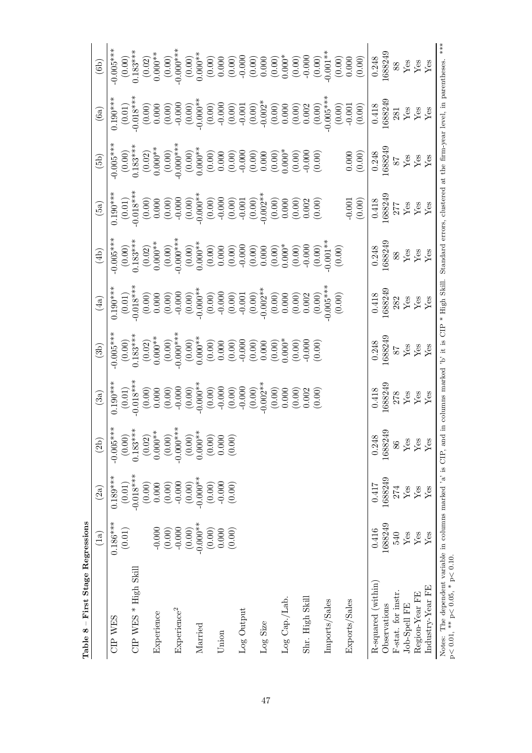**Table 8 – First Stage Regressions**

| | (1a) | (2a) | (2b) | (3a) | (3b) | (4a) | (4b) | (5a) | (5b) | (6a) | (6b) |
|---|---|---|---|---|---|---|---|---|---|---|---|
| CIP WES | 0.186*** | 0.189*** | -0.005*** | 0.190*** | -0.005*** | 0.190*** | -0.005*** | 0.190*** | -0.005*** | 0.190*** | -0.005*** |
| | (0.01) | (0.01) | (0.00) | (0.01) | (0.00) | (0.01) | (0.00) | (0.01) | (0.00) | (0.01) | (0.00) |
| CIP WES * High Skill | | -0.018*** | 0.183*** | -0.018*** | 0.183*** | -0.018*** | 0.183*** | -0.018*** | 0.183*** | -0.018*** | 0.183*** |
| | | (0.00) | (0.02) | (0.00) | (0.02) | (0.00) | (0.02) | (0.00) | (0.02) | (0.00) | (0.02) |
| Experience | -0.000 | 0.000 | 0.000** | 0.000 | 0.000** | 0.000 | 0.000** | 0.000 | 0.000** | 0.000 | 0.000** |
| | (0.00) | (0.00) | (0.00) | (0.00) | (0.00) | (0.00) | (0.00) | (0.00) | (0.00) | (0.00) | (0.00) |
| Experience$^2$ | -0.000 | -0.000 | -0.000*** | -0.000 | -0.000*** | -0.000 | -0.000*** | -0.000 | -0.000*** | -0.000 | -0.000*** |
| | (0.00) | (0.00) | (0.00) | (0.00) | (0.00) | (0.00) | (0.00) | (0.00) | (0.00) | (0.00) | (0.00) |
| Married | -0.000** | -0.000** | 0.000** | -0.000** | 0.000** | -0.000** | 0.000** | -0.000** | 0.000** | -0.000** | 0.000** |
| | (0.00) | (0.00) | (0.00) | (0.00) | (0.00) | (0.00) | (0.00) | (0.00) | (0.00) | (0.00) | (0.00) |
| Union | 0.000 | -0.000 | 0.000 | -0.000 | 0.000 | -0.000 | 0.000 | -0.000 | 0.000 | -0.000 | 0.000 |
| | (0.00) | (0.00) | (0.00) | (0.00) | (0.00) | (0.00) | (0.00) | (0.00) | (0.00) | (0.00) | (0.00) |
| Log Output | | | | -0.000 | -0.000 | -0.001 | -0.000 | -0.001 | -0.000 | -0.001 | -0.000 |
| | | | | (0.00) | (0.00) | (0.00) | (0.00) | (0.00) | (0.00) | (0.00) | (0.00) |
| Log Size | | | | -0.002** | 0.000 | -0.002** | 0.000 | -0.002** | 0.000 | -0.002* | 0.000 |
| | | | | (0.00) | (0.00) | (0.00) | (0.00) | (0.00) | (0.00) | (0.00) | (0.00) |
| Log Cap./Lab. | | | | 0.000 | 0.000* | 0.000 | 0.000* | 0.000 | 0.000* | 0.000 | 0.000* |
| | | | | (0.00) | (0.00) | (0.00) | (0.00) | (0.00) | (0.00) | (0.00) | (0.00) |
| Shr. High Skill | | | | 0.002 | -0.000 | 0.002 | -0.000 | 0.002 | -0.000 | 0.002 | -0.000 |
| | | | | (0.00) | (0.00) | (0.00) | (0.00) | (0.00) | (0.00) | (0.00) | (0.00) |
| Imports/Sales | | | | | | -0.005*** | -0.001** | | | -0.005*** | -0.001** |
| | | | | | | (0.00) | (0.00) | | | (0.00) | (0.00) |
| Exports/Sales | | | | | | | | -0.001 | 0.000 | -0.001 | 0.000 |
| | | | | | | | | (0.00) | (0.00) | (0.00) | (0.00) |
| R-squared (within) | 0.416 | 0.417 | 0.248 | 0.418 | 0.248 | 0.418 | 0.248 | 0.418 | 0.248 | 0.418 | 0.248 |
| Observations | 1688249 | 1688249 | 1688249 | 1688249 | 1688249 | 1688249 | 1688249 | 1688249 | 1688249 | 1688249 | 1688249 |
| F-stat. for instr. | 540 | 274 | 86 | 278 | 87 | 282 | 88 | 277 | 87 | 281 | 88 |
| Job-Spell FE | Yes | Yes | Yes | Yes | Yes | Yes | Yes | Yes | Yes | Yes | Yes |
| Region-Year FE | Yes | Yes | Yes | Yes | Yes | Yes | Yes | Yes | Yes | Yes | Yes |
| Industry-Year FE | Yes | Yes | Yes | Yes | Yes | Yes | Yes | Yes | Yes | Yes | Yes |

Notes: The dependent variable in columns marked 'a' is CIP, and in columns marked 'b' it is CIP * High Skill. Standard errors, clustered at the firm-year level, in parentheses. *** p< 0.01, ** p< 0.05, * p< 0.10.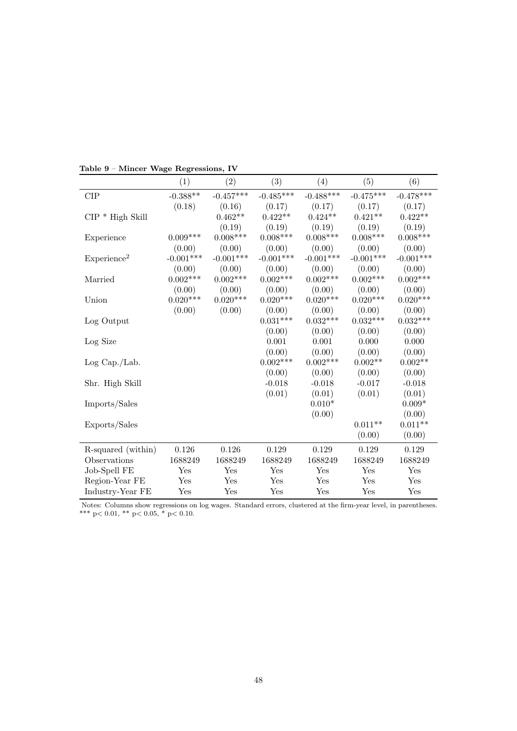**Table 9** – **Mincer Wage Regressions, IV**

| | (1) | (2) | (3) | (4) | (5) | (6) |
|---|---|---|---|---|---|---|
| CIP | -0.388** | -0.457*** | -0.485*** | -0.488*** | -0.475*** | -0.478*** |
| | (0.18) | (0.16) | (0.17) | (0.17) | (0.17) | (0.17) |
| CIP * High Skill | | 0.462** | 0.422** | 0.424** | 0.421** | 0.422** |
| | | (0.19) | (0.19) | (0.19) | (0.19) | (0.19) |
| Experience | 0.009*** | 0.008*** | 0.008*** | 0.008*** | 0.008*** | 0.008*** |
| | (0.00) | (0.00) | (0.00) | (0.00) | (0.00) | (0.00) |
| Experience$^2$ | -0.001*** | -0.001*** | -0.001*** | -0.001*** | -0.001*** | -0.001*** |
| | (0.00) | (0.00) | (0.00) | (0.00) | (0.00) | (0.00) |
| Married | 0.002*** | 0.002*** | 0.002*** | 0.002*** | 0.002*** | 0.002*** |
| | (0.00) | (0.00) | (0.00) | (0.00) | (0.00) | (0.00) |
| Union | 0.020*** | 0.020*** | 0.020*** | 0.020*** | 0.020*** | 0.020*** |
| | (0.00) | (0.00) | (0.00) | (0.00) | (0.00) | (0.00) |
| Log Output | | | 0.031*** | 0.032*** | 0.032*** | 0.032*** |
| | | | (0.00) | (0.00) | (0.00) | (0.00) |
| Log Size | | | 0.001 | 0.001 | 0.000 | 0.000 |
| | | | (0.00) | (0.00) | (0.00) | (0.00) |
| Log Cap./Lab. | | | 0.002*** | 0.002*** | 0.002** | 0.002** |
| | | | (0.00) | (0.00) | (0.00) | (0.00) |
| Shr. High Skill | | | -0.018 | -0.018 | -0.017 | -0.018 |
| | | | (0.01) | (0.01) | (0.01) | (0.01) |
| Imports/Sales | | | | 0.010* | | 0.009* |
| | | | | (0.00) | | (0.00) |
| Exports/Sales | | | | | 0.011** | 0.011** |
| | | | | | (0.00) | (0.00) |
| R-squared (within) | 0.126 | 0.126 | 0.129 | 0.129 | 0.129 | 0.129 |
| Observations | 1688249 | 1688249 | 1688249 | 1688249 | 1688249 | 1688249 |
| Job-Spell FE | Yes | Yes | Yes | Yes | Yes | Yes |
| Region-Year FE | Yes | Yes | Yes | Yes | Yes | Yes |
| Industry-Year FE | Yes | Yes | Yes | Yes | Yes | Yes |

Notes: Columns show regressions on log wages. Standard errors, clustered at the firm-year level, in parentheses. *** $p< 0.01$, ** $p< 0.05$, * $p< 0.10$.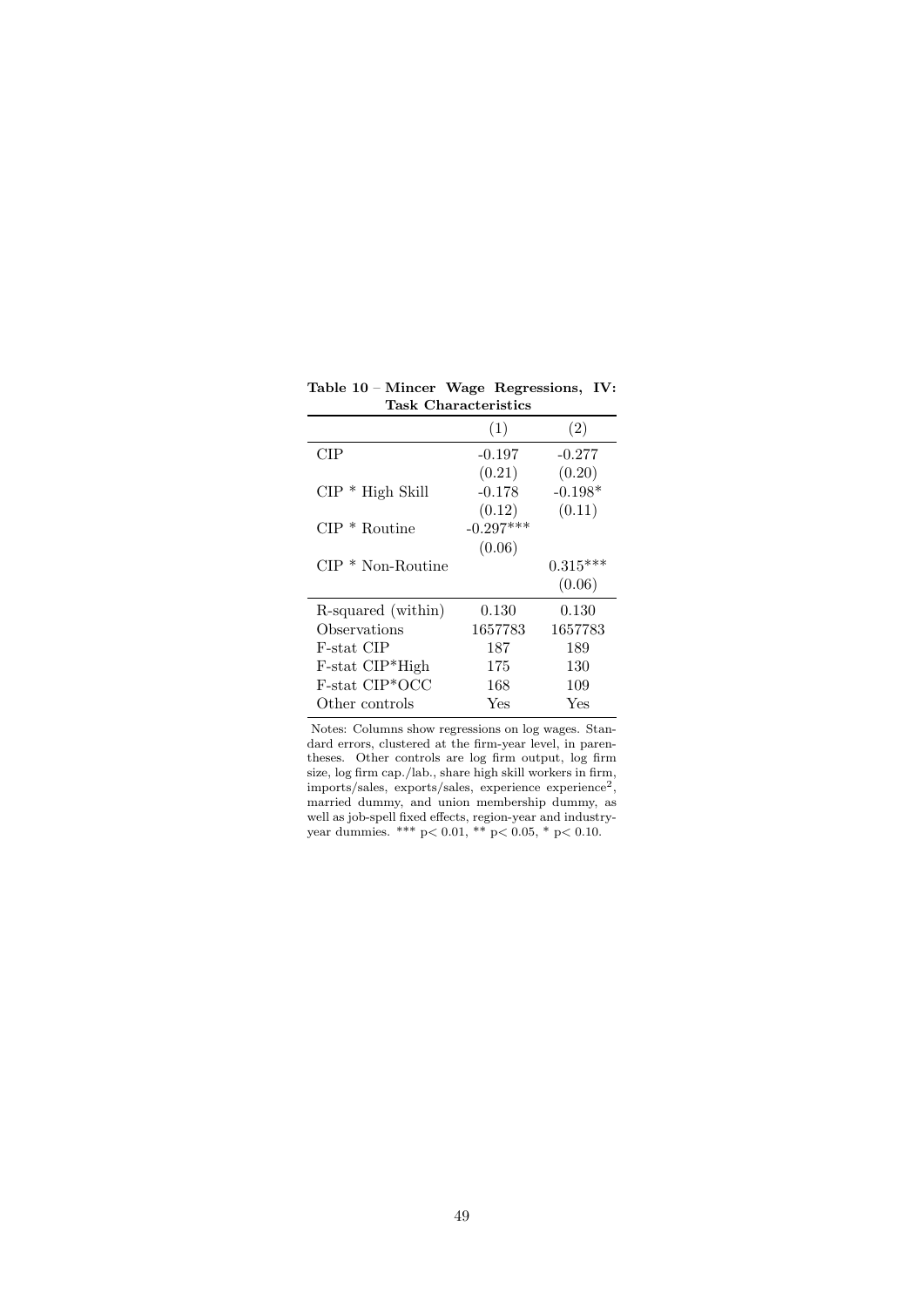**Table 10** – **Mincer Wage Regressions, IV: Task Characteristics**

| | (1) | (2) |
|---|---|---|
| CIP | -0.197 | -0.277 |
| | (0.21) | (0.20) |
| CIP * High Skill | -0.178 | -0.198* |
| | (0.12) | (0.11) |
| CIP * Routine | -0.297*** | |
| | (0.06) | |
| CIP * Non-Routine | | 0.315*** |
| | | (0.06) |
| R-squared (within) | 0.130 | 0.130 |
| Observations | 1657783 | 1657783 |
| F-stat CIP | 187 | 189 |
| F-stat CIP*High | 175 | 130 |
| F-stat CIP*OCC | 168 | 109 |
| Other controls | Yes | Yes |

Notes: Columns show regressions on log wages. Standard errors, clustered at the firm-year level, in parentheses. Other controls are log firm output, log firm size, log firm cap./lab., share high skill workers in firm, imports/sales, exports/sales, experience experience$^2$, married dummy, and union membership dummy, as well as job-spell fixed effects, region-year and industry-year dummies. *** $p < 0.01$, ** $p < 0.05$, * $p < 0.10$.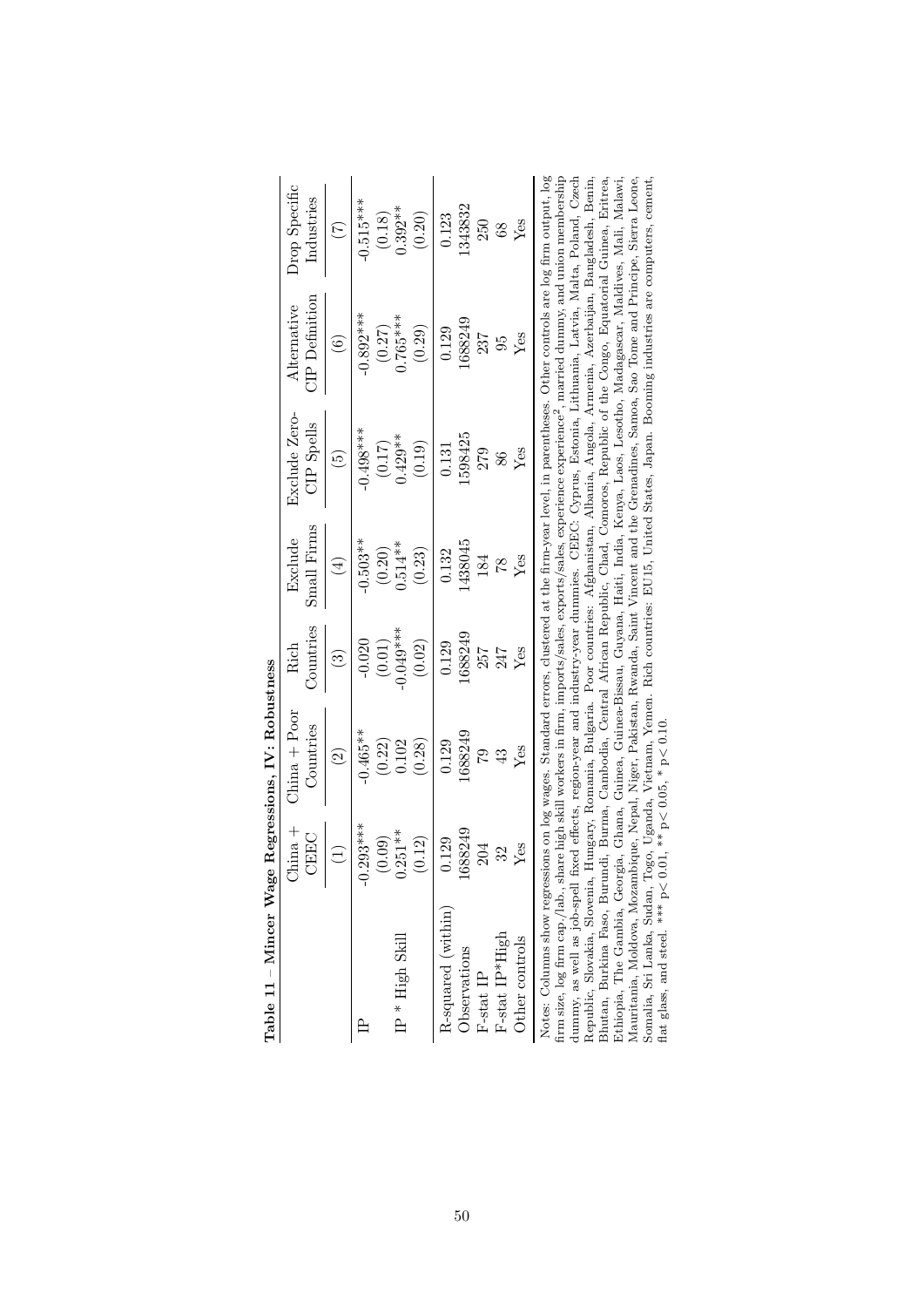**Table 11 – Mincer Wage Regressions, IV: Robustness**

| | China + CEEC | China + Poor Countries | Rich Countries | Exclude Small Firms | Exclude Zero-CIP Spells | Alternative CIP Definition | Drop Specific Industries |
|---|---|---|---|---|---|---|---|
| | (1) | (2) | (3) | (4) | (5) | (6) | (7) |
| IP | -0.293*** | -0.465** | -0.020 | -0.503** | -0.498*** | -0.892*** | -0.515*** |
| | (0.09) | (0.22) | (0.01) | (0.20) | (0.17) | (0.27) | (0.18) |
| IP * High Skill | 0.251** | 0.102 | -0.049*** | 0.514** | 0.429** | 0.765*** | 0.392** |
| | (0.12) | (0.28) | (0.02) | (0.23) | (0.19) | (0.29) | (0.20) |
| R-squared (within) | 0.129 | 0.129 | 0.129 | 0.132 | 0.131 | 0.129 | 0.123 |
| Observations | 1688249 | 1688249 | 1688249 | 1438045 | 1598425 | 1688249 | 1343832 |
| F-stat IP | 204 | 79 | 257 | 184 | 279 | 237 | 250 |
| F-stat IP*High | 32 | 43 | 247 | 78 | 86 | 95 | 68 |
| Other controls | Yes | Yes | Yes | Yes | Yes | Yes | Yes |

Notes: Columns show regressions on log wages. Standard errors, clustered at the firm-year level, in parentheses. Other controls are log firm output, log firm size, log firm cap./lab., share high skill workers in firm, imports/sales, exports/sales, experience experience$^2$, married dummy, and union membership dummy, as well as job-spell fixed effects, region-year and industry-year dummies. CEEC: Cyprus, Estonia, Lithuania, Latvia, Malta, Poland, Czech Republic, Slovakia, Slovenia, Hungary, Romania, Bulgaria. Poor countries: Afghanistan, Albania, Angola, Armenia, Azerbaijan, Bangladesh, Benin, Bhutan, Burkina Faso, Burundi, Burma, Cambodia, Central African Republic, Chad, Comoros, Republic of the Congo, Equatorial Guinea, Eritrea, Ethiopia, The Gambia, Georgia, Ghana, Guinea, Guinea-Bissau, Guyana, Haiti, India, Kenya, Laos, Lesotho, Madagascar, Maldives, Mali, Malawi, Mauritania, Moldova, Mozambique, Nepal, Niger, Pakistan, Rwanda, Saint Vincent and the Grenadines, Samoa, Sao Tome and Principe, Sierra Leone, Somalia, Sri Lanka, Sudan, Togo, Uganda, Vietnam, Yemen. Rich countries: EU15, United States, Japan. Booming industries are computers, cement, flat glass, and steel. *** $p<0.01$, ** $p<0.05$, * $p<0.10$.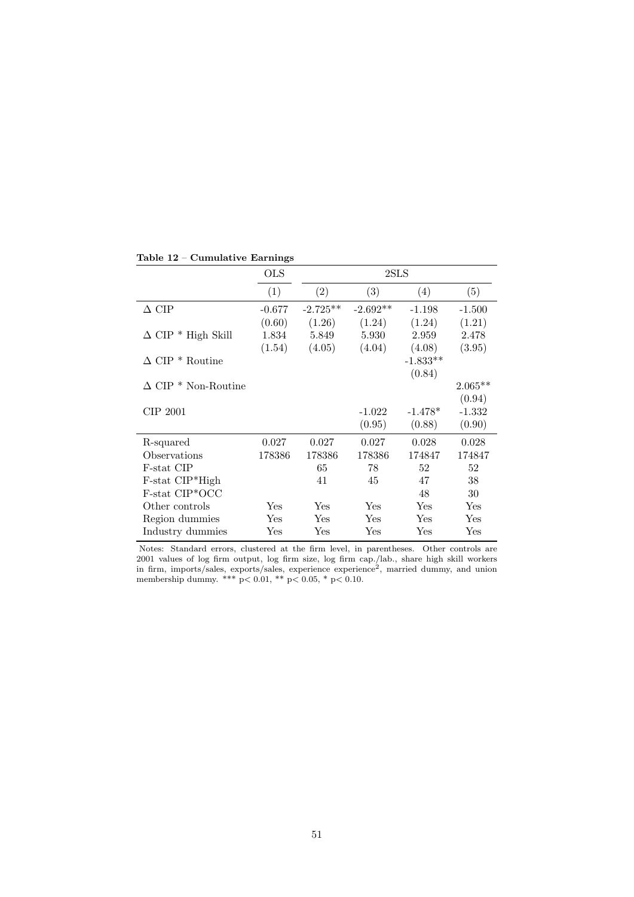**Table 12 – Cumulative Earnings**

| | OLS | 2SLS | | | |
|---|---|---|---|---|---|
| | (1) | (2) | (3) | (4) | (5) |
| $\Delta$ CIP | -0.677 | -2.725** | -2.692** | -1.198 | -1.500 |
| | (0.60) | (1.26) | (1.24) | (1.24) | (1.21) |
| $\Delta$ CIP * High Skill | 1.834 | 5.849 | 5.930 | 2.959 | 2.478 |
| | (1.54) | (4.05) | (4.04) | (4.08) | (3.95) |
| $\Delta$ CIP * Routine | | | | -1.833** | |
| | | | | (0.84) | |
| $\Delta$ CIP * Non-Routine | | | | | 2.065** |
| | | | | | (0.94) |
| CIP 2001 | | | -1.022 | -1.478* | -1.332 |
| | | | (0.95) | (0.88) | (0.90) |
| R-squared | 0.027 | 0.027 | 0.027 | 0.028 | 0.028 |
| Observations | 178386 | 178386 | 178386 | 174847 | 174847 |
| F-stat CIP | | 65 | 78 | 52 | 52 |
| F-stat CIP*High | | 41 | 45 | 47 | 38 |
| F-stat CIP*OCC | | | | 48 | 30 |
| Other controls | Yes | Yes | Yes | Yes | Yes |
| Region dummies | Yes | Yes | Yes | Yes | Yes |
| Industry dummies | Yes | Yes | Yes | Yes | Yes |

Notes: Standard errors, clustered at the firm level, in parentheses. Other controls are 2001 values of log firm output, log firm size, log firm cap./lab., share high skill workers in firm, imports/sales, exports/sales, experience experience$^2$, married dummy, and union membership dummy. *** $p< 0.01$, ** $p< 0.05$, * $p< 0.10$.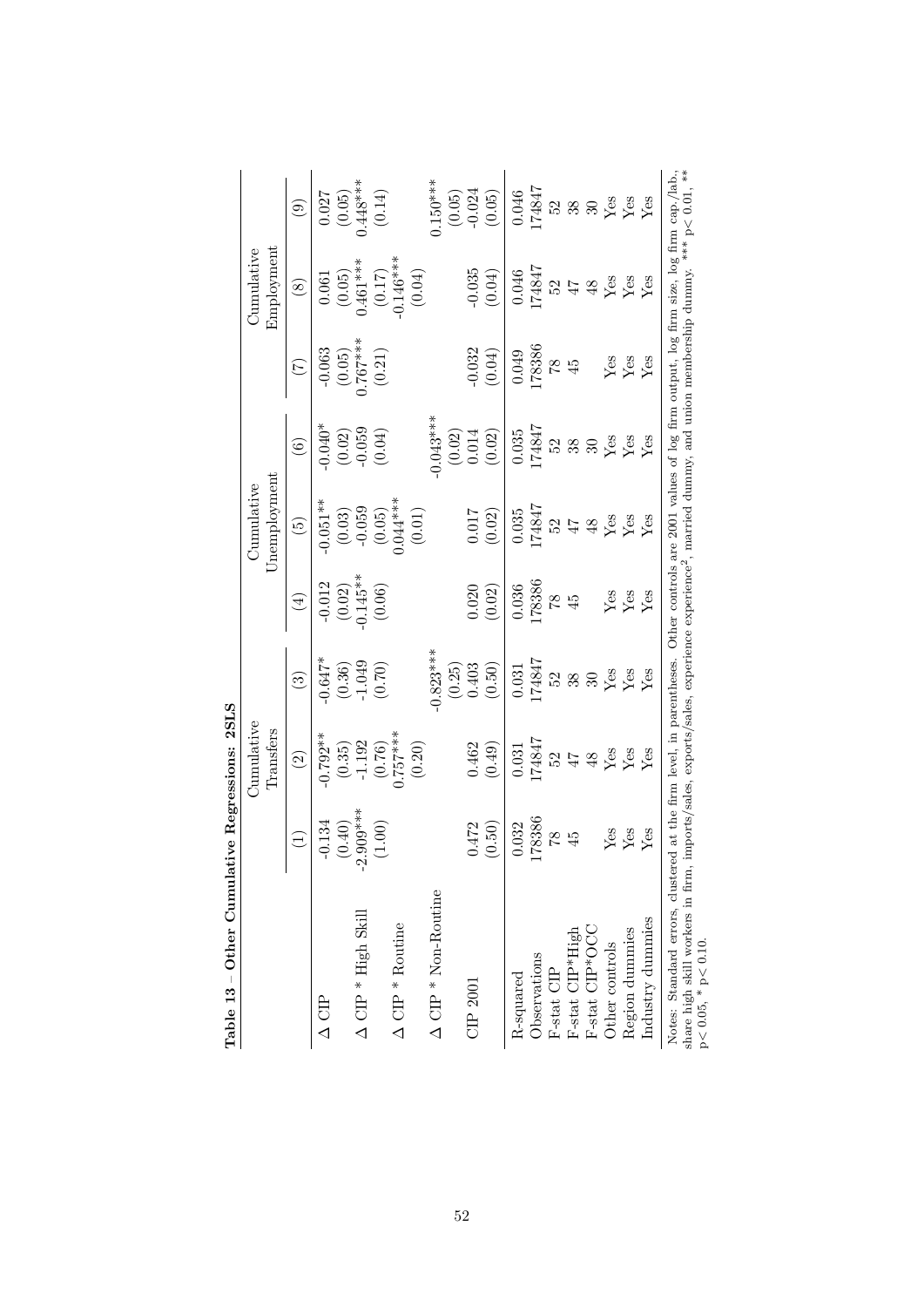**Table 13 – Other Cumulative Regressions: 2SLS**

| | Cumulative Transfers | | | Cumulative Unemployment | | | Cumulative Employment | | |
|---|---|---|---|---|---|---|---|---|---|
| | (1) | (2) | (3) | (4) | (5) | (6) | (7) | (8) | (9) |
| Δ CIP | -0.134 | -0.792** | -0.647* | -0.012 | -0.051** | -0.040* | -0.063 | 0.061 | 0.027 |
| | (0.40) | (0.35) | (0.36) | (0.02) | (0.03) | (0.02) | (0.05) | (0.05) | (0.05) |
| Δ CIP * High Skill | -2.909*** | -1.192 | -1.049 | -0.145** | -0.059 | -0.059 | 0.767*** | 0.461*** | 0.448*** |
| | (1.00) | (0.76) | (0.70) | (0.06) | (0.05) | (0.04) | (0.21) | (0.17) | (0.14) |
| Δ CIP * Routine | | 0.757*** | | | 0.044*** | | | -0.146*** | |
| | | (0.20) | | | (0.01) | | | (0.04) | |
| Δ CIP * Non-Routine | | | -0.823*** | | | -0.043*** | | | 0.150*** |
| | | | (0.25) | | | (0.02) | | | (0.05) |
| CIP 2001 | 0.472 | 0.462 | 0.403 | 0.020 | 0.017 | 0.014 | -0.032 | -0.035 | -0.024 |
| | (0.50) | (0.49) | (0.50) | (0.02) | (0.02) | (0.02) | (0.04) | (0.04) | (0.05) |
| R-squared | 0.032 | 0.031 | 0.031 | 0.036 | 0.035 | 0.035 | 0.049 | 0.046 | 0.046 |
| Observations | 178386 | 174847 | 174847 | 178386 | 174847 | 174847 | 178386 | 174847 | 174847 |
| F-stat CIP | 78 | 52 | 52 | 78 | 52 | 52 | 78 | 52 | 52 |
| F-stat CIP*High | 45 | 47 | 38 | 45 | 47 | 38 | 45 | 47 | 38 |
| F-stat CIP*OCC | | 48 | 30 | | 48 | 30 | | 48 | 30 |
| Other controls | Yes | Yes | Yes | Yes | Yes | Yes | Yes | Yes | Yes |
| Region dummies | Yes | Yes | Yes | Yes | Yes | Yes | Yes | Yes | Yes |
| Industry dummies | Yes | Yes | Yes | Yes | Yes | Yes | Yes | Yes | Yes |

Notes: Standard errors, clustered at the firm level, in parentheses. Other controls are 2001 values of log firm output, log firm size, log firm cap./lab., share high skill workers in firm, imports/sales, exports/sales, experience experience$^2$, married dummy, and union membership dummy. *** $p < 0.01$, ** $p < 0.05$, * $p < 0.10$.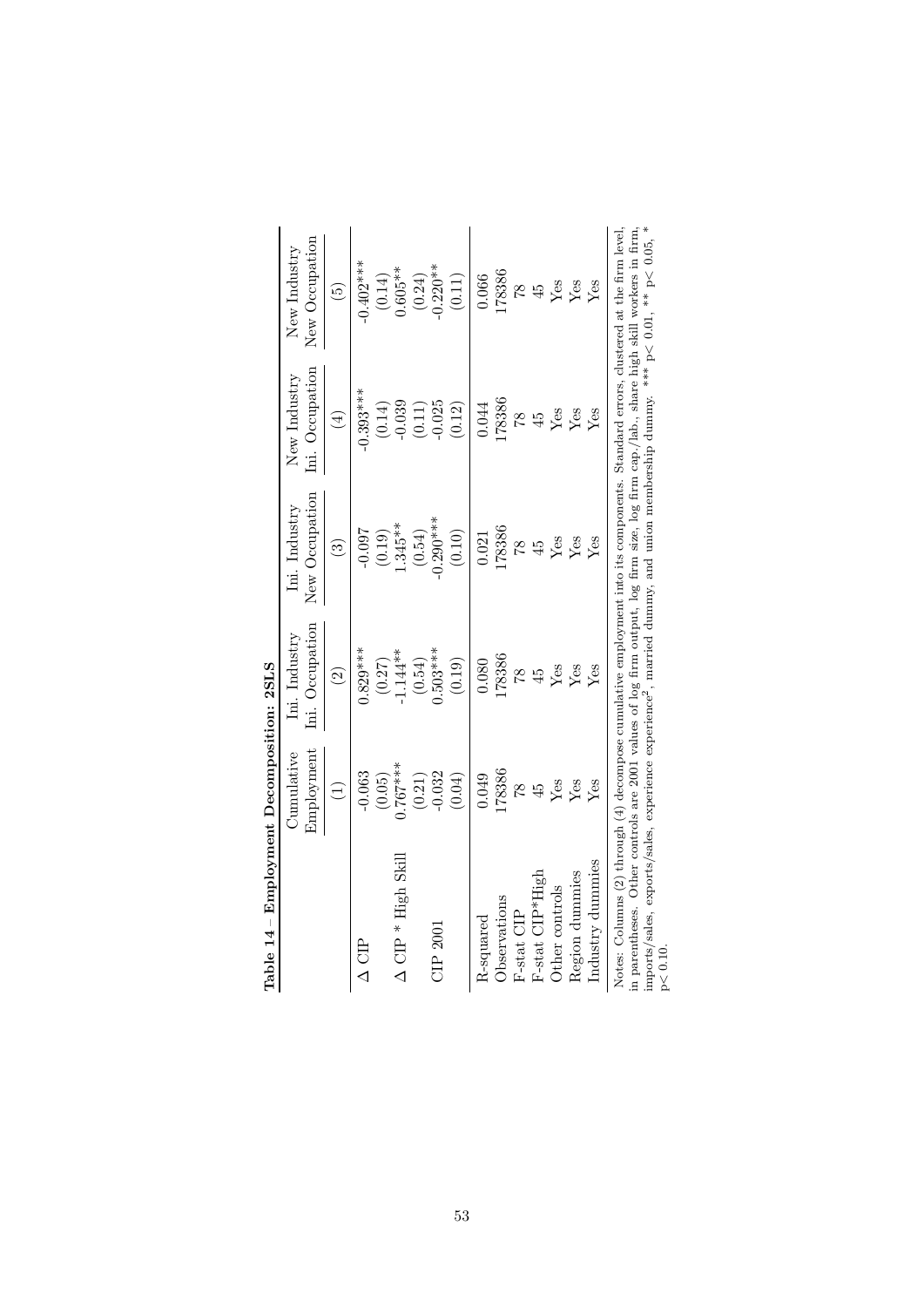**Table 14 – Employment Decomposition: 2SLS**

| | Cumulative Employment | Ini. Industry Ini. Occupation | Ini. Industry New Occupation | New Industry Ini. Occupation | New Industry New Occupation |
|---|---|---|---|---|---|
| | (1) | (2) | (3) | (4) | (5) |
| $\Delta$ CIP | -0.063 | 0.829*** | -0.097 | -0.393*** | -0.402*** |
| | (0.05) | (0.27) | (0.19) | (0.14) | (0.14) |
| $\Delta$ CIP * High Skill | 0.767*** | -1.144** | 1.345** | -0.039 | 0.605** |
| | (0.21) | (0.54) | (0.54) | (0.11) | (0.24) |
| CIP 2001 | -0.032 | 0.503*** | -0.290*** | -0.025 | -0.220** |
| | (0.04) | (0.19) | (0.10) | (0.12) | (0.11) |
| R-squared | 0.049 | 0.080 | 0.021 | 0.044 | 0.066 |
| Observations | 178386 | 178386 | 178386 | 178386 | 178386 |
| F-stat CIP | 78 | 78 | 78 | 78 | 78 |
| F-stat CIP*High | 45 | 45 | 45 | 45 | 45 |
| Other controls | Yes | Yes | Yes | Yes | Yes |
| Region dummies | Yes | Yes | Yes | Yes | Yes |
| Industry dummies | Yes | Yes | Yes | Yes | Yes |

Notes: Columns (2) through (4) decompose cumulative employment into its components. Standard errors, clustered at the firm level, in parentheses. Other controls are 2001 values of log firm output, log firm size, log firm cap./lab., share high skill workers in firm, imports/sales, exports/sales, experience experience$^2$, married dummy, and union membership dummy. *** $p< 0.01$, ** $p< 0.05$, * $p< 0.10$.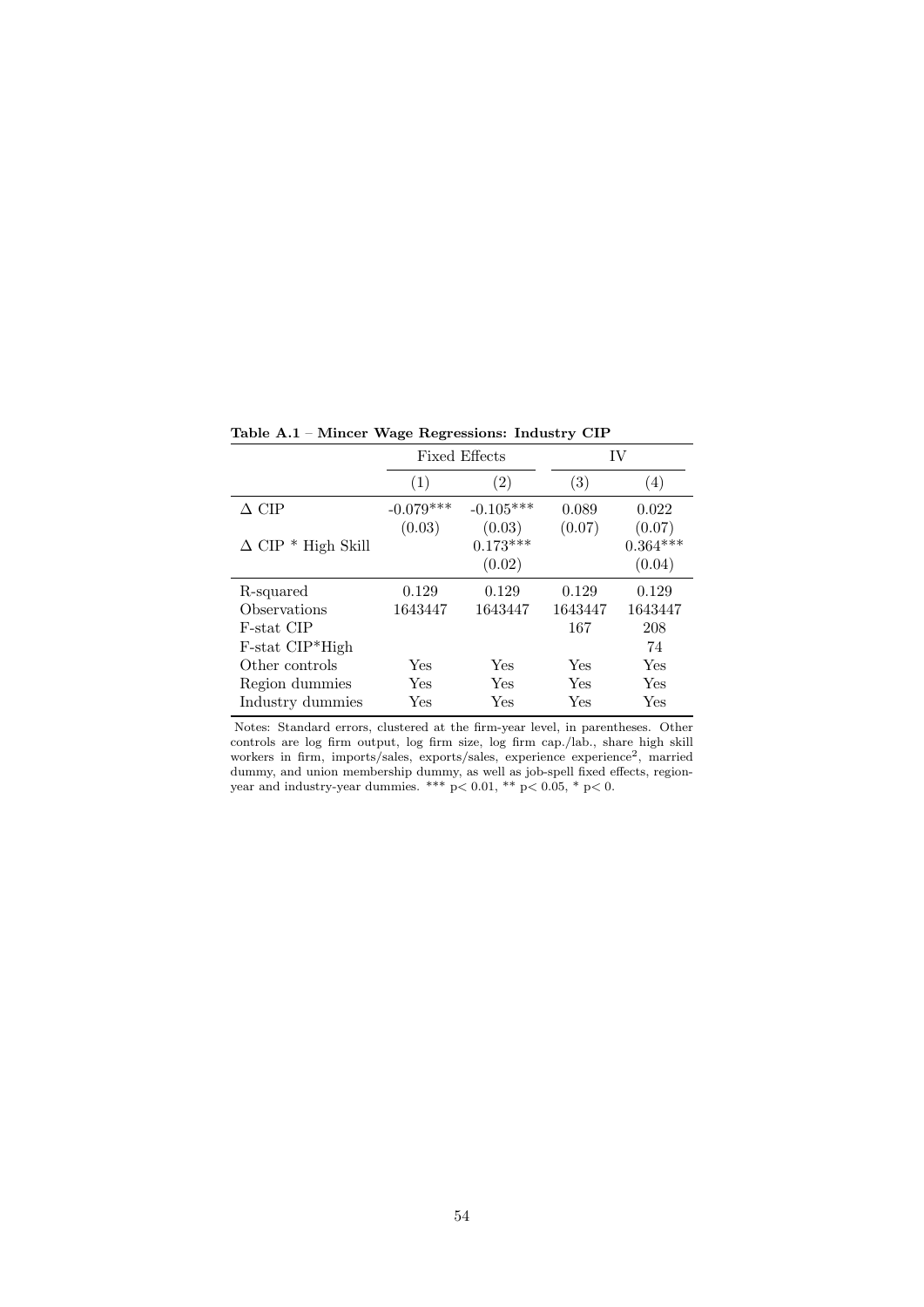**Table A.1** – **Mincer Wage Regressions: Industry CIP**

| | Fixed Effects | | IV | |
|---|---|---|---|---|
| | (1) | (2) | (3) | (4) |
| $\Delta$ CIP | -0.079*** | -0.105*** | 0.089 | 0.022 |
| | (0.03) | (0.03) | (0.07) | (0.07) |
| $\Delta$ CIP * High Skill | | 0.173*** | | 0.364*** |
| | | (0.02) | | (0.04) |
| R-squared | 0.129 | 0.129 | 0.129 | 0.129 |
| Observations | 1643447 | 1643447 | 1643447 | 1643447 |
| F-stat CIP | | | 167 | 208 |
| F-stat CIP*High | | | | 74 |
| Other controls | Yes | Yes | Yes | Yes |
| Region dummies | Yes | Yes | Yes | Yes |
| Industry dummies | Yes | Yes | Yes | Yes |

Notes: Standard errors, clustered at the firm-year level, in parentheses. Other controls are log firm output, log firm size, log firm cap./lab., share high skill workers in firm, imports/sales, exports/sales, experience experience$^2$, married dummy, and union membership dummy, as well as job-spell fixed effects, region-year and industry-year dummies. *** p< 0.01, ** p< 0.05, * p< 0.